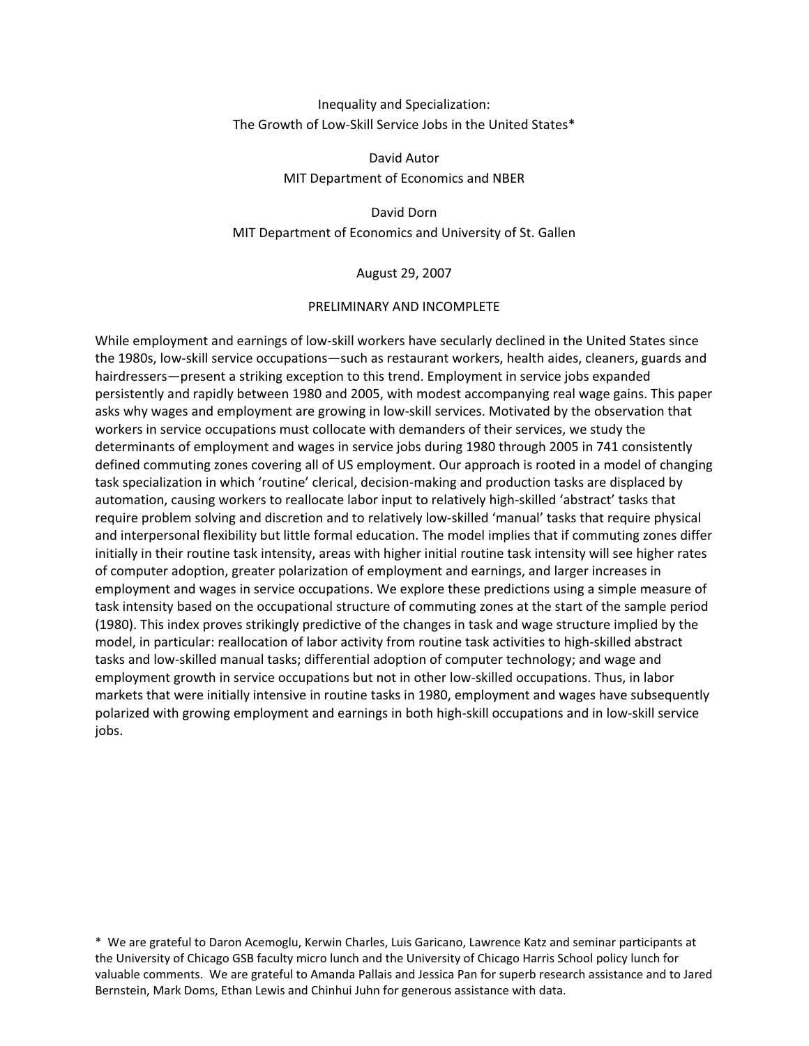# Inequality and Specialization: The Growth of Low-Skill Service Jobs in the United States*

David Autor
MIT Department of Economics and NBER

David Dorn
MIT Department of Economics and University of St. Gallen

August 29, 2007

PRELIMINARY AND INCOMPLETE

While employment and earnings of low-skill workers have secularly declined in the United States since the 1980s, low-skill service occupations—such as restaurant workers, health aides, cleaners, guards and hairdressers—present a striking exception to this trend. Employment in service jobs expanded persistently and rapidly between 1980 and 2005, with modest accompanying real wage gains. This paper asks why wages and employment are growing in low-skill services. Motivated by the observation that workers in service occupations must collocate with demanders of their services, we study the determinants of employment and wages in service jobs during 1980 through 2005 in 741 consistently defined commuting zones covering all of US employment. Our approach is rooted in a model of changing task specialization in which 'routine' clerical, decision-making and production tasks are displaced by automation, causing workers to reallocate labor input to relatively high-skilled 'abstract' tasks that require problem solving and discretion and to relatively low-skilled 'manual' tasks that require physical and interpersonal flexibility but little formal education. The model implies that if commuting zones differ initially in their routine task intensity, areas with higher initial routine task intensity will see higher rates of computer adoption, greater polarization of employment and earnings, and larger increases in employment and wages in service occupations. We explore these predictions using a simple measure of task intensity based on the occupational structure of commuting zones at the start of the sample period (1980). This index proves strikingly predictive of the changes in task and wage structure implied by the model, in particular: reallocation of labor activity from routine task activities to high-skilled abstract tasks and low-skilled manual tasks; differential adoption of computer technology; and wage and employment growth in service occupations but not in other low-skilled occupations. Thus, in labor markets that were initially intensive in routine tasks in 1980, employment and wages have subsequently polarized with growing employment and earnings in both high-skill occupations and in low-skill service jobs.

\* We are grateful to Daron Acemoglu, Kerwin Charles, Luis Garicano, Lawrence Katz and seminar participants at the University of Chicago GSB faculty micro lunch and the University of Chicago Harris School policy lunch for valuable comments. We are grateful to Amanda Pallais and Jessica Pan for superb research assistance and to Jared Bernstein, Mark Doms, Ethan Lewis and Chinhui Juhn for generous assistance with data.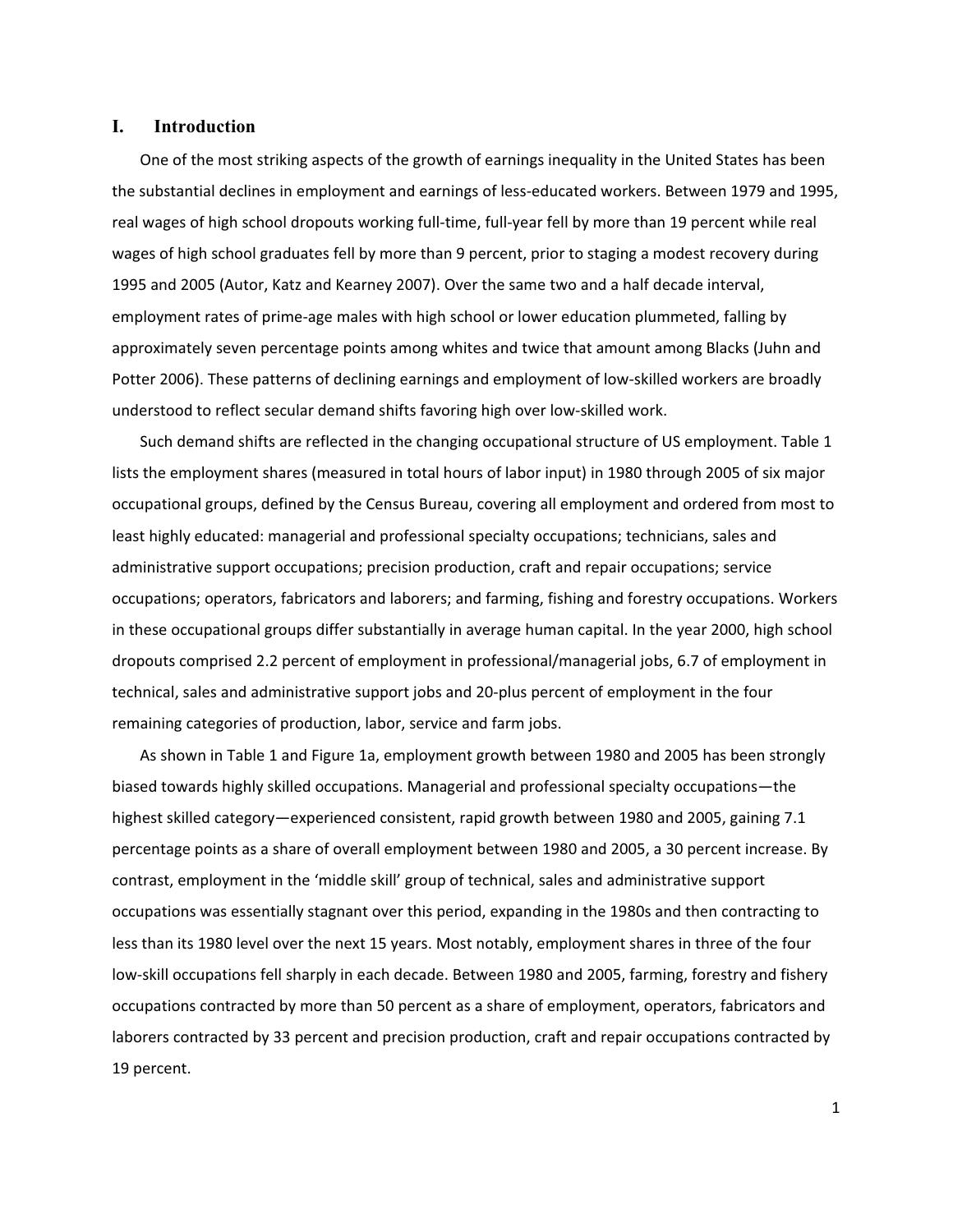## I. Introduction

One of the most striking aspects of the growth of earnings inequality in the United States has been the substantial declines in employment and earnings of less-educated workers. Between 1979 and 1995, real wages of high school dropouts working full-time, full-year fell by more than 19 percent while real wages of high school graduates fell by more than 9 percent, prior to staging a modest recovery during 1995 and 2005 (Autor, Katz and Kearney 2007). Over the same two and a half decade interval, employment rates of prime-age males with high school or lower education plummeted, falling by approximately seven percentage points among whites and twice that amount among Blacks (Juhn and Potter 2006). These patterns of declining earnings and employment of low-skilled workers are broadly understood to reflect secular demand shifts favoring high over low-skilled work.

Such demand shifts are reflected in the changing occupational structure of US employment. Table 1 lists the employment shares (measured in total hours of labor input) in 1980 through 2005 of six major occupational groups, defined by the Census Bureau, covering all employment and ordered from most to least highly educated: managerial and professional specialty occupations; technicians, sales and administrative support occupations; precision production, craft and repair occupations; service occupations; operators, fabricators and laborers; and farming, fishing and forestry occupations. Workers in these occupational groups differ substantially in average human capital. In the year 2000, high school dropouts comprised 2.2 percent of employment in professional/managerial jobs, 6.7 of employment in technical, sales and administrative support jobs and 20-plus percent of employment in the four remaining categories of production, labor, service and farm jobs.

As shown in Table 1 and Figure 1a, employment growth between 1980 and 2005 has been strongly biased towards highly skilled occupations. Managerial and professional specialty occupations—the highest skilled category—experienced consistent, rapid growth between 1980 and 2005, gaining 7.1 percentage points as a share of overall employment between 1980 and 2005, a 30 percent increase. By contrast, employment in the 'middle skill' group of technical, sales and administrative support occupations was essentially stagnant over this period, expanding in the 1980s and then contracting to less than its 1980 level over the next 15 years. Most notably, employment shares in three of the four low-skill occupations fell sharply in each decade. Between 1980 and 2005, farming, forestry and fishery occupations contracted by more than 50 percent as a share of employment, operators, fabricators and laborers contracted by 33 percent and precision production, craft and repair occupations contracted by 19 percent.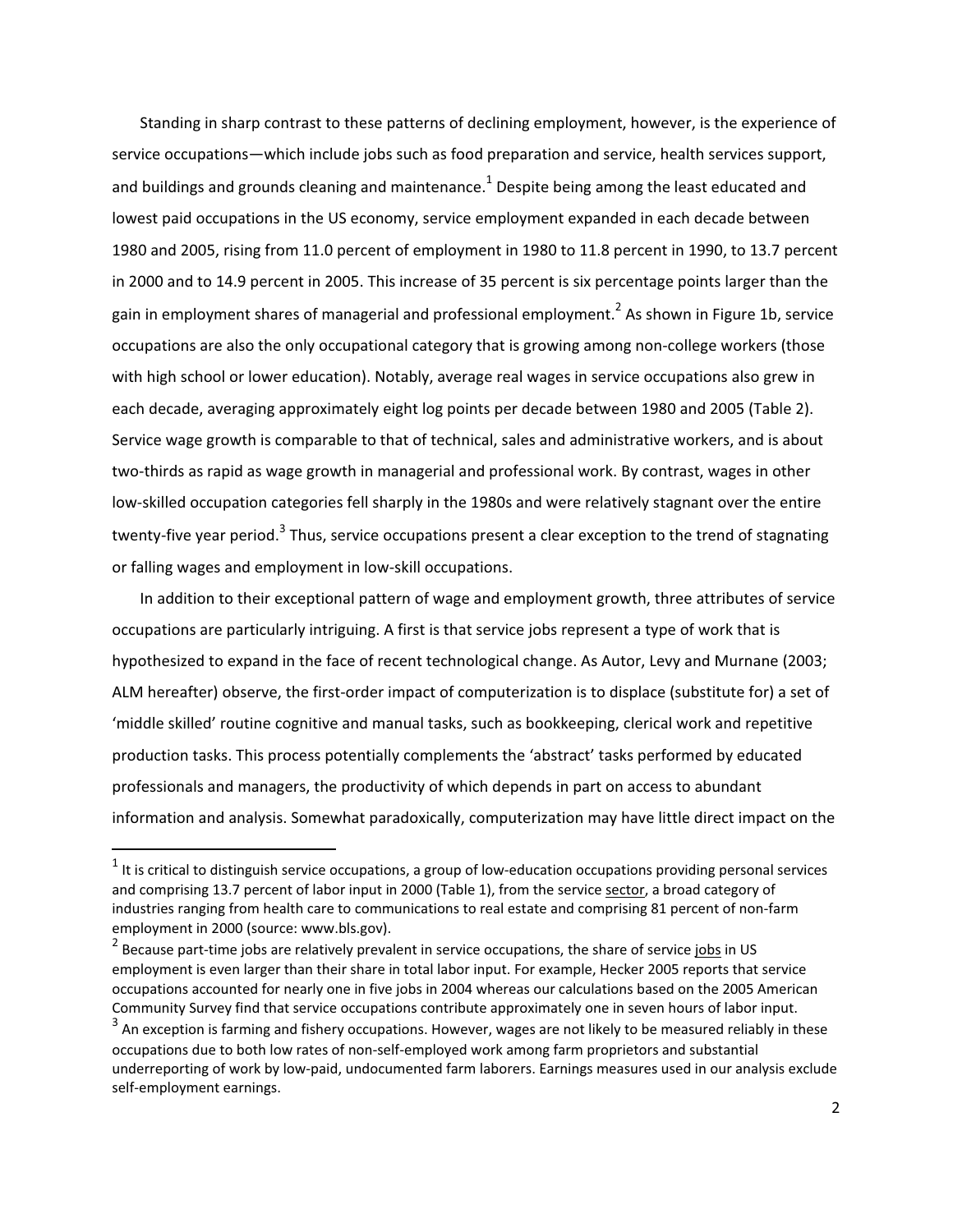Standing in sharp contrast to these patterns of declining employment, however, is the experience of service occupations—which include jobs such as food preparation and service, health services support, and buildings and grounds cleaning and maintenance.[1] Despite being among the least educated and lowest paid occupations in the US economy, service employment expanded in each decade between 1980 and 2005, rising from 11.0 percent of employment in 1980 to 11.8 percent in 1990, to 13.7 percent in 2000 and to 14.9 percent in 2005. This increase of 35 percent is six percentage points larger than the gain in employment shares of managerial and professional employment.[2] As shown in Figure 1b, service occupations are also the only occupational category that is growing among non-college workers (those with high school or lower education). Notably, average real wages in service occupations also grew in each decade, averaging approximately eight log points per decade between 1980 and 2005 (Table 2). Service wage growth is comparable to that of technical, sales and administrative workers, and is about two-thirds as rapid as wage growth in managerial and professional work. By contrast, wages in other low-skilled occupation categories fell sharply in the 1980s and were relatively stagnant over the entire twenty-five year period.[3] Thus, service occupations present a clear exception to the trend of stagnating or falling wages and employment in low-skill occupations.

In addition to their exceptional pattern of wage and employment growth, three attributes of service occupations are particularly intriguing. A first is that service jobs represent a type of work that is hypothesized to expand in the face of recent technological change. As Autor, Levy and Murnane (2003; ALM hereafter) observe, the first-order impact of computerization is to displace (substitute for) a set of 'middle skilled' routine cognitive and manual tasks, such as bookkeeping, clerical work and repetitive production tasks. This process potentially complements the 'abstract' tasks performed by educated professionals and managers, the productivity of which depends in part on access to abundant information and analysis. Somewhat paradoxically, computerization may have little direct impact on the

---

[1] It is critical to distinguish service occupations, a group of low-education occupations providing personal services and comprising 13.7 percent of labor input in 2000 (Table 1), from the service <u>sector</u>, a broad category of industries ranging from health care to communications to real estate and comprising 81 percent of non-farm employment in 2000 (source: www.bls.gov).

[2] Because part-time jobs are relatively prevalent in service occupations, the share of service <u>jobs</u> in US employment is even larger than their share in total labor input. For example, Hecker 2005 reports that service occupations accounted for nearly one in five jobs in 2004 whereas our calculations based on the 2005 American Community Survey find that service occupations contribute approximately one in seven hours of labor input.

[3] An exception is farming and fishery occupations. However, wages are not likely to be measured reliably in these occupations due to both low rates of non-self-employed work among farm proprietors and substantial underreporting of work by low-paid, undocumented farm laborers. Earnings measures used in our analysis exclude self-employment earnings.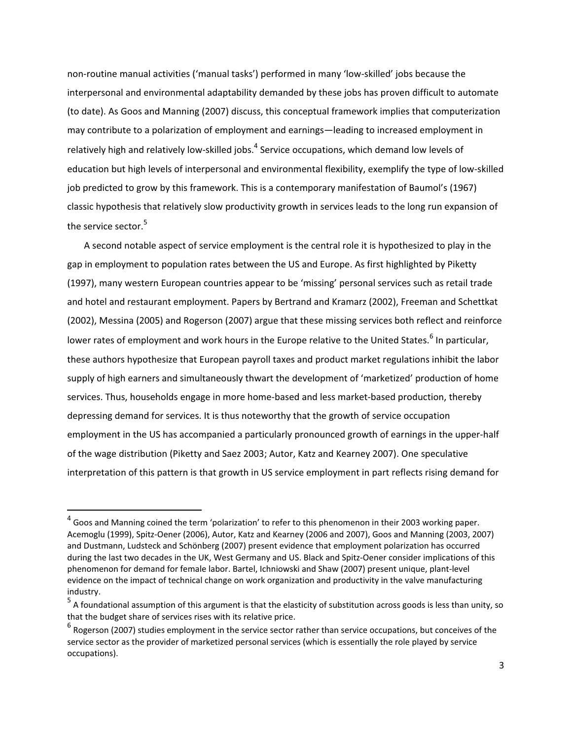non-routine manual activities ('manual tasks') performed in many 'low-skilled' jobs because the interpersonal and environmental adaptability demanded by these jobs has proven difficult to automate (to date). As Goos and Manning (2007) discuss, this conceptual framework implies that computerization may contribute to a polarization of employment and earnings—leading to increased employment in relatively high and relatively low-skilled jobs.[4] Service occupations, which demand low levels of education but high levels of interpersonal and environmental flexibility, exemplify the type of low-skilled job predicted to grow by this framework. This is a contemporary manifestation of Baumol's (1967) classic hypothesis that relatively slow productivity growth in services leads to the long run expansion of the service sector.[5]

A second notable aspect of service employment is the central role it is hypothesized to play in the gap in employment to population rates between the US and Europe. As first highlighted by Piketty (1997), many western European countries appear to be 'missing' personal services such as retail trade and hotel and restaurant employment. Papers by Bertrand and Kramarz (2002), Freeman and Schettkat (2002), Messina (2005) and Rogerson (2007) argue that these missing services both reflect and reinforce lower rates of employment and work hours in the Europe relative to the United States.[6] In particular, these authors hypothesize that European payroll taxes and product market regulations inhibit the labor supply of high earners and simultaneously thwart the development of 'marketized' production of home services. Thus, households engage in more home-based and less market-based production, thereby depressing demand for services. It is thus noteworthy that the growth of service occupation employment in the US has accompanied a particularly pronounced growth of earnings in the upper-half of the wage distribution (Piketty and Saez 2003; Autor, Katz and Kearney 2007). One speculative interpretation of this pattern is that growth in US service employment in part reflects rising demand for

---

[4] Goos and Manning coined the term 'polarization' to refer to this phenomenon in their 2003 working paper. Acemoglu (1999), Spitz-Oener (2006), Autor, Katz and Kearney (2006 and 2007), Goos and Manning (2003, 2007) and Dustmann, Ludsteck and Schönberg (2007) present evidence that employment polarization has occurred during the last two decades in the UK, West Germany and US. Black and Spitz-Oener consider implications of this phenomenon for demand for female labor. Bartel, Ichniowski and Shaw (2007) present unique, plant-level evidence on the impact of technical change on work organization and productivity in the valve manufacturing industry.

[5] A foundational assumption of this argument is that the elasticity of substitution across goods is less than unity, so that the budget share of services rises with its relative price.

[6] Rogerson (2007) studies employment in the service sector rather than service occupations, but conceives of the service sector as the provider of marketized personal services (which is essentially the role played by service occupations).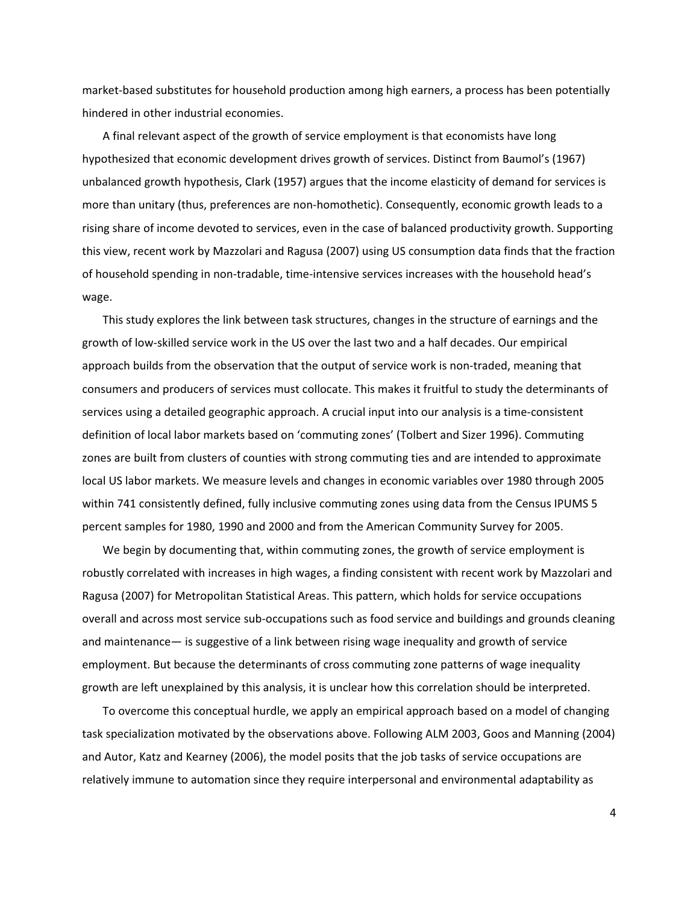market-based substitutes for household production among high earners, a process has been potentially hindered in other industrial economies.

A final relevant aspect of the growth of service employment is that economists have long hypothesized that economic development drives growth of services. Distinct from Baumol's (1967) unbalanced growth hypothesis, Clark (1957) argues that the income elasticity of demand for services is more than unitary (thus, preferences are non-homothetic). Consequently, economic growth leads to a rising share of income devoted to services, even in the case of balanced productivity growth. Supporting this view, recent work by Mazzolari and Ragusa (2007) using US consumption data finds that the fraction of household spending in non-tradable, time-intensive services increases with the household head's wage.

This study explores the link between task structures, changes in the structure of earnings and the growth of low-skilled service work in the US over the last two and a half decades. Our empirical approach builds from the observation that the output of service work is non-traded, meaning that consumers and producers of services must collocate. This makes it fruitful to study the determinants of services using a detailed geographic approach. A crucial input into our analysis is a time-consistent definition of local labor markets based on 'commuting zones' (Tolbert and Sizer 1996). Commuting zones are built from clusters of counties with strong commuting ties and are intended to approximate local US labor markets. We measure levels and changes in economic variables over 1980 through 2005 within 741 consistently defined, fully inclusive commuting zones using data from the Census IPUMS 5 percent samples for 1980, 1990 and 2000 and from the American Community Survey for 2005.

We begin by documenting that, within commuting zones, the growth of service employment is robustly correlated with increases in high wages, a finding consistent with recent work by Mazzolari and Ragusa (2007) for Metropolitan Statistical Areas. This pattern, which holds for service occupations overall and across most service sub-occupations such as food service and buildings and grounds cleaning and maintenance— is suggestive of a link between rising wage inequality and growth of service employment. But because the determinants of cross commuting zone patterns of wage inequality growth are left unexplained by this analysis, it is unclear how this correlation should be interpreted.

To overcome this conceptual hurdle, we apply an empirical approach based on a model of changing task specialization motivated by the observations above. Following ALM 2003, Goos and Manning (2004) and Autor, Katz and Kearney (2006), the model posits that the job tasks of service occupations are relatively immune to automation since they require interpersonal and environmental adaptability as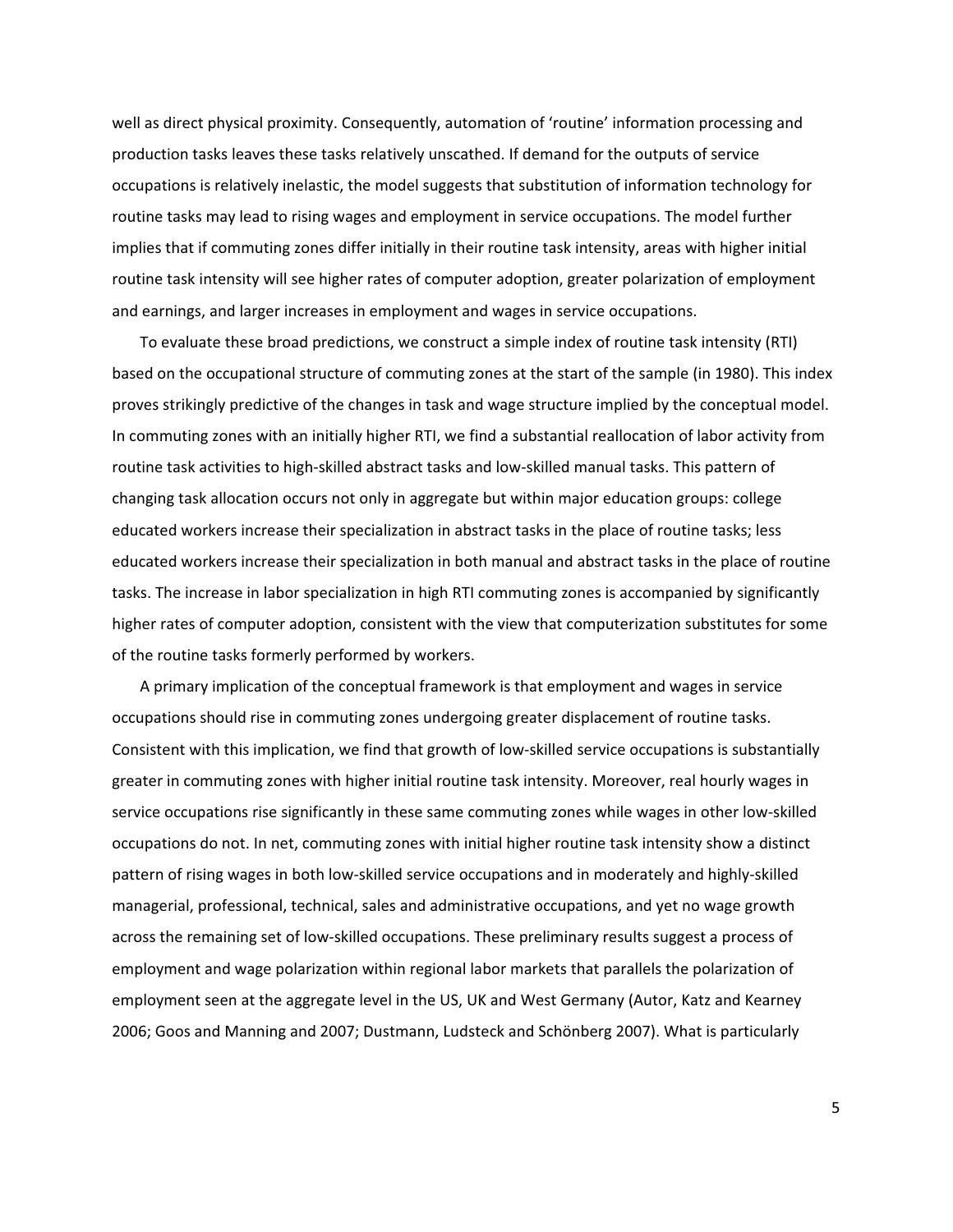well as direct physical proximity. Consequently, automation of 'routine' information processing and production tasks leaves these tasks relatively unscathed. If demand for the outputs of service occupations is relatively inelastic, the model suggests that substitution of information technology for routine tasks may lead to rising wages and employment in service occupations. The model further implies that if commuting zones differ initially in their routine task intensity, areas with higher initial routine task intensity will see higher rates of computer adoption, greater polarization of employment and earnings, and larger increases in employment and wages in service occupations.

To evaluate these broad predictions, we construct a simple index of routine task intensity (RTI) based on the occupational structure of commuting zones at the start of the sample (in 1980). This index proves strikingly predictive of the changes in task and wage structure implied by the conceptual model. In commuting zones with an initially higher RTI, we find a substantial reallocation of labor activity from routine task activities to high-skilled abstract tasks and low-skilled manual tasks. This pattern of changing task allocation occurs not only in aggregate but within major education groups: college educated workers increase their specialization in abstract tasks in the place of routine tasks; less educated workers increase their specialization in both manual and abstract tasks in the place of routine tasks. The increase in labor specialization in high RTI commuting zones is accompanied by significantly higher rates of computer adoption, consistent with the view that computerization substitutes for some of the routine tasks formerly performed by workers.

A primary implication of the conceptual framework is that employment and wages in service occupations should rise in commuting zones undergoing greater displacement of routine tasks. Consistent with this implication, we find that growth of low-skilled service occupations is substantially greater in commuting zones with higher initial routine task intensity. Moreover, real hourly wages in service occupations rise significantly in these same commuting zones while wages in other low-skilled occupations do not. In net, commuting zones with initial higher routine task intensity show a distinct pattern of rising wages in both low-skilled service occupations and in moderately and highly-skilled managerial, professional, technical, sales and administrative occupations, and yet no wage growth across the remaining set of low-skilled occupations. These preliminary results suggest a process of employment and wage polarization within regional labor markets that parallels the polarization of employment seen at the aggregate level in the US, UK and West Germany (Autor, Katz and Kearney 2006; Goos and Manning and 2007; Dustmann, Ludsteck and Schönberg 2007). What is particularly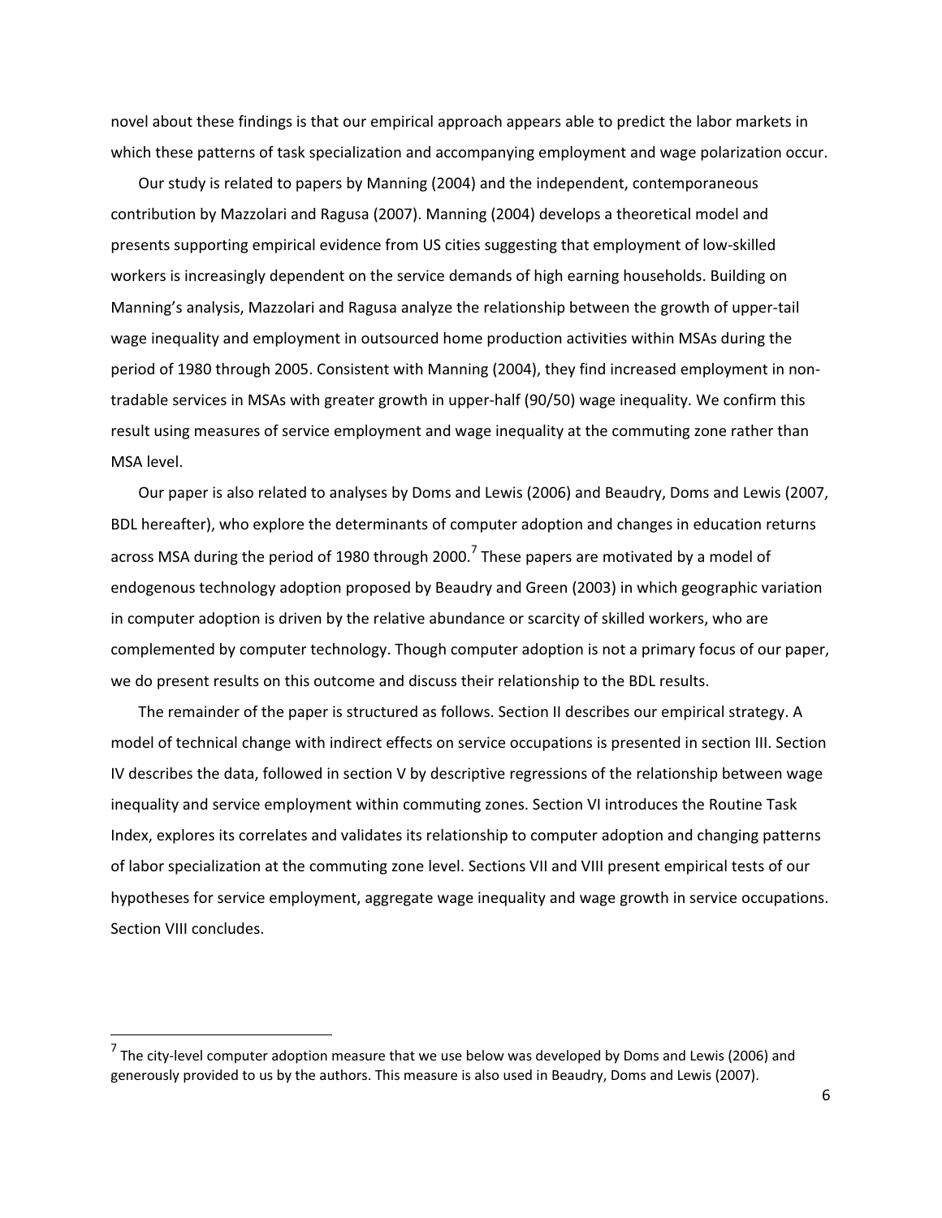novel about these findings is that our empirical approach appears able to predict the labor markets in which these patterns of task specialization and accompanying employment and wage polarization occur.

Our study is related to papers by Manning (2004) and the independent, contemporaneous contribution by Mazzolari and Ragusa (2007). Manning (2004) develops a theoretical model and presents supporting empirical evidence from US cities suggesting that employment of low-skilled workers is increasingly dependent on the service demands of high earning households. Building on Manning's analysis, Mazzolari and Ragusa analyze the relationship between the growth of upper-tail wage inequality and employment in outsourced home production activities within MSAs during the period of 1980 through 2005. Consistent with Manning (2004), they find increased employment in non-tradable services in MSAs with greater growth in upper-half (90/50) wage inequality. We confirm this result using measures of service employment and wage inequality at the commuting zone rather than MSA level.

Our paper is also related to analyses by Doms and Lewis (2006) and Beaudry, Doms and Lewis (2007, BDL hereafter), who explore the determinants of computer adoption and changes in education returns across MSA during the period of 1980 through 2000.[7] These papers are motivated by a model of endogenous technology adoption proposed by Beaudry and Green (2003) in which geographic variation in computer adoption is driven by the relative abundance or scarcity of skilled workers, who are complemented by computer technology. Though computer adoption is not a primary focus of our paper, we do present results on this outcome and discuss their relationship to the BDL results.

The remainder of the paper is structured as follows. Section II describes our empirical strategy. A model of technical change with indirect effects on service occupations is presented in section III. Section IV describes the data, followed in section V by descriptive regressions of the relationship between wage inequality and service employment within commuting zones. Section VI introduces the Routine Task Index, explores its correlates and validates its relationship to computer adoption and changing patterns of labor specialization at the commuting zone level. Sections VII and VIII present empirical tests of our hypotheses for service employment, aggregate wage inequality and wage growth in service occupations. Section VIII concludes.

[7] The city-level computer adoption measure that we use below was developed by Doms and Lewis (2006) and generously provided to us by the authors. This measure is also used in Beaudry, Doms and Lewis (2007).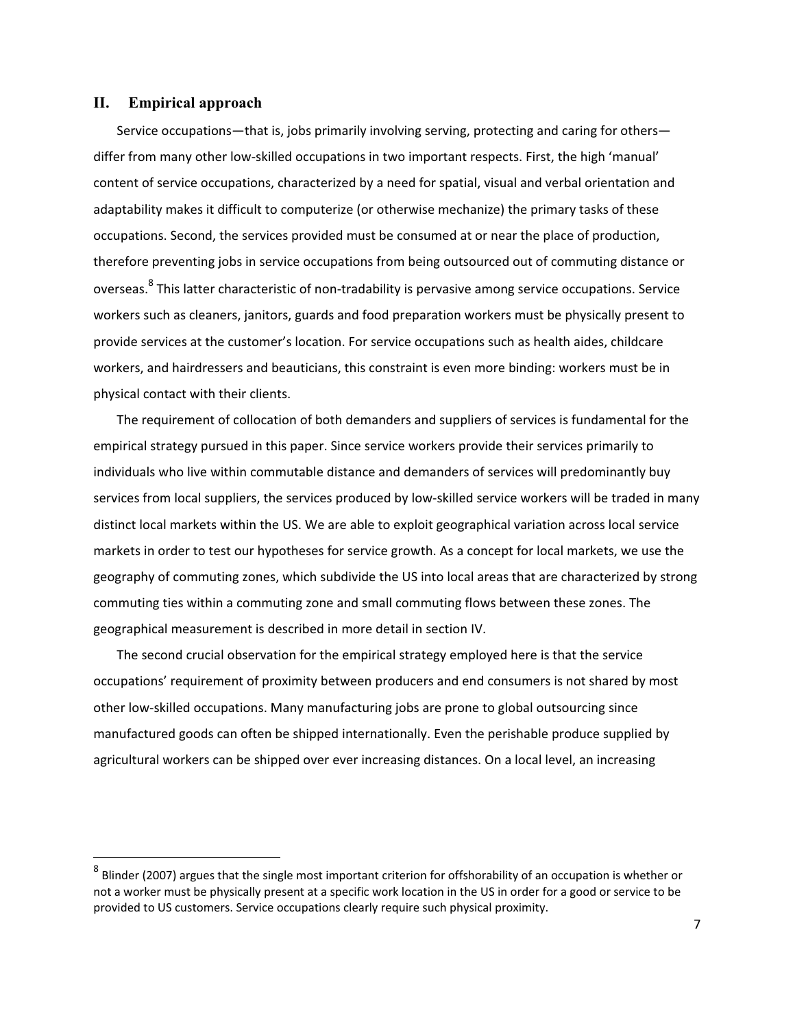## II. Empirical approach

Service occupations—that is, jobs primarily involving serving, protecting and caring for others—differ from many other low-skilled occupations in two important respects. First, the high 'manual' content of service occupations, characterized by a need for spatial, visual and verbal orientation and adaptability makes it difficult to computerize (or otherwise mechanize) the primary tasks of these occupations. Second, the services provided must be consumed at or near the place of production, therefore preventing jobs in service occupations from being outsourced out of commuting distance or overseas.[8] This latter characteristic of non-tradability is pervasive among service occupations. Service workers such as cleaners, janitors, guards and food preparation workers must be physically present to provide services at the customer's location. For service occupations such as health aides, childcare workers, and hairdressers and beauticians, this constraint is even more binding: workers must be in physical contact with their clients.

The requirement of collocation of both demanders and suppliers of services is fundamental for the empirical strategy pursued in this paper. Since service workers provide their services primarily to individuals who live within commutable distance and demanders of services will predominantly buy services from local suppliers, the services produced by low-skilled service workers will be traded in many distinct local markets within the US. We are able to exploit geographical variation across local service markets in order to test our hypotheses for service growth. As a concept for local markets, we use the geography of commuting zones, which subdivide the US into local areas that are characterized by strong commuting ties within a commuting zone and small commuting flows between these zones. The geographical measurement is described in more detail in section IV.

The second crucial observation for the empirical strategy employed here is that the service occupations' requirement of proximity between producers and end consumers is not shared by most other low-skilled occupations. Many manufacturing jobs are prone to global outsourcing since manufactured goods can often be shipped internationally. Even the perishable produce supplied by agricultural workers can be shipped over ever increasing distances. On a local level, an increasing

[8] Blinder (2007) argues that the single most important criterion for offshorability of an occupation is whether or not a worker must be physically present at a specific work location in the US in order for a good or service to be provided to US customers. Service occupations clearly require such physical proximity.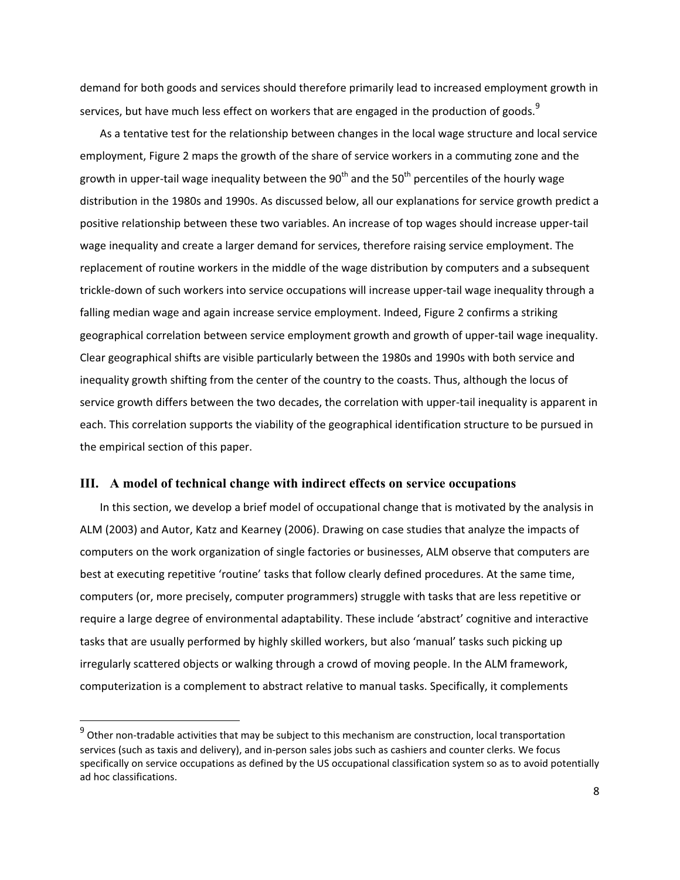demand for both goods and services should therefore primarily lead to increased employment growth in services, but have much less effect on workers that are engaged in the production of goods.[9]

As a tentative test for the relationship between changes in the local wage structure and local service employment, Figure 2 maps the growth of the share of service workers in a commuting zone and the growth in upper-tail wage inequality between the 90th and the 50th percentiles of the hourly wage distribution in the 1980s and 1990s. As discussed below, all our explanations for service growth predict a positive relationship between these two variables. An increase of top wages should increase upper-tail wage inequality and create a larger demand for services, therefore raising service employment. The replacement of routine workers in the middle of the wage distribution by computers and a subsequent trickle-down of such workers into service occupations will increase upper-tail wage inequality through a falling median wage and again increase service employment. Indeed, Figure 2 confirms a striking geographical correlation between service employment growth and growth of upper-tail wage inequality. Clear geographical shifts are visible particularly between the 1980s and 1990s with both service and inequality growth shifting from the center of the country to the coasts. Thus, although the locus of service growth differs between the two decades, the correlation with upper-tail inequality is apparent in each. This correlation supports the viability of the geographical identification structure to be pursued in the empirical section of this paper.

## III. A model of technical change with indirect effects on service occupations

In this section, we develop a brief model of occupational change that is motivated by the analysis in ALM (2003) and Autor, Katz and Kearney (2006). Drawing on case studies that analyze the impacts of computers on the work organization of single factories or businesses, ALM observe that computers are best at executing repetitive 'routine' tasks that follow clearly defined procedures. At the same time, computers (or, more precisely, computer programmers) struggle with tasks that are less repetitive or require a large degree of environmental adaptability. These include 'abstract' cognitive and interactive tasks that are usually performed by highly skilled workers, but also 'manual' tasks such picking up irregularly scattered objects or walking through a crowd of moving people. In the ALM framework, computerization is a complement to abstract relative to manual tasks. Specifically, it complements

[9] Other non-tradable activities that may be subject to this mechanism are construction, local transportation services (such as taxis and delivery), and in-person sales jobs such as cashiers and counter clerks. We focus specifically on service occupations as defined by the US occupational classification system so as to avoid potentially ad hoc classifications.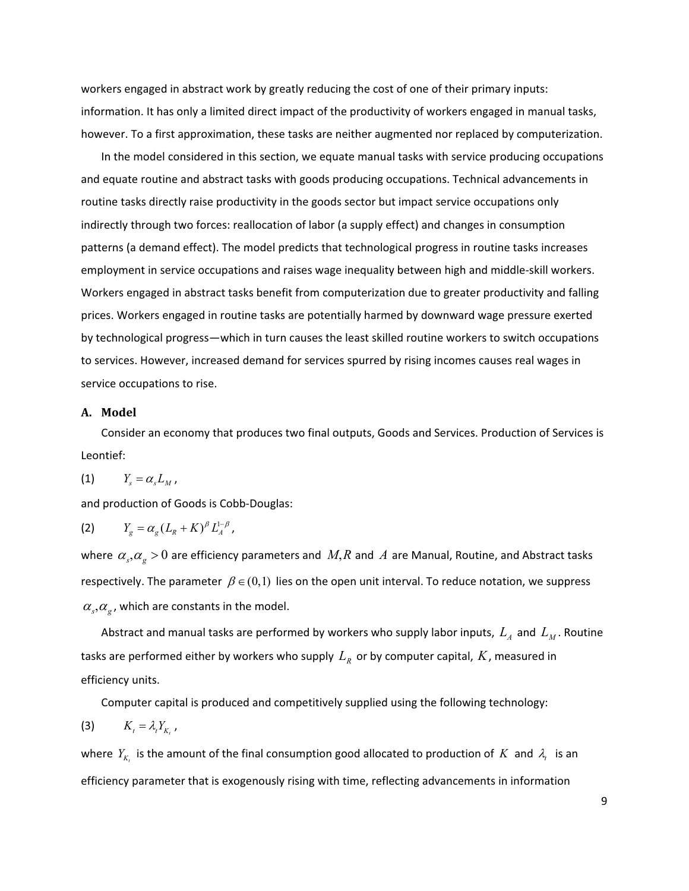workers engaged in abstract work by greatly reducing the cost of one of their primary inputs: information. It has only a limited direct impact of the productivity of workers engaged in manual tasks, however. To a first approximation, these tasks are neither augmented nor replaced by computerization.

In the model considered in this section, we equate manual tasks with service producing occupations and equate routine and abstract tasks with goods producing occupations. Technical advancements in routine tasks directly raise productivity in the goods sector but impact service occupations only indirectly through two forces: reallocation of labor (a supply effect) and changes in consumption patterns (a demand effect). The model predicts that technological progress in routine tasks increases employment in service occupations and raises wage inequality between high and middle-skill workers. Workers engaged in abstract tasks benefit from computerization due to greater productivity and falling prices. Workers engaged in routine tasks are potentially harmed by downward wage pressure exerted by technological progress—which in turn causes the least skilled routine workers to switch occupations to services. However, increased demand for services spurred by rising incomes causes real wages in service occupations to rise.

### A. Model

Consider an economy that produces two final outputs, Goods and Services. Production of Services is Leontief:

(1) $$Y_s = \alpha_s L_M ,$$

and production of Goods is Cobb-Douglas:

(2) $$Y_g = \alpha_g (L_R + K)^{\beta} L_A^{1-\beta} ,$$

where $\alpha_s, \alpha_g > 0$ are efficiency parameters and $M, R$ and $A$ are Manual, Routine, and Abstract tasks respectively. The parameter $\beta \in (0,1)$ lies on the open unit interval. To reduce notation, we suppress $\alpha_s, \alpha_g$, which are constants in the model.

Abstract and manual tasks are performed by workers who supply labor inputs, $L_A$ and $L_M$. Routine tasks are performed either by workers who supply $L_R$ or by computer capital, $K$, measured in efficiency units.

Computer capital is produced and competitively supplied using the following technology:

(3) $$K_t = \lambda_t Y_{K_t} ,$$

where $Y_{K_t}$ is the amount of the final consumption good allocated to production of $K$ and $\lambda_t$ is an efficiency parameter that is exogenously rising with time, reflecting advancements in information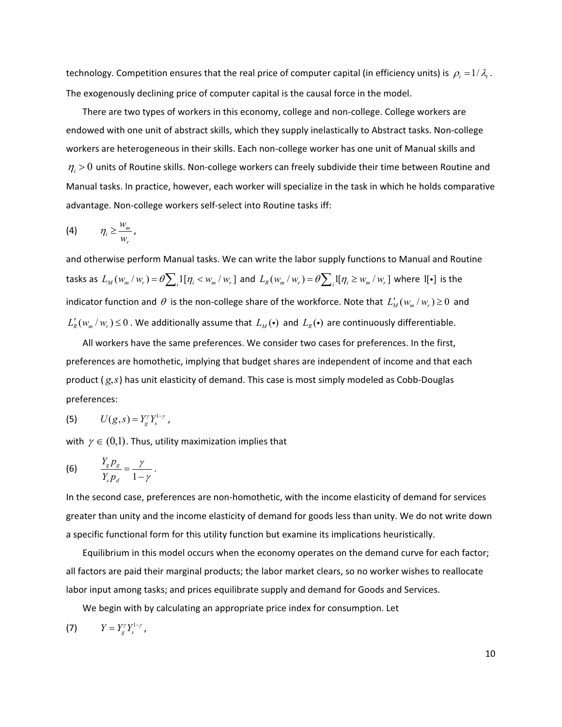technology. Competition ensures that the real price of computer capital (in efficiency units) is $\rho_t = 1/\lambda_t$. The exogenously declining price of computer capital is the causal force in the model.

There are two types of workers in this economy, college and non-college. College workers are endowed with one unit of abstract skills, which they supply inelastically to Abstract tasks. Non-college workers are heterogeneous in their skills. Each non-college worker has one unit of Manual skills and $\eta_i > 0$ units of Routine skills. Non-college workers can freely subdivide their time between Routine and Manual tasks. In practice, however, each worker will specialize in the task in which he holds comparative advantage. Non-college workers self-select into Routine tasks iff:

$$\eta_i \geq \frac{w_m}{w_r}, \tag{4}$$

and otherwise perform Manual tasks. We can write the labor supply functions to Manual and Routine tasks as $L_M(w_m/w_r) = \theta \sum_i 1[\eta_i < w_m/w_r]$ and $L_R(w_m/w_r) = \theta \sum_i 1[\eta_i \geq w_m/w_r]$ where $1[\bullet]$ is the indicator function and $\theta$ is the non-college share of the workforce. Note that $L'_M(w_m/w_r) \geq 0$ and $L'_R(w_m/w_r) \leq 0$. We additionally assume that $L_M(\bullet)$ and $L_R(\bullet)$ are continuously differentiable.

All workers have the same preferences. We consider two cases for preferences. In the first, preferences are homothetic, implying that budget shares are independent of income and that each product ($g,s$) has unit elasticity of demand. This case is most simply modeled as Cobb-Douglas preferences:

$$U(g,s) = Y_g^{\gamma} Y_s^{1-\gamma}, \tag{5}$$

with $\gamma \in (0,1)$. Thus, utility maximization implies that

$$\frac{Y_g p_g}{Y_s p_d} = \frac{\gamma}{1-\gamma}. \tag{6}$$

In the second case, preferences are non-homothetic, with the income elasticity of demand for services greater than unity and the income elasticity of demand for goods less than unity. We do not write down a specific functional form for this utility function but examine its implications heuristically.

Equilibrium in this model occurs when the economy operates on the demand curve for each factor; all factors are paid their marginal products; the labor market clears, so no worker wishes to reallocate labor input among tasks; and prices equilibrate supply and demand for Goods and Services.

We begin with by calculating an appropriate price index for consumption. Let

$$Y = Y_g^{\gamma} Y_s^{1-\gamma}, \tag{7}$$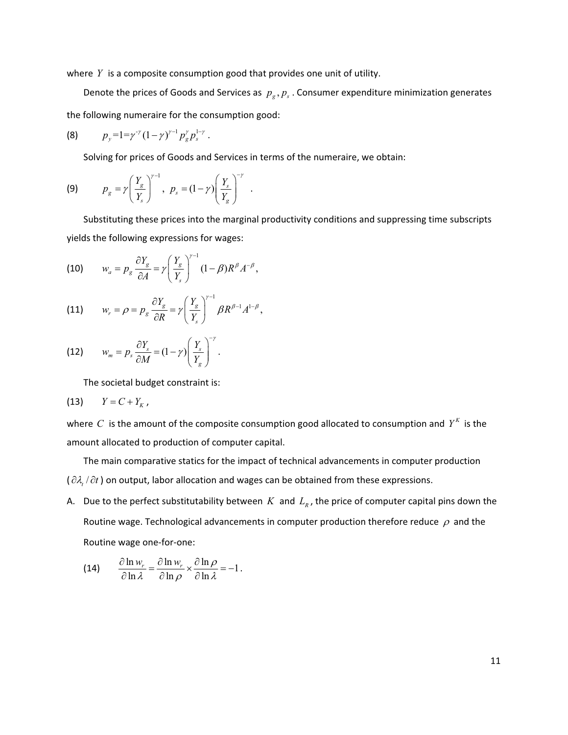where $Y$ is a composite consumption good that provides one unit of utility.

Denote the prices of Goods and Services as $p_g, p_s$. Consumer expenditure minimization generates the following numeraire for the consumption good:

$$p_y = 1 = \gamma^{-\gamma}(1-\gamma)^{\gamma-1} p_g^{\gamma} p_s^{1-\gamma} . \tag{8}$$

Solving for prices of Goods and Services in terms of the numeraire, we obtain:

$$p_g = \gamma \left( \frac{Y_g}{Y_s} \right)^{\gamma-1}, \quad p_s = (1-\gamma) \left( \frac{Y_s}{Y_g} \right)^{-\gamma} . \tag{9}$$

Substituting these prices into the marginal productivity conditions and suppressing time subscripts yields the following expressions for wages:

$$w_a = p_g \frac{\partial Y_g}{\partial A} = \gamma \left( \frac{Y_g}{Y_s} \right)^{\gamma-1} (1-\beta) R^{\beta} A^{-\beta}, \tag{10}$$

$$w_r = \rho = p_g \frac{\partial Y_g}{\partial R} = \gamma \left( \frac{Y_g}{Y_s} \right)^{\gamma-1} \beta R^{\beta-1} A^{1-\beta}, \tag{11}$$

$$w_m = p_s \frac{\partial Y_s}{\partial M} = (1-\gamma) \left( \frac{Y_s}{Y_g} \right)^{-\gamma} . \tag{12}$$

The societal budget constraint is:

$$Y = C + Y_K , \tag{13}$$

where $C$ is the amount of the composite consumption good allocated to consumption and $Y^K$ is the amount allocated to production of computer capital.

The main comparative statics for the impact of technical advancements in computer production ($\partial \lambda_t / \partial t$) on output, labor allocation and wages can be obtained from these expressions.

A. Due to the perfect substitutability between $K$ and $L_R$, the price of computer capital pins down the Routine wage. Technological advancements in computer production therefore reduce $\rho$ and the Routine wage one-for-one:

$$\frac{\partial \ln w_r}{\partial \ln \lambda} = \frac{\partial \ln w_r}{\partial \ln \rho} \times \frac{\partial \ln \rho}{\partial \ln \lambda} = -1 . \tag{14}$$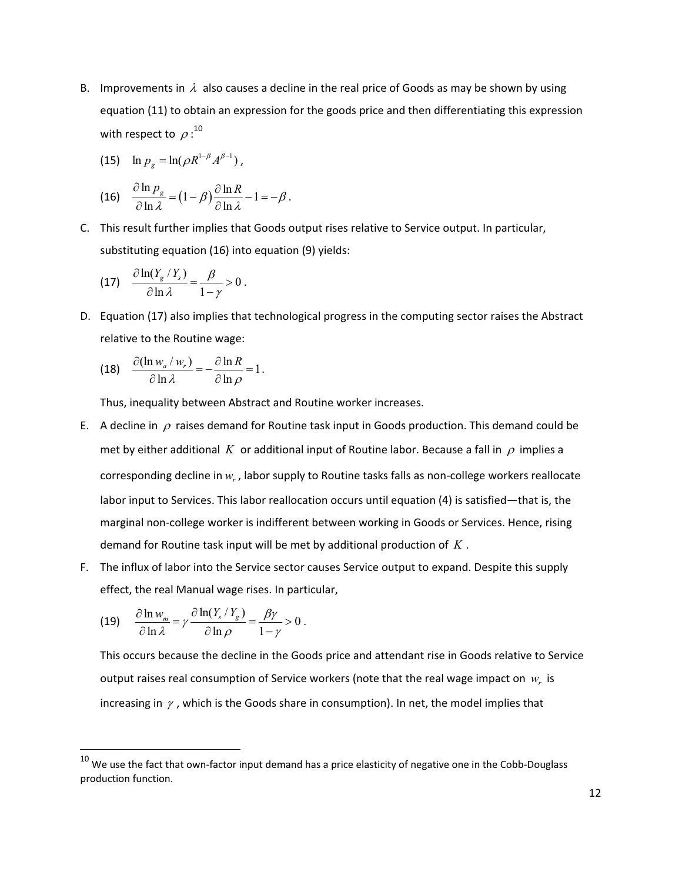B. Improvements in $\lambda$ also causes a decline in the real price of Goods as may be shown by using equation (11) to obtain an expression for the goods price and then differentiating this expression with respect to $\rho$:[10]

(15) $\ln p_g = \ln(\rho R^{1-\beta} A^{\beta-1})$,

(16) $\frac{\partial \ln p_g}{\partial \ln \lambda} = (1-\beta)\frac{\partial \ln R}{\partial \ln \lambda} - 1 = -\beta$.

C. This result further implies that Goods output rises relative to Service output. In particular, substituting equation (16) into equation (9) yields:

(17) $\frac{\partial \ln(Y_g / Y_s)}{\partial \ln \lambda} = \frac{\beta}{1-\gamma} > 0$.

D. Equation (17) also implies that technological progress in the computing sector raises the Abstract relative to the Routine wage:

(18) $\frac{\partial (\ln w_a / w_r)}{\partial \ln \lambda} = -\frac{\partial \ln R}{\partial \ln \rho} = 1$.

Thus, inequality between Abstract and Routine worker increases.

E. A decline in $\rho$ raises demand for Routine task input in Goods production. This demand could be met by either additional $K$ or additional input of Routine labor. Because a fall in $\rho$ implies a corresponding decline in $w_r$, labor supply to Routine tasks falls as non-college workers reallocate labor input to Services. This labor reallocation occurs until equation (4) is satisfied—that is, the marginal non-college worker is indifferent between working in Goods or Services. Hence, rising demand for Routine task input will be met by additional production of $K$.

F. The influx of labor into the Service sector causes Service output to expand. Despite this supply effect, the real Manual wage rises. In particular,

(19) $\frac{\partial \ln w_m}{\partial \ln \lambda} = \gamma \frac{\partial \ln(Y_s / Y_g)}{\partial \ln \rho} = \frac{\beta\gamma}{1-\gamma} > 0$.

This occurs because the decline in the Goods price and attendant rise in Goods relative to Service output raises real consumption of Service workers (note that the real wage impact on $w_r$ is increasing in $\gamma$, which is the Goods share in consumption). In net, the model implies that

[10] We use the fact that own-factor input demand has a price elasticity of negative one in the Cobb-Douglass production function.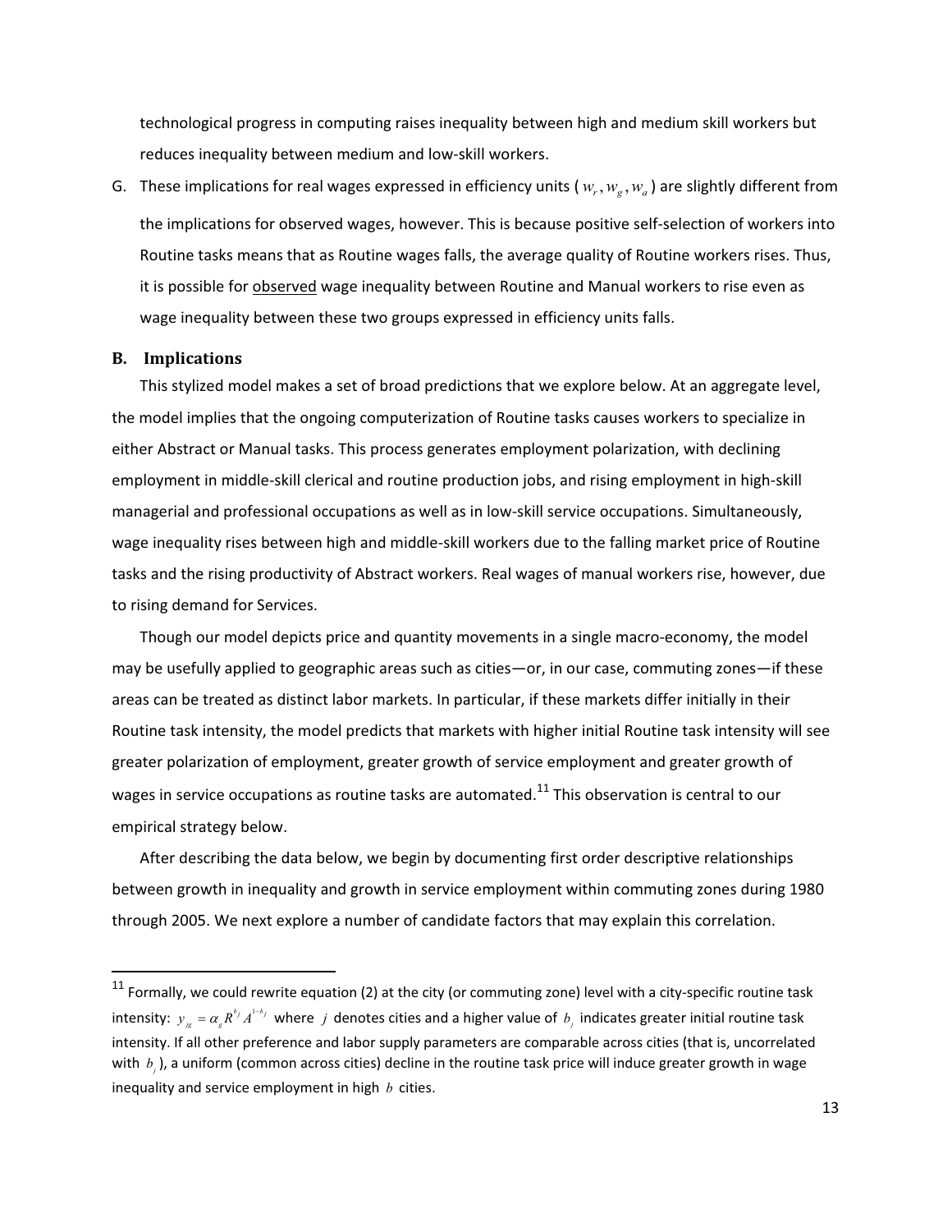technological progress in computing raises inequality between high and medium skill workers but reduces inequality between medium and low-skill workers.

G. These implications for real wages expressed in efficiency units ( $w_r, w_g, w_a$ ) are slightly different from the implications for observed wages, however. This is because positive self-selection of workers into Routine tasks means that as Routine wages falls, the average quality of Routine workers rises. Thus, it is possible for observed wage inequality between Routine and Manual workers to rise even as wage inequality between these two groups expressed in efficiency units falls.

## B. Implications

This stylized model makes a set of broad predictions that we explore below. At an aggregate level, the model implies that the ongoing computerization of Routine tasks causes workers to specialize in either Abstract or Manual tasks. This process generates employment polarization, with declining employment in middle-skill clerical and routine production jobs, and rising employment in high-skill managerial and professional occupations as well as in low-skill service occupations. Simultaneously, wage inequality rises between high and middle-skill workers due to the falling market price of Routine tasks and the rising productivity of Abstract workers. Real wages of manual workers rise, however, due to rising demand for Services.

Though our model depicts price and quantity movements in a single macro-economy, the model may be usefully applied to geographic areas such as cities—or, in our case, commuting zones—if these areas can be treated as distinct labor markets. In particular, if these markets differ initially in their Routine task intensity, the model predicts that markets with higher initial Routine task intensity will see greater polarization of employment, greater growth of service employment and greater growth of wages in service occupations as routine tasks are automated.[11] This observation is central to our empirical strategy below.

After describing the data below, we begin by documenting first order descriptive relationships between growth in inequality and growth in service employment within commuting zones during 1980 through 2005. We next explore a number of candidate factors that may explain this correlation.

[11] Formally, we could rewrite equation (2) at the city (or commuting zone) level with a city-specific routine task intensity: $y_{jg} = \alpha_g R^{b_j} A^{1-b_j}$ where $j$ denotes cities and a higher value of $b_j$ indicates greater initial routine task intensity. If all other preference and labor supply parameters are comparable across cities (that is, uncorrelated with $b_j$), a uniform (common across cities) decline in the routine task price will induce greater growth in wage inequality and service employment in high $b$ cities.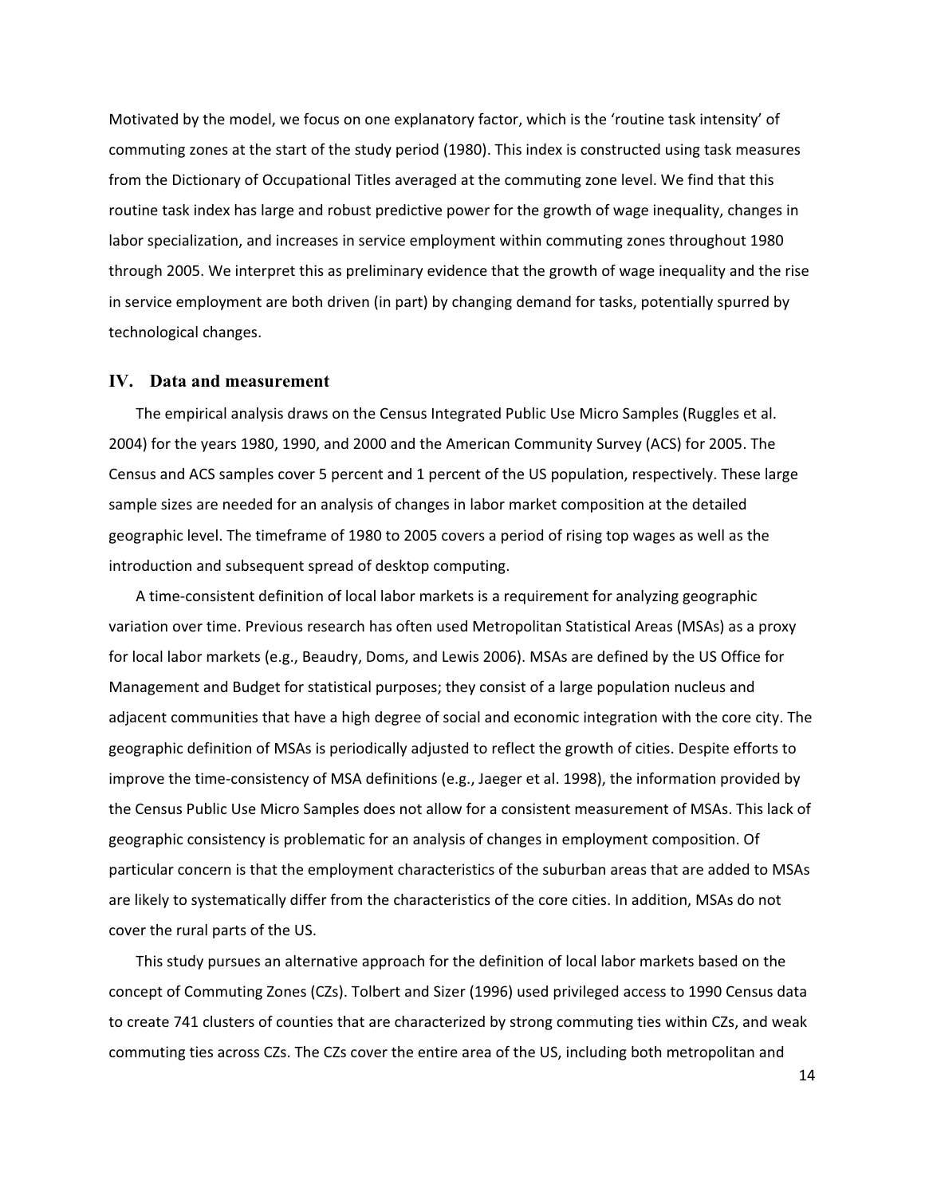Motivated by the model, we focus on one explanatory factor, which is the 'routine task intensity' of commuting zones at the start of the study period (1980). This index is constructed using task measures from the Dictionary of Occupational Titles averaged at the commuting zone level. We find that this routine task index has large and robust predictive power for the growth of wage inequality, changes in labor specialization, and increases in service employment within commuting zones throughout 1980 through 2005. We interpret this as preliminary evidence that the growth of wage inequality and the rise in service employment are both driven (in part) by changing demand for tasks, potentially spurred by technological changes.

## IV. Data and measurement

The empirical analysis draws on the Census Integrated Public Use Micro Samples (Ruggles et al. 2004) for the years 1980, 1990, and 2000 and the American Community Survey (ACS) for 2005. The Census and ACS samples cover 5 percent and 1 percent of the US population, respectively. These large sample sizes are needed for an analysis of changes in labor market composition at the detailed geographic level. The timeframe of 1980 to 2005 covers a period of rising top wages as well as the introduction and subsequent spread of desktop computing.

A time-consistent definition of local labor markets is a requirement for analyzing geographic variation over time. Previous research has often used Metropolitan Statistical Areas (MSAs) as a proxy for local labor markets (e.g., Beaudry, Doms, and Lewis 2006). MSAs are defined by the US Office for Management and Budget for statistical purposes; they consist of a large population nucleus and adjacent communities that have a high degree of social and economic integration with the core city. The geographic definition of MSAs is periodically adjusted to reflect the growth of cities. Despite efforts to improve the time-consistency of MSA definitions (e.g., Jaeger et al. 1998), the information provided by the Census Public Use Micro Samples does not allow for a consistent measurement of MSAs. This lack of geographic consistency is problematic for an analysis of changes in employment composition. Of particular concern is that the employment characteristics of the suburban areas that are added to MSAs are likely to systematically differ from the characteristics of the core cities. In addition, MSAs do not cover the rural parts of the US.

This study pursues an alternative approach for the definition of local labor markets based on the concept of Commuting Zones (CZs). Tolbert and Sizer (1996) used privileged access to 1990 Census data to create 741 clusters of counties that are characterized by strong commuting ties within CZs, and weak commuting ties across CZs. The CZs cover the entire area of the US, including both metropolitan and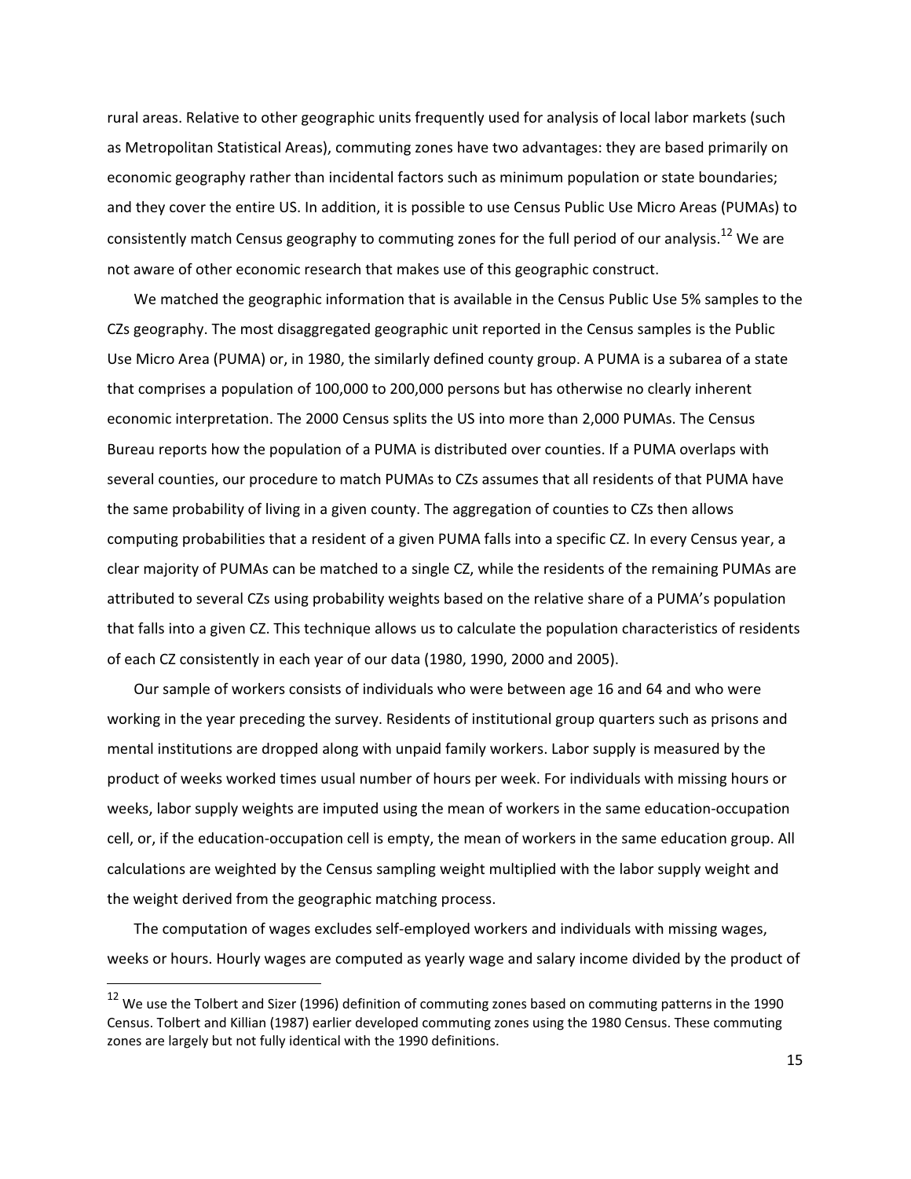rural areas. Relative to other geographic units frequently used for analysis of local labor markets (such as Metropolitan Statistical Areas), commuting zones have two advantages: they are based primarily on economic geography rather than incidental factors such as minimum population or state boundaries; and they cover the entire US. In addition, it is possible to use Census Public Use Micro Areas (PUMAs) to consistently match Census geography to commuting zones for the full period of our analysis.[12] We are not aware of other economic research that makes use of this geographic construct.

We matched the geographic information that is available in the Census Public Use 5% samples to the CZs geography. The most disaggregated geographic unit reported in the Census samples is the Public Use Micro Area (PUMA) or, in 1980, the similarly defined county group. A PUMA is a subarea of a state that comprises a population of 100,000 to 200,000 persons but has otherwise no clearly inherent economic interpretation. The 2000 Census splits the US into more than 2,000 PUMAs. The Census Bureau reports how the population of a PUMA is distributed over counties. If a PUMA overlaps with several counties, our procedure to match PUMAs to CZs assumes that all residents of that PUMA have the same probability of living in a given county. The aggregation of counties to CZs then allows computing probabilities that a resident of a given PUMA falls into a specific CZ. In every Census year, a clear majority of PUMAs can be matched to a single CZ, while the residents of the remaining PUMAs are attributed to several CZs using probability weights based on the relative share of a PUMA's population that falls into a given CZ. This technique allows us to calculate the population characteristics of residents of each CZ consistently in each year of our data (1980, 1990, 2000 and 2005).

Our sample of workers consists of individuals who were between age 16 and 64 and who were working in the year preceding the survey. Residents of institutional group quarters such as prisons and mental institutions are dropped along with unpaid family workers. Labor supply is measured by the product of weeks worked times usual number of hours per week. For individuals with missing hours or weeks, labor supply weights are imputed using the mean of workers in the same education-occupation cell, or, if the education-occupation cell is empty, the mean of workers in the same education group. All calculations are weighted by the Census sampling weight multiplied with the labor supply weight and the weight derived from the geographic matching process.

The computation of wages excludes self-employed workers and individuals with missing wages, weeks or hours. Hourly wages are computed as yearly wage and salary income divided by the product of

---

[12] We use the Tolbert and Sizer (1996) definition of commuting zones based on commuting patterns in the 1990 Census. Tolbert and Killian (1987) earlier developed commuting zones using the 1980 Census. These commuting zones are largely but not fully identical with the 1990 definitions.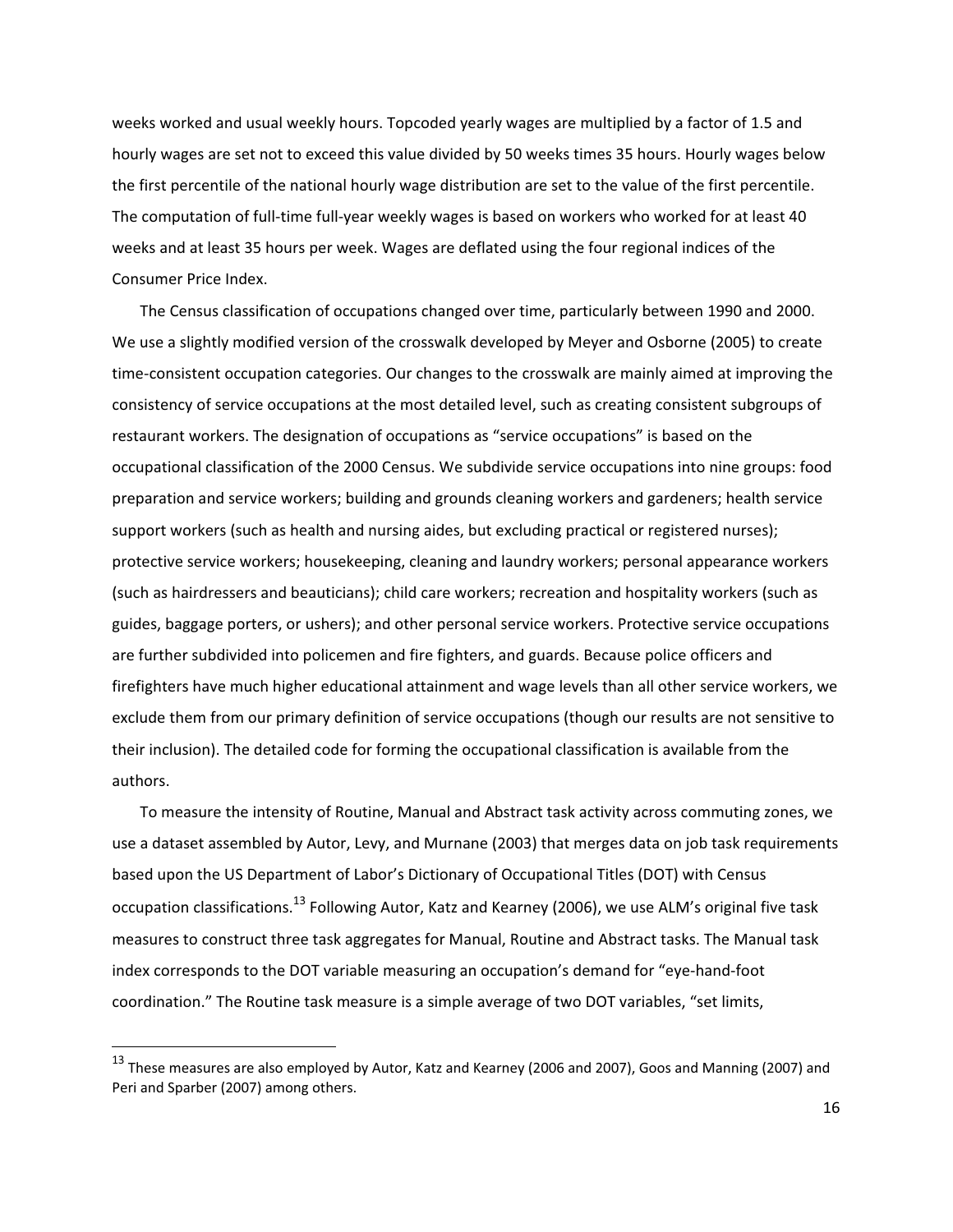weeks worked and usual weekly hours. Topcoded yearly wages are multiplied by a factor of 1.5 and hourly wages are set not to exceed this value divided by 50 weeks times 35 hours. Hourly wages below the first percentile of the national hourly wage distribution are set to the value of the first percentile. The computation of full-time full-year weekly wages is based on workers who worked for at least 40 weeks and at least 35 hours per week. Wages are deflated using the four regional indices of the Consumer Price Index.

The Census classification of occupations changed over time, particularly between 1990 and 2000. We use a slightly modified version of the crosswalk developed by Meyer and Osborne (2005) to create time-consistent occupation categories. Our changes to the crosswalk are mainly aimed at improving the consistency of service occupations at the most detailed level, such as creating consistent subgroups of restaurant workers. The designation of occupations as "service occupations" is based on the occupational classification of the 2000 Census. We subdivide service occupations into nine groups: food preparation and service workers; building and grounds cleaning workers and gardeners; health service support workers (such as health and nursing aides, but excluding practical or registered nurses); protective service workers; housekeeping, cleaning and laundry workers; personal appearance workers (such as hairdressers and beauticians); child care workers; recreation and hospitality workers (such as guides, baggage porters, or ushers); and other personal service workers. Protective service occupations are further subdivided into policemen and fire fighters, and guards. Because police officers and firefighters have much higher educational attainment and wage levels than all other service workers, we exclude them from our primary definition of service occupations (though our results are not sensitive to their inclusion). The detailed code for forming the occupational classification is available from the authors.

To measure the intensity of Routine, Manual and Abstract task activity across commuting zones, we use a dataset assembled by Autor, Levy, and Murnane (2003) that merges data on job task requirements based upon the US Department of Labor's Dictionary of Occupational Titles (DOT) with Census occupation classifications.[13] Following Autor, Katz and Kearney (2006), we use ALM's original five task measures to construct three task aggregates for Manual, Routine and Abstract tasks. The Manual task index corresponds to the DOT variable measuring an occupation's demand for "eye-hand-foot coordination." The Routine task measure is a simple average of two DOT variables, "set limits,

[13] These measures are also employed by Autor, Katz and Kearney (2006 and 2007), Goos and Manning (2007) and Peri and Sparber (2007) among others.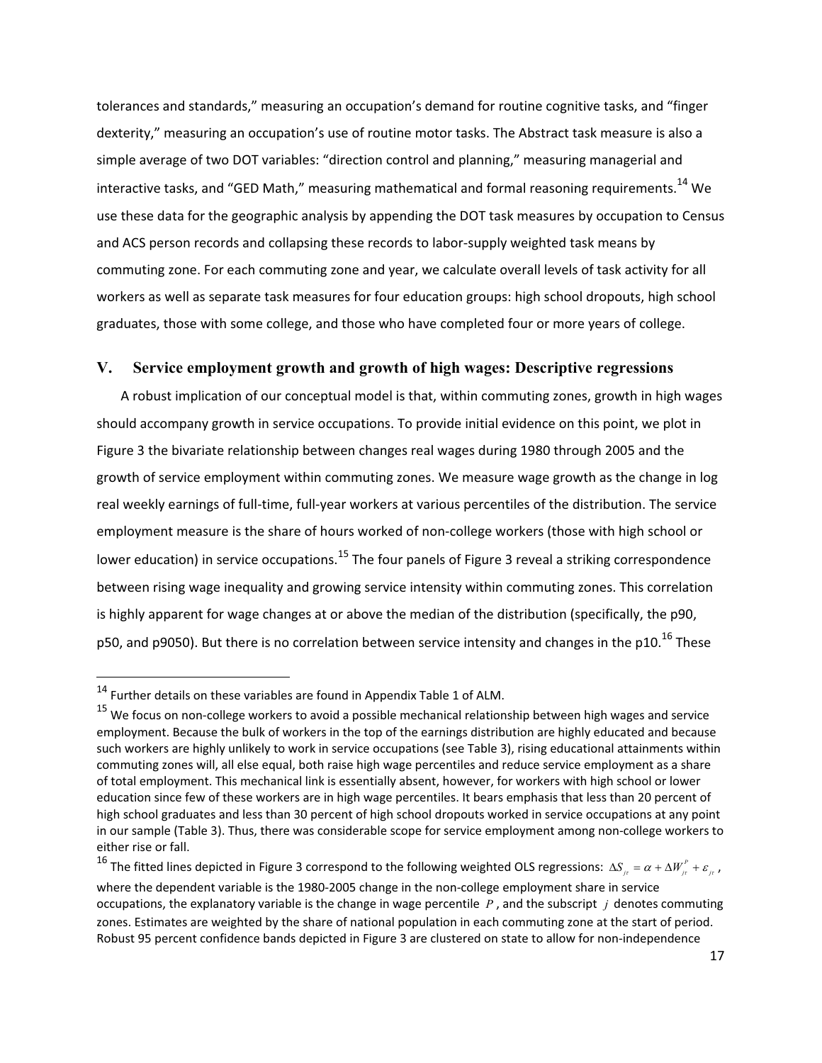tolerances and standards," measuring an occupation's demand for routine cognitive tasks, and "finger dexterity," measuring an occupation's use of routine motor tasks. The Abstract task measure is also a simple average of two DOT variables: "direction control and planning," measuring managerial and interactive tasks, and "GED Math," measuring mathematical and formal reasoning requirements.[14] We use these data for the geographic analysis by appending the DOT task measures by occupation to Census and ACS person records and collapsing these records to labor-supply weighted task means by commuting zone. For each commuting zone and year, we calculate overall levels of task activity for all workers as well as separate task measures for four education groups: high school dropouts, high school graduates, those with some college, and those who have completed four or more years of college.

## V. Service employment growth and growth of high wages: Descriptive regressions

A robust implication of our conceptual model is that, within commuting zones, growth in high wages should accompany growth in service occupations. To provide initial evidence on this point, we plot in Figure 3 the bivariate relationship between changes real wages during 1980 through 2005 and the growth of service employment within commuting zones. We measure wage growth as the change in log real weekly earnings of full-time, full-year workers at various percentiles of the distribution. The service employment measure is the share of hours worked of non-college workers (those with high school or lower education) in service occupations.[15] The four panels of Figure 3 reveal a striking correspondence between rising wage inequality and growing service intensity within commuting zones. This correlation is highly apparent for wage changes at or above the median of the distribution (specifically, the p90, p50, and p9050). But there is no correlation between service intensity and changes in the p10.[16] These

---

[14] Further details on these variables are found in Appendix Table 1 of ALM.

[15] We focus on non-college workers to avoid a possible mechanical relationship between high wages and service employment. Because the bulk of workers in the top of the earnings distribution are highly educated and because such workers are highly unlikely to work in service occupations (see Table 3), rising educational attainments within commuting zones will, all else equal, both raise high wage percentiles and reduce service employment as a share of total employment. This mechanical link is essentially absent, however, for workers with high school or lower education since few of these workers are in high wage percentiles. It bears emphasis that less than 20 percent of high school graduates and less than 30 percent of high school dropouts worked in service occupations at any point in our sample (Table 3). Thus, there was considerable scope for service employment among non-college workers to either rise or fall.

[16] The fitted lines depicted in Figure 3 correspond to the following weighted OLS regressions: $\Delta S_{j\tau} = \alpha + \Delta W_{j\tau}^{P} + \varepsilon_{j\tau}$, where the dependent variable is the 1980-2005 change in the non-college employment share in service occupations, the explanatory variable is the change in wage percentile $P$, and the subscript $j$ denotes commuting zones. Estimates are weighted by the share of national population in each commuting zone at the start of period. Robust 95 percent confidence bands depicted in Figure 3 are clustered on state to allow for non-independence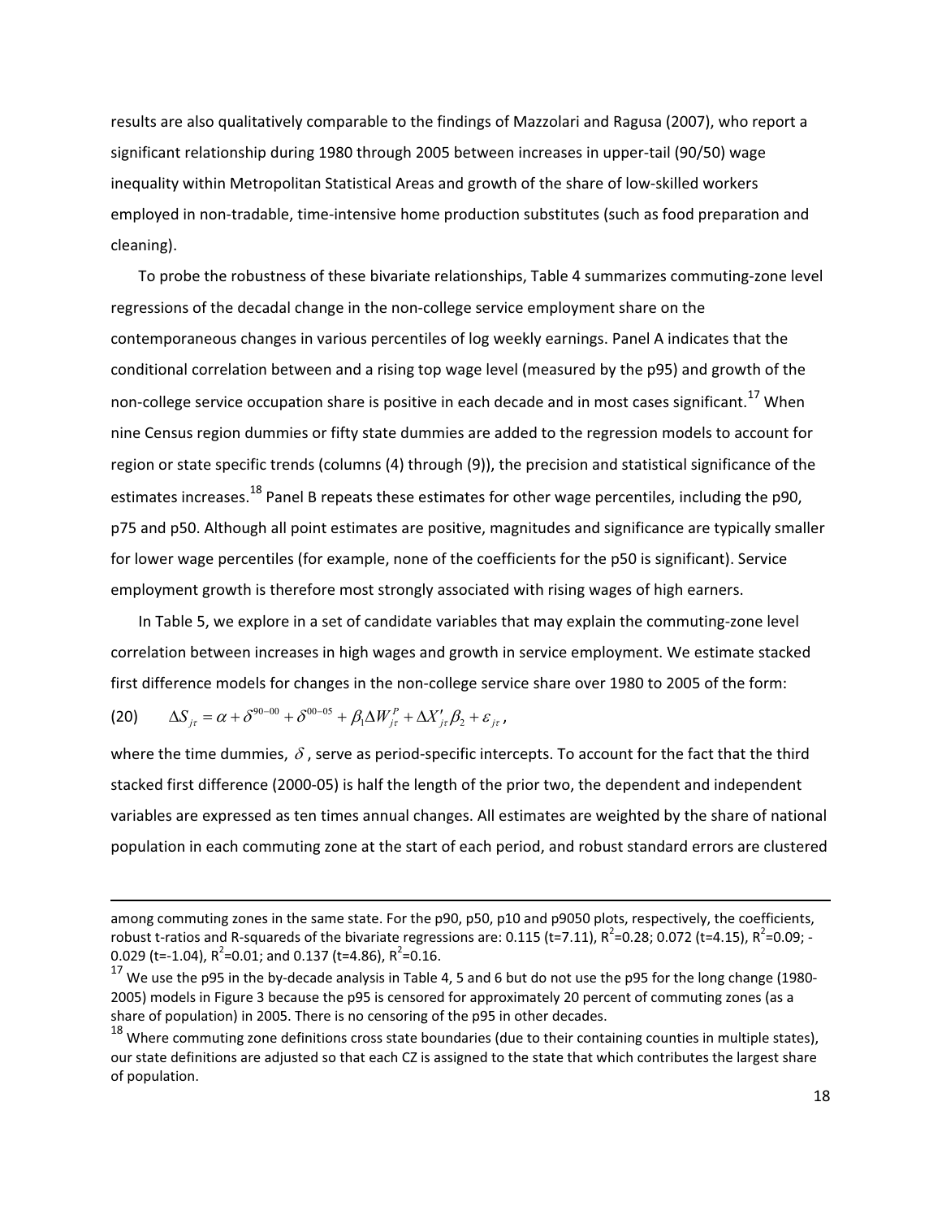results are also qualitatively comparable to the findings of Mazzolari and Ragusa (2007), who report a significant relationship during 1980 through 2005 between increases in upper-tail (90/50) wage inequality within Metropolitan Statistical Areas and growth of the share of low-skilled workers employed in non-tradable, time-intensive home production substitutes (such as food preparation and cleaning).

To probe the robustness of these bivariate relationships, Table 4 summarizes commuting-zone level regressions of the decadal change in the non-college service employment share on the contemporaneous changes in various percentiles of log weekly earnings. Panel A indicates that the conditional correlation between and a rising top wage level (measured by the p95) and growth of the non-college service occupation share is positive in each decade and in most cases significant.[17] When nine Census region dummies or fifty state dummies are added to the regression models to account for region or state specific trends (columns (4) through (9)), the precision and statistical significance of the estimates increases.[18] Panel B repeats these estimates for other wage percentiles, including the p90, p75 and p50. Although all point estimates are positive, magnitudes and significance are typically smaller for lower wage percentiles (for example, none of the coefficients for the p50 is significant). Service employment growth is therefore most strongly associated with rising wages of high earners.

In Table 5, we explore in a set of candidate variables that may explain the commuting-zone level correlation between increases in high wages and growth in service employment. We estimate stacked first difference models for changes in the non-college service share over 1980 to 2005 of the form:

$$(20) \qquad \Delta S_{j\tau} = \alpha + \delta^{90-00} + \delta^{00-05} + \beta_1 \Delta W_{j\tau}^P + \Delta X_{j\tau}' \beta_2 + \varepsilon_{j\tau},$$

where the time dummies, $\delta$, serve as period-specific intercepts. To account for the fact that the third stacked first difference (2000-05) is half the length of the prior two, the dependent and independent variables are expressed as ten times annual changes. All estimates are weighted by the share of national population in each commuting zone at the start of each period, and robust standard errors are clustered

---

among commuting zones in the same state. For the p90, p50, p10 and p9050 plots, respectively, the coefficients, robust t-ratios and R-squareds of the bivariate regressions are: 0.115 (t=7.11), $R^2$=0.28; 0.072 (t=4.15), $R^2$=0.09; -0.029 (t=-1.04), $R^2$=0.01; and 0.137 (t=4.86), $R^2$=0.16.

[17] We use the p95 in the by-decade analysis in Table 4, 5 and 6 but do not use the p95 for the long change (1980-2005) models in Figure 3 because the p95 is censored for approximately 20 percent of commuting zones (as a share of population) in 2005. There is no censoring of the p95 in other decades.

[18] Where commuting zone definitions cross state boundaries (due to their containing counties in multiple states), our state definitions are adjusted so that each CZ is assigned to the state that which contributes the largest share of population.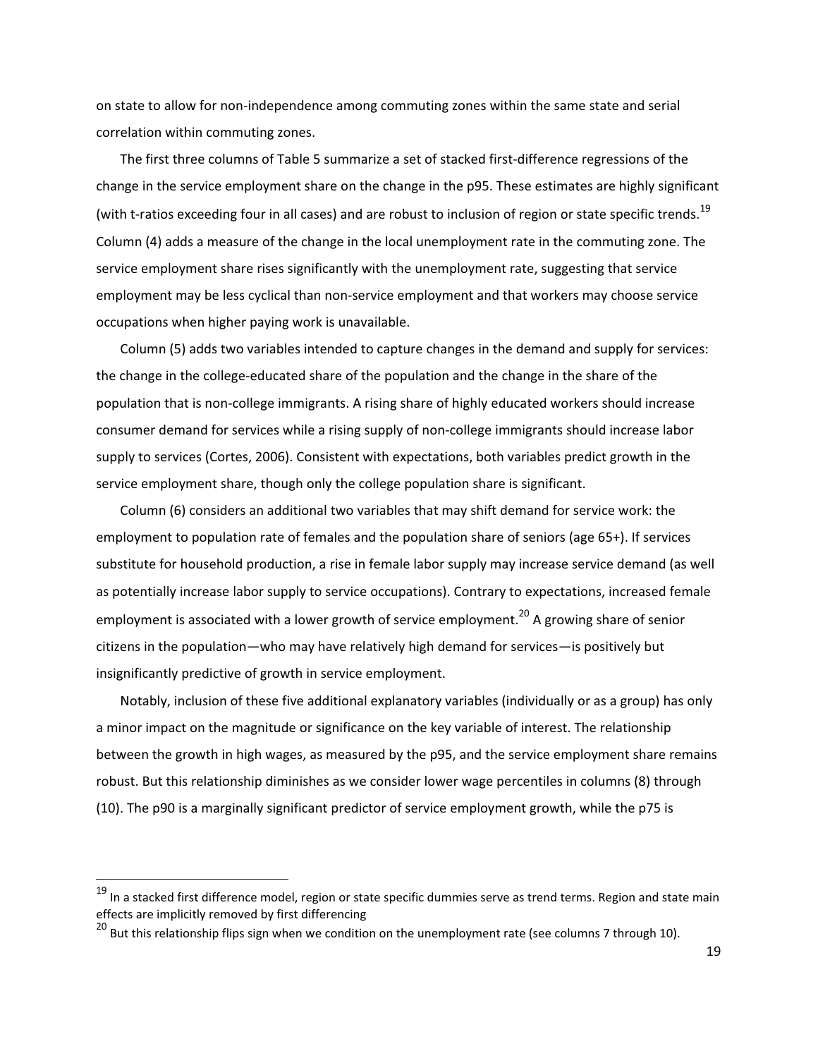on state to allow for non-independence among commuting zones within the same state and serial correlation within commuting zones.

The first three columns of Table 5 summarize a set of stacked first-difference regressions of the change in the service employment share on the change in the p95. These estimates are highly significant (with t-ratios exceeding four in all cases) and are robust to inclusion of region or state specific trends.[19] Column (4) adds a measure of the change in the local unemployment rate in the commuting zone. The service employment share rises significantly with the unemployment rate, suggesting that service employment may be less cyclical than non-service employment and that workers may choose service occupations when higher paying work is unavailable.

Column (5) adds two variables intended to capture changes in the demand and supply for services: the change in the college-educated share of the population and the change in the share of the population that is non-college immigrants. A rising share of highly educated workers should increase consumer demand for services while a rising supply of non-college immigrants should increase labor supply to services (Cortes, 2006). Consistent with expectations, both variables predict growth in the service employment share, though only the college population share is significant.

Column (6) considers an additional two variables that may shift demand for service work: the employment to population rate of females and the population share of seniors (age 65+). If services substitute for household production, a rise in female labor supply may increase service demand (as well as potentially increase labor supply to service occupations). Contrary to expectations, increased female employment is associated with a lower growth of service employment.[20] A growing share of senior citizens in the population—who may have relatively high demand for services—is positively but insignificantly predictive of growth in service employment.

Notably, inclusion of these five additional explanatory variables (individually or as a group) has only a minor impact on the magnitude or significance on the key variable of interest. The relationship between the growth in high wages, as measured by the p95, and the service employment share remains robust. But this relationship diminishes as we consider lower wage percentiles in columns (8) through (10). The p90 is a marginally significant predictor of service employment growth, while the p75 is

[19] In a stacked first difference model, region or state specific dummies serve as trend terms. Region and state main effects are implicitly removed by first differencing

[20] But this relationship flips sign when we condition on the unemployment rate (see columns 7 through 10).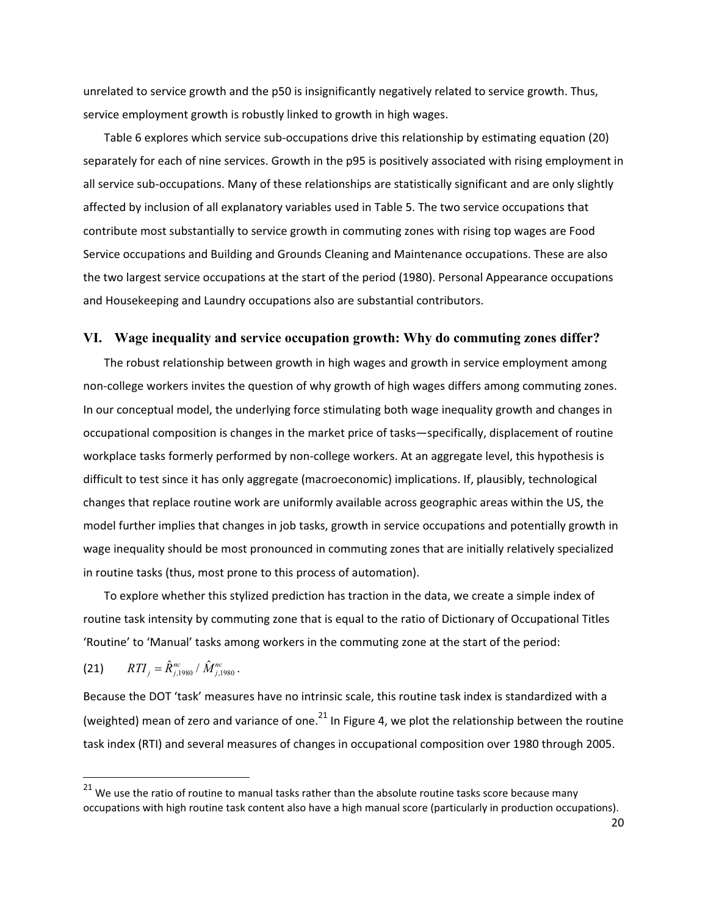unrelated to service growth and the p50 is insignificantly negatively related to service growth. Thus, service employment growth is robustly linked to growth in high wages.

Table 6 explores which service sub-occupations drive this relationship by estimating equation (20) separately for each of nine services. Growth in the p95 is positively associated with rising employment in all service sub-occupations. Many of these relationships are statistically significant and are only slightly affected by inclusion of all explanatory variables used in Table 5. The two service occupations that contribute most substantially to service growth in commuting zones with rising top wages are Food Service occupations and Building and Grounds Cleaning and Maintenance occupations. These are also the two largest service occupations at the start of the period (1980). Personal Appearance occupations and Housekeeping and Laundry occupations also are substantial contributors.

## VI. Wage inequality and service occupation growth: Why do commuting zones differ?

The robust relationship between growth in high wages and growth in service employment among non-college workers invites the question of why growth of high wages differs among commuting zones. In our conceptual model, the underlying force stimulating both wage inequality growth and changes in occupational composition is changes in the market price of tasks—specifically, displacement of routine workplace tasks formerly performed by non-college workers. At an aggregate level, this hypothesis is difficult to test since it has only aggregate (macroeconomic) implications. If, plausibly, technological changes that replace routine work are uniformly available across geographic areas within the US, the model further implies that changes in job tasks, growth in service occupations and potentially growth in wage inequality should be most pronounced in commuting zones that are initially relatively specialized in routine tasks (thus, most prone to this process of automation).

To explore whether this stylized prediction has traction in the data, we create a simple index of routine task intensity by commuting zone that is equal to the ratio of Dictionary of Occupational Titles 'Routine' to 'Manual' tasks among workers in the commuting zone at the start of the period:

(21) $RTI_j = \hat{R}^{nc}_{j,1980} / \hat{M}^{nc}_{j,1980}$.

Because the DOT 'task' measures have no intrinsic scale, this routine task index is standardized with a (weighted) mean of zero and variance of one.[21] In Figure 4, we plot the relationship between the routine task index (RTI) and several measures of changes in occupational composition over 1980 through 2005.

[21] We use the ratio of routine to manual tasks rather than the absolute routine tasks score because many occupations with high routine task content also have a high manual score (particularly in production occupations).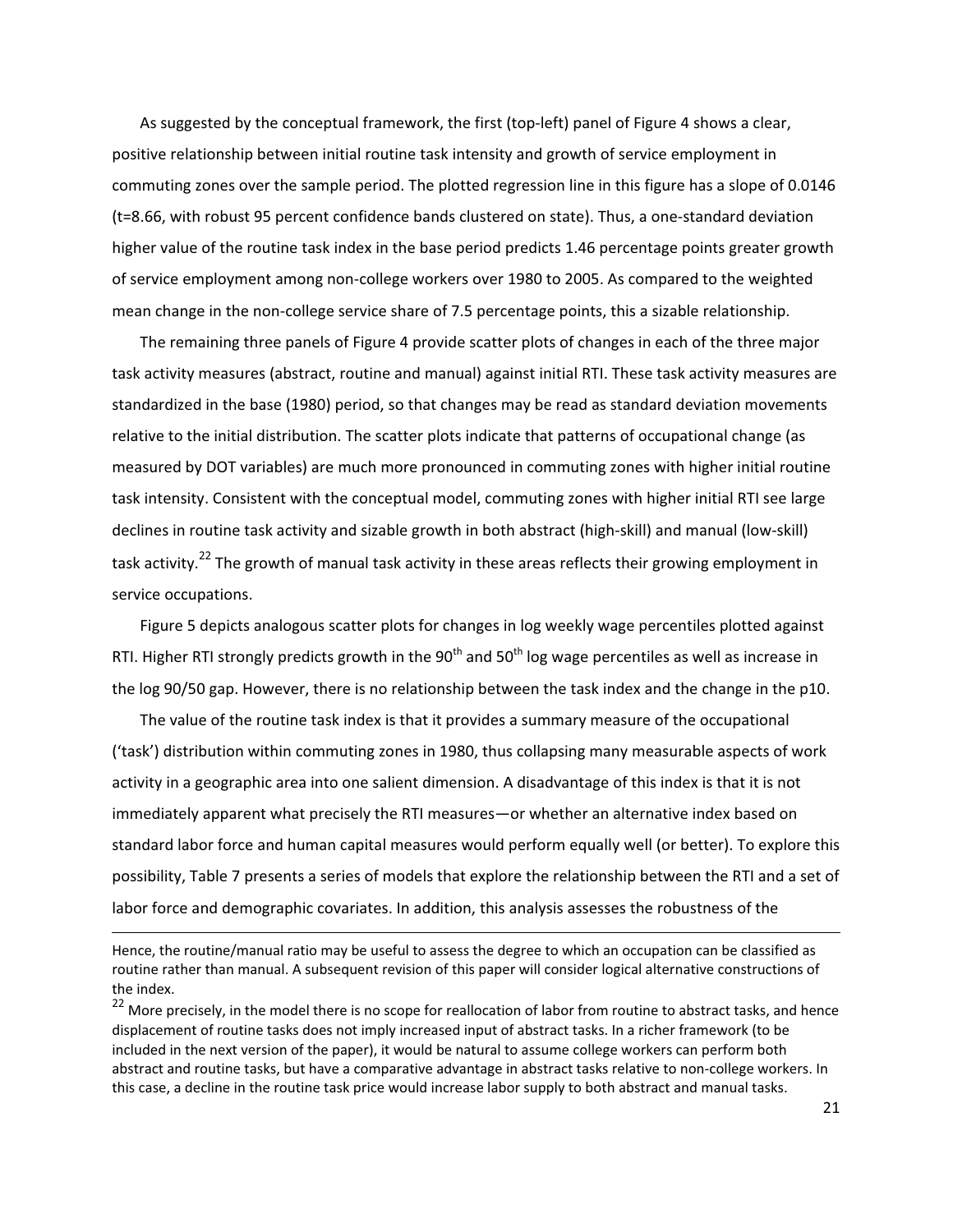As suggested by the conceptual framework, the first (top-left) panel of Figure 4 shows a clear, positive relationship between initial routine task intensity and growth of service employment in commuting zones over the sample period. The plotted regression line in this figure has a slope of 0.0146 (t=8.66, with robust 95 percent confidence bands clustered on state). Thus, a one-standard deviation higher value of the routine task index in the base period predicts 1.46 percentage points greater growth of service employment among non-college workers over 1980 to 2005. As compared to the weighted mean change in the non-college service share of 7.5 percentage points, this a sizable relationship.

The remaining three panels of Figure 4 provide scatter plots of changes in each of the three major task activity measures (abstract, routine and manual) against initial RTI. These task activity measures are standardized in the base (1980) period, so that changes may be read as standard deviation movements relative to the initial distribution. The scatter plots indicate that patterns of occupational change (as measured by DOT variables) are much more pronounced in commuting zones with higher initial routine task intensity. Consistent with the conceptual model, commuting zones with higher initial RTI see large declines in routine task activity and sizable growth in both abstract (high-skill) and manual (low-skill) task activity.[22] The growth of manual task activity in these areas reflects their growing employment in service occupations.

Figure 5 depicts analogous scatter plots for changes in log weekly wage percentiles plotted against RTI. Higher RTI strongly predicts growth in the 90th and 50th log wage percentiles as well as increase in the log 90/50 gap. However, there is no relationship between the task index and the change in the p10.

The value of the routine task index is that it provides a summary measure of the occupational ('task') distribution within commuting zones in 1980, thus collapsing many measurable aspects of work activity in a geographic area into one salient dimension. A disadvantage of this index is that it is not immediately apparent what precisely the RTI measures—or whether an alternative index based on standard labor force and human capital measures would perform equally well (or better). To explore this possibility, Table 7 presents a series of models that explore the relationship between the RTI and a set of labor force and demographic covariates. In addition, this analysis assesses the robustness of the

---

Hence, the routine/manual ratio may be useful to assess the degree to which an occupation can be classified as routine rather than manual. A subsequent revision of this paper will consider logical alternative constructions of the index.

[22] More precisely, in the model there is no scope for reallocation of labor from routine to abstract tasks, and hence displacement of routine tasks does not imply increased input of abstract tasks. In a richer framework (to be included in the next version of the paper), it would be natural to assume college workers can perform both abstract and routine tasks, but have a comparative advantage in abstract tasks relative to non-college workers. In this case, a decline in the routine task price would increase labor supply to both abstract and manual tasks.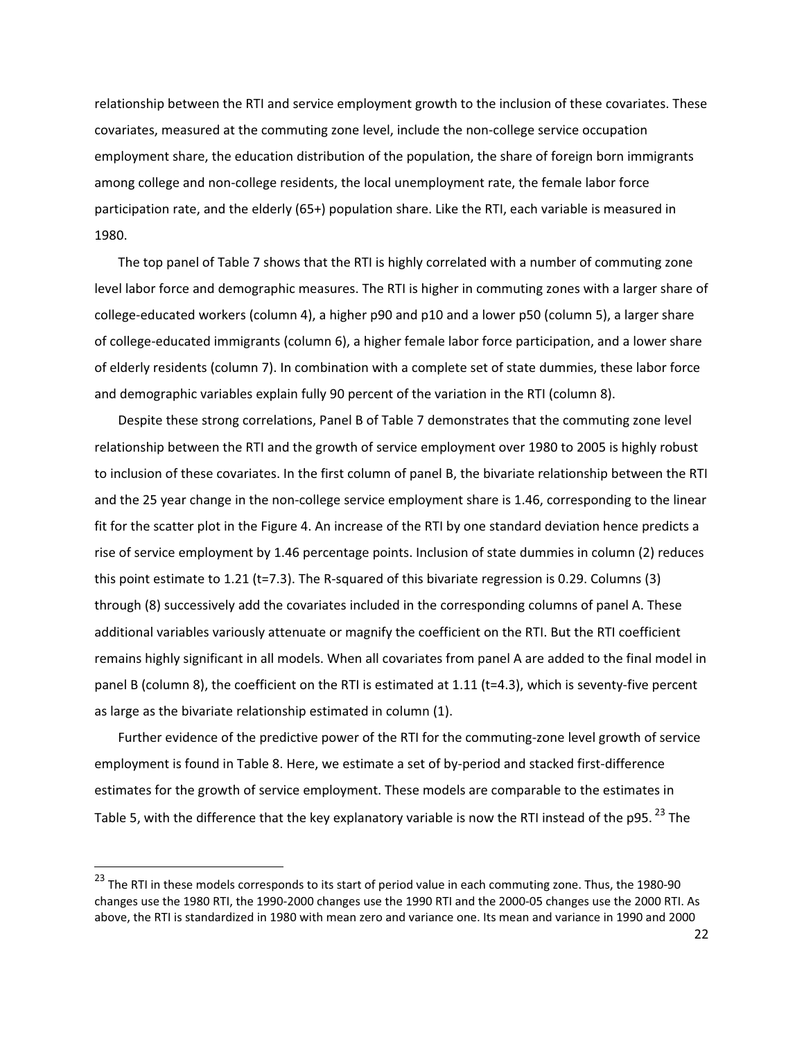relationship between the RTI and service employment growth to the inclusion of these covariates. These covariates, measured at the commuting zone level, include the non-college service occupation employment share, the education distribution of the population, the share of foreign born immigrants among college and non-college residents, the local unemployment rate, the female labor force participation rate, and the elderly (65+) population share. Like the RTI, each variable is measured in 1980.

The top panel of Table 7 shows that the RTI is highly correlated with a number of commuting zone level labor force and demographic measures. The RTI is higher in commuting zones with a larger share of college-educated workers (column 4), a higher p90 and p10 and a lower p50 (column 5), a larger share of college-educated immigrants (column 6), a higher female labor force participation, and a lower share of elderly residents (column 7). In combination with a complete set of state dummies, these labor force and demographic variables explain fully 90 percent of the variation in the RTI (column 8).

Despite these strong correlations, Panel B of Table 7 demonstrates that the commuting zone level relationship between the RTI and the growth of service employment over 1980 to 2005 is highly robust to inclusion of these covariates. In the first column of panel B, the bivariate relationship between the RTI and the 25 year change in the non-college service employment share is 1.46, corresponding to the linear fit for the scatter plot in the Figure 4. An increase of the RTI by one standard deviation hence predicts a rise of service employment by 1.46 percentage points. Inclusion of state dummies in column (2) reduces this point estimate to 1.21 (t=7.3). The R-squared of this bivariate regression is 0.29. Columns (3) through (8) successively add the covariates included in the corresponding columns of panel A. These additional variables variously attenuate or magnify the coefficient on the RTI. But the RTI coefficient remains highly significant in all models. When all covariates from panel A are added to the final model in panel B (column 8), the coefficient on the RTI is estimated at 1.11 (t=4.3), which is seventy-five percent as large as the bivariate relationship estimated in column (1).

Further evidence of the predictive power of the RTI for the commuting-zone level growth of service employment is found in Table 8. Here, we estimate a set of by-period and stacked first-difference estimates for the growth of service employment. These models are comparable to the estimates in Table 5, with the difference that the key explanatory variable is now the RTI instead of the p95. [23] The

[23] The RTI in these models corresponds to its start of period value in each commuting zone. Thus, the 1980-90 changes use the 1980 RTI, the 1990-2000 changes use the 1990 RTI and the 2000-05 changes use the 2000 RTI. As above, the RTI is standardized in 1980 with mean zero and variance one. Its mean and variance in 1990 and 2000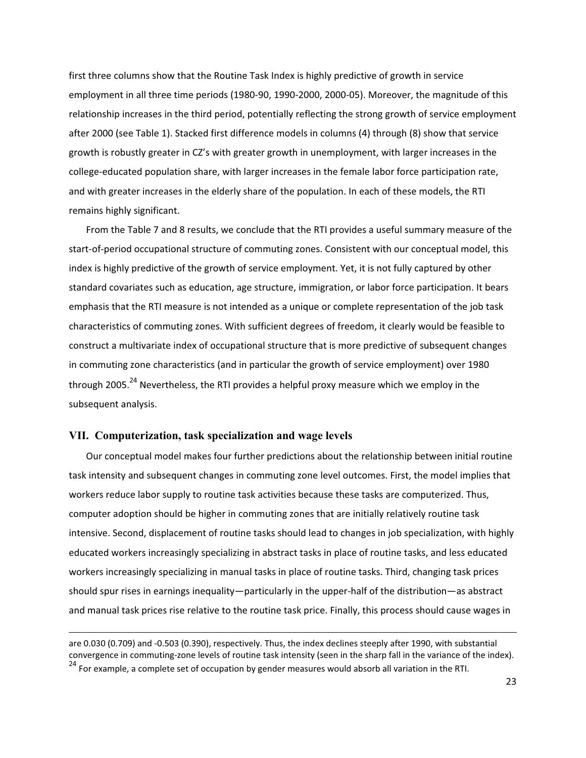first three columns show that the Routine Task Index is highly predictive of growth in service employment in all three time periods (1980-90, 1990-2000, 2000-05). Moreover, the magnitude of this relationship increases in the third period, potentially reflecting the strong growth of service employment after 2000 (see Table 1). Stacked first difference models in columns (4) through (8) show that service growth is robustly greater in CZ's with greater growth in unemployment, with larger increases in the college-educated population share, with larger increases in the female labor force participation rate, and with greater increases in the elderly share of the population. In each of these models, the RTI remains highly significant.

From the Table 7 and 8 results, we conclude that the RTI provides a useful summary measure of the start-of-period occupational structure of commuting zones. Consistent with our conceptual model, this index is highly predictive of the growth of service employment. Yet, it is not fully captured by other standard covariates such as education, age structure, immigration, or labor force participation. It bears emphasis that the RTI measure is not intended as a unique or complete representation of the job task characteristics of commuting zones. With sufficient degrees of freedom, it clearly would be feasible to construct a multivariate index of occupational structure that is more predictive of subsequent changes in commuting zone characteristics (and in particular the growth of service employment) over 1980 through 2005.[24] Nevertheless, the RTI provides a helpful proxy measure which we employ in the subsequent analysis.

## VII. Computerization, task specialization and wage levels

Our conceptual model makes four further predictions about the relationship between initial routine task intensity and subsequent changes in commuting zone level outcomes. First, the model implies that workers reduce labor supply to routine task activities because these tasks are computerized. Thus, computer adoption should be higher in commuting zones that are initially relatively routine task intensive. Second, displacement of routine tasks should lead to changes in job specialization, with highly educated workers increasingly specializing in abstract tasks in place of routine tasks, and less educated workers increasingly specializing in manual tasks in place of routine tasks. Third, changing task prices should spur rises in earnings inequality—particularly in the upper-half of the distribution—as abstract and manual task prices rise relative to the routine task price. Finally, this process should cause wages in

---

are 0.030 (0.709) and -0.503 (0.390), respectively. Thus, the index declines steeply after 1990, with substantial convergence in commuting-zone levels of routine task intensity (seen in the sharp fall in the variance of the index).

[24] For example, a complete set of occupation by gender measures would absorb all variation in the RTI.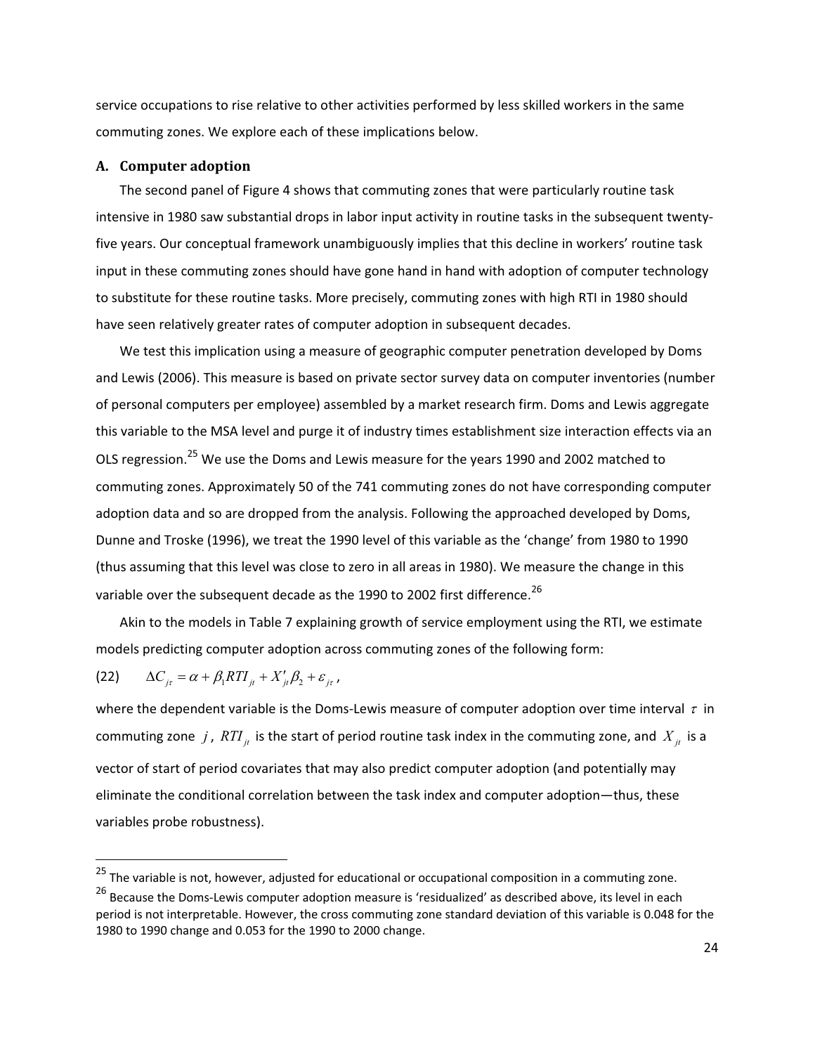service occupations to rise relative to other activities performed by less skilled workers in the same commuting zones. We explore each of these implications below.

### A. Computer adoption

The second panel of Figure 4 shows that commuting zones that were particularly routine task intensive in 1980 saw substantial drops in labor input activity in routine tasks in the subsequent twenty-five years. Our conceptual framework unambiguously implies that this decline in workers' routine task input in these commuting zones should have gone hand in hand with adoption of computer technology to substitute for these routine tasks. More precisely, commuting zones with high RTI in 1980 should have seen relatively greater rates of computer adoption in subsequent decades.

We test this implication using a measure of geographic computer penetration developed by Doms and Lewis (2006). This measure is based on private sector survey data on computer inventories (number of personal computers per employee) assembled by a market research firm. Doms and Lewis aggregate this variable to the MSA level and purge it of industry times establishment size interaction effects via an OLS regression.[25] We use the Doms and Lewis measure for the years 1990 and 2002 matched to commuting zones. Approximately 50 of the 741 commuting zones do not have corresponding computer adoption data and so are dropped from the analysis. Following the approached developed by Doms, Dunne and Troske (1996), we treat the 1990 level of this variable as the 'change' from 1980 to 1990 (thus assuming that this level was close to zero in all areas in 1980). We measure the change in this variable over the subsequent decade as the 1990 to 2002 first difference.[26]

Akin to the models in Table 7 explaining growth of service employment using the RTI, we estimate models predicting computer adoption across commuting zones of the following form:

$$\Delta C_{j\tau} = \alpha + \beta_1 RTI_{jt} + X'_{jt}\beta_2 + \varepsilon_{j\tau}, \tag{22}$$

where the dependent variable is the Doms-Lewis measure of computer adoption over time interval $\tau$ in commuting zone $j$, $RTI_{jt}$ is the start of period routine task index in the commuting zone, and $X_{jt}$ is a vector of start of period covariates that may also predict computer adoption (and potentially may eliminate the conditional correlation between the task index and computer adoption—thus, these variables probe robustness).

---

[25] The variable is not, however, adjusted for educational or occupational composition in a commuting zone.

[26] Because the Doms-Lewis computer adoption measure is 'residualized' as described above, its level in each period is not interpretable. However, the cross commuting zone standard deviation of this variable is 0.048 for the 1980 to 1990 change and 0.053 for the 1990 to 2000 change.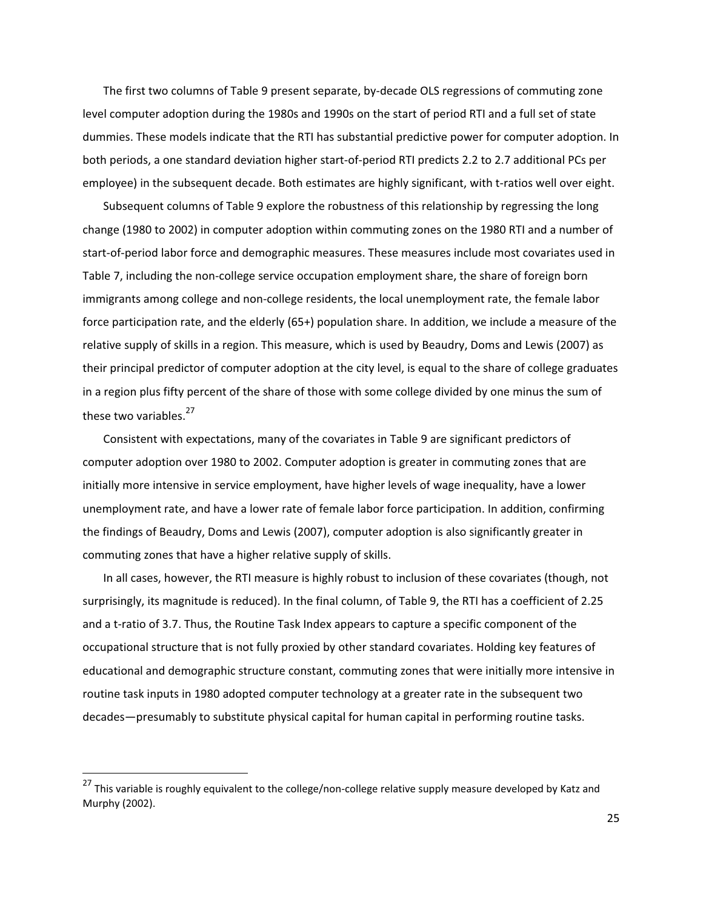The first two columns of Table 9 present separate, by-decade OLS regressions of commuting zone level computer adoption during the 1980s and 1990s on the start of period RTI and a full set of state dummies. These models indicate that the RTI has substantial predictive power for computer adoption. In both periods, a one standard deviation higher start-of-period RTI predicts 2.2 to 2.7 additional PCs per employee) in the subsequent decade. Both estimates are highly significant, with t-ratios well over eight.

Subsequent columns of Table 9 explore the robustness of this relationship by regressing the long change (1980 to 2002) in computer adoption within commuting zones on the 1980 RTI and a number of start-of-period labor force and demographic measures. These measures include most covariates used in Table 7, including the non-college service occupation employment share, the share of foreign born immigrants among college and non-college residents, the local unemployment rate, the female labor force participation rate, and the elderly (65+) population share. In addition, we include a measure of the relative supply of skills in a region. This measure, which is used by Beaudry, Doms and Lewis (2007) as their principal predictor of computer adoption at the city level, is equal to the share of college graduates in a region plus fifty percent of the share of those with some college divided by one minus the sum of these two variables.[27]

Consistent with expectations, many of the covariates in Table 9 are significant predictors of computer adoption over 1980 to 2002. Computer adoption is greater in commuting zones that are initially more intensive in service employment, have higher levels of wage inequality, have a lower unemployment rate, and have a lower rate of female labor force participation. In addition, confirming the findings of Beaudry, Doms and Lewis (2007), computer adoption is also significantly greater in commuting zones that have a higher relative supply of skills.

In all cases, however, the RTI measure is highly robust to inclusion of these covariates (though, not surprisingly, its magnitude is reduced). In the final column, of Table 9, the RTI has a coefficient of 2.25 and a t-ratio of 3.7. Thus, the Routine Task Index appears to capture a specific component of the occupational structure that is not fully proxied by other standard covariates. Holding key features of educational and demographic structure constant, commuting zones that were initially more intensive in routine task inputs in 1980 adopted computer technology at a greater rate in the subsequent two decades—presumably to substitute physical capital for human capital in performing routine tasks.

---

[27] This variable is roughly equivalent to the college/non-college relative supply measure developed by Katz and Murphy (2002).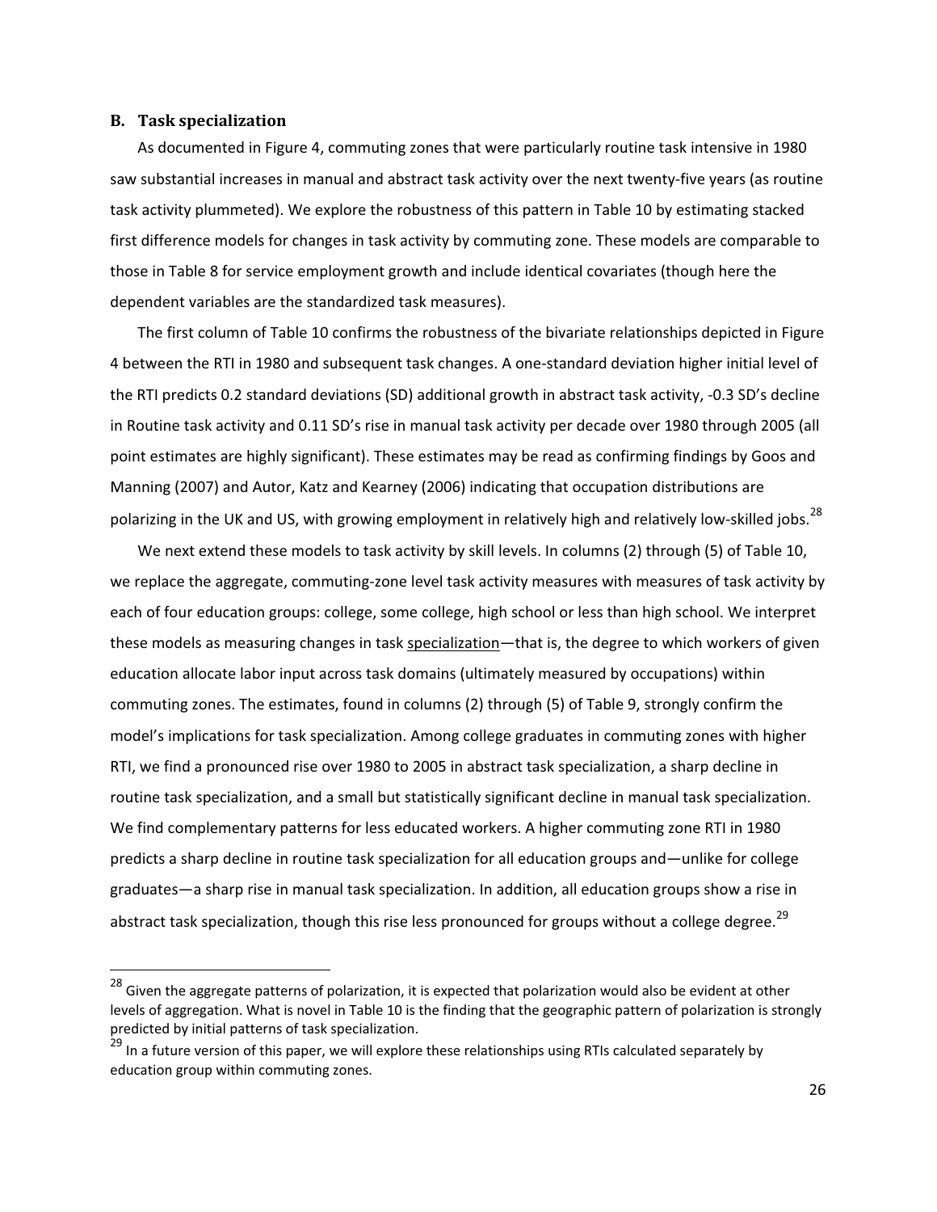### B. Task specialization

As documented in Figure 4, commuting zones that were particularly routine task intensive in 1980 saw substantial increases in manual and abstract task activity over the next twenty-five years (as routine task activity plummeted). We explore the robustness of this pattern in Table 10 by estimating stacked first difference models for changes in task activity by commuting zone. These models are comparable to those in Table 8 for service employment growth and include identical covariates (though here the dependent variables are the standardized task measures).

The first column of Table 10 confirms the robustness of the bivariate relationships depicted in Figure 4 between the RTI in 1980 and subsequent task changes. A one-standard deviation higher initial level of the RTI predicts 0.2 standard deviations (SD) additional growth in abstract task activity, -0.3 SD's decline in Routine task activity and 0.11 SD's rise in manual task activity per decade over 1980 through 2005 (all point estimates are highly significant). These estimates may be read as confirming findings by Goos and Manning (2007) and Autor, Katz and Kearney (2006) indicating that occupation distributions are polarizing in the UK and US, with growing employment in relatively high and relatively low-skilled jobs.[28]

We next extend these models to task activity by skill levels. In columns (2) through (5) of Table 10, we replace the aggregate, commuting-zone level task activity measures with measures of task activity by each of four education groups: college, some college, high school or less than high school. We interpret these models as measuring changes in task <u>specialization</u>—that is, the degree to which workers of given education allocate labor input across task domains (ultimately measured by occupations) within commuting zones. The estimates, found in columns (2) through (5) of Table 9, strongly confirm the model's implications for task specialization. Among college graduates in commuting zones with higher RTI, we find a pronounced rise over 1980 to 2005 in abstract task specialization, a sharp decline in routine task specialization, and a small but statistically significant decline in manual task specialization. We find complementary patterns for less educated workers. A higher commuting zone RTI in 1980 predicts a sharp decline in routine task specialization for all education groups and—unlike for college graduates—a sharp rise in manual task specialization. In addition, all education groups show a rise in abstract task specialization, though this rise less pronounced for groups without a college degree.[29]

---

[28] Given the aggregate patterns of polarization, it is expected that polarization would also be evident at other levels of aggregation. What is novel in Table 10 is the finding that the geographic pattern of polarization is strongly predicted by initial patterns of task specialization.

[29] In a future version of this paper, we will explore these relationships using RTIs calculated separately by education group within commuting zones.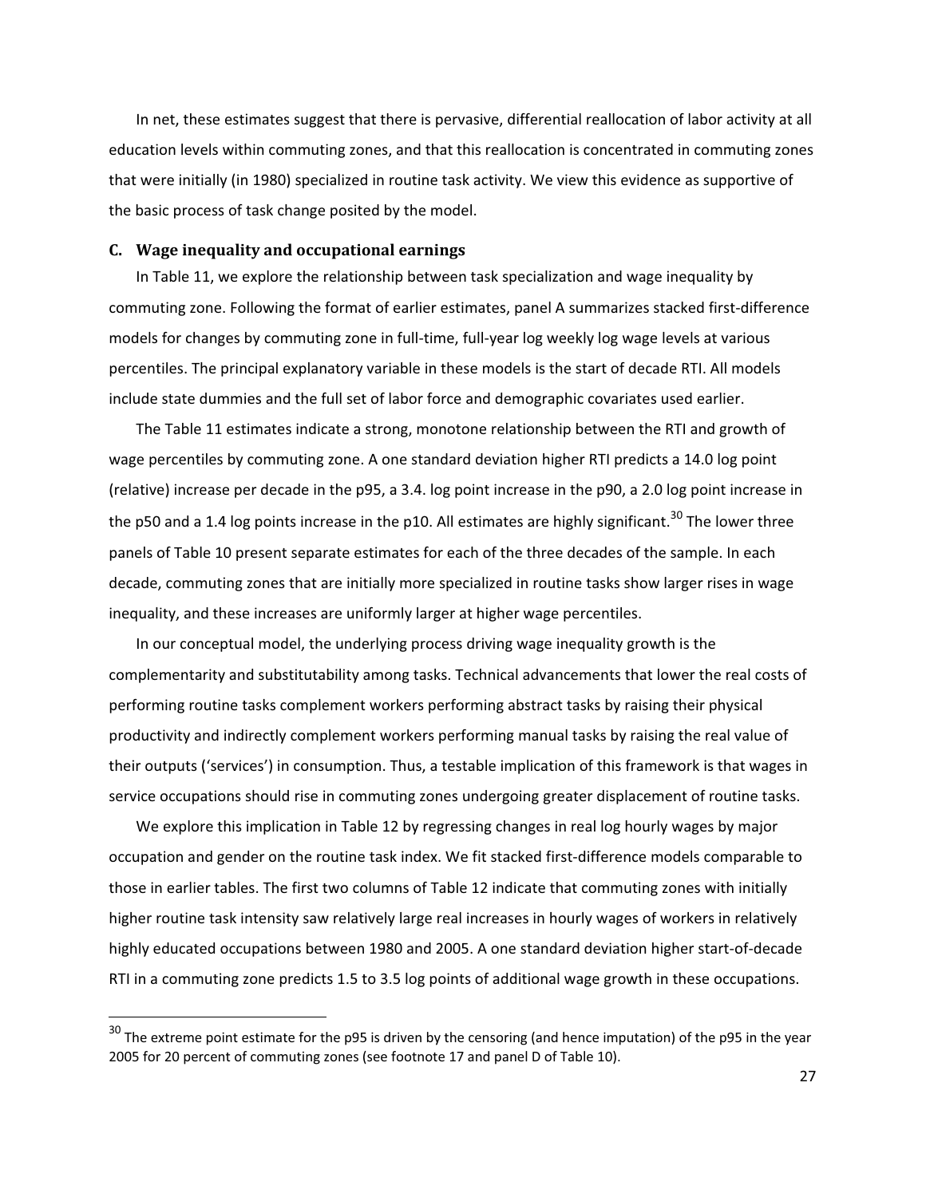In net, these estimates suggest that there is pervasive, differential reallocation of labor activity at all education levels within commuting zones, and that this reallocation is concentrated in commuting zones that were initially (in 1980) specialized in routine task activity. We view this evidence as supportive of the basic process of task change posited by the model.

### C. Wage inequality and occupational earnings

In Table 11, we explore the relationship between task specialization and wage inequality by commuting zone. Following the format of earlier estimates, panel A summarizes stacked first-difference models for changes by commuting zone in full-time, full-year log weekly log wage levels at various percentiles. The principal explanatory variable in these models is the start of decade RTI. All models include state dummies and the full set of labor force and demographic covariates used earlier.

The Table 11 estimates indicate a strong, monotone relationship between the RTI and growth of wage percentiles by commuting zone. A one standard deviation higher RTI predicts a 14.0 log point (relative) increase per decade in the p95, a 3.4. log point increase in the p90, a 2.0 log point increase in the p50 and a 1.4 log points increase in the p10. All estimates are highly significant.[30] The lower three panels of Table 10 present separate estimates for each of the three decades of the sample. In each decade, commuting zones that are initially more specialized in routine tasks show larger rises in wage inequality, and these increases are uniformly larger at higher wage percentiles.

In our conceptual model, the underlying process driving wage inequality growth is the complementarity and substitutability among tasks. Technical advancements that lower the real costs of performing routine tasks complement workers performing abstract tasks by raising their physical productivity and indirectly complement workers performing manual tasks by raising the real value of their outputs ('services') in consumption. Thus, a testable implication of this framework is that wages in service occupations should rise in commuting zones undergoing greater displacement of routine tasks.

We explore this implication in Table 12 by regressing changes in real log hourly wages by major occupation and gender on the routine task index. We fit stacked first-difference models comparable to those in earlier tables. The first two columns of Table 12 indicate that commuting zones with initially higher routine task intensity saw relatively large real increases in hourly wages of workers in relatively highly educated occupations between 1980 and 2005. A one standard deviation higher start-of-decade RTI in a commuting zone predicts 1.5 to 3.5 log points of additional wage growth in these occupations.

[30] The extreme point estimate for the p95 is driven by the censoring (and hence imputation) of the p95 in the year 2005 for 20 percent of commuting zones (see footnote 17 and panel D of Table 10).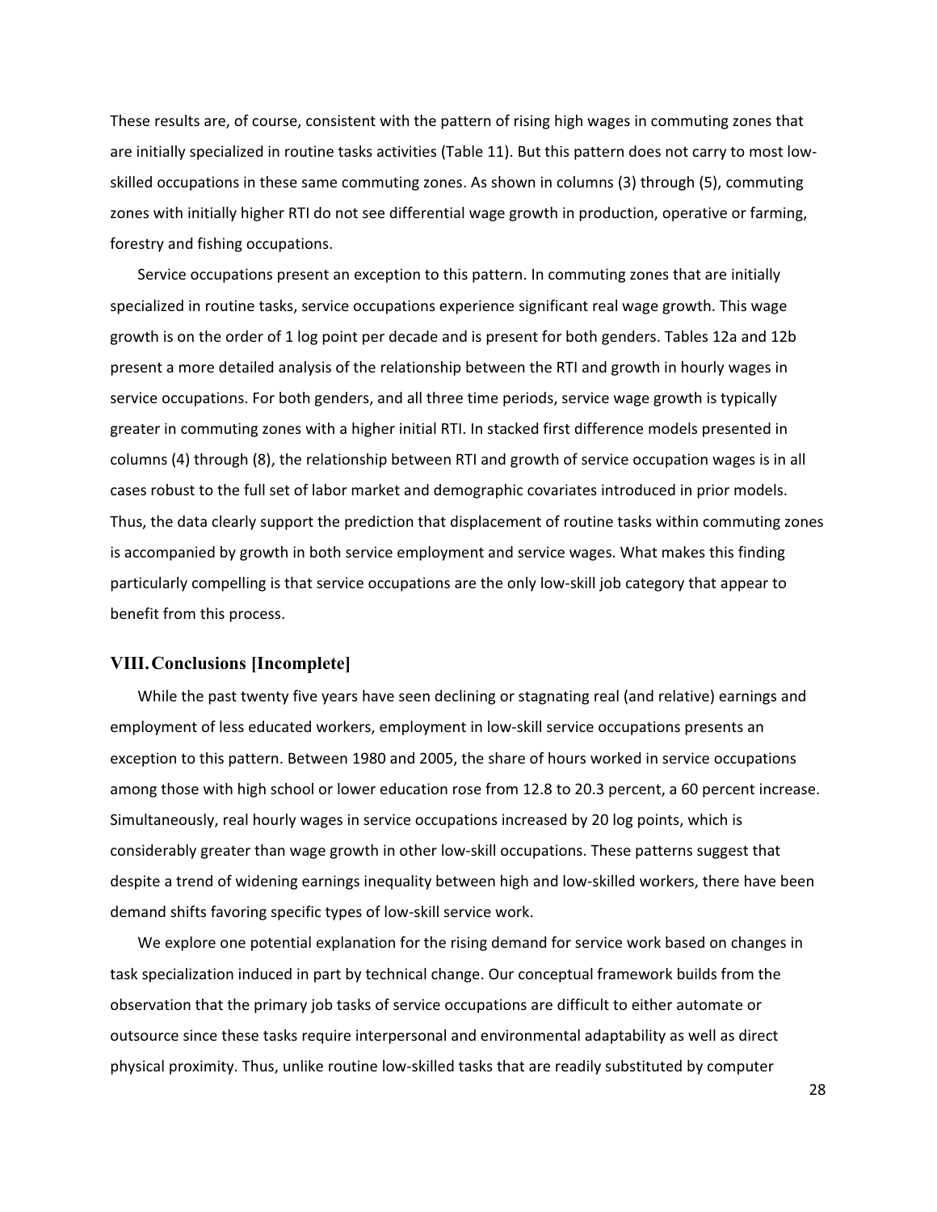These results are, of course, consistent with the pattern of rising high wages in commuting zones that are initially specialized in routine tasks activities (Table 11). But this pattern does not carry to most low-skilled occupations in these same commuting zones. As shown in columns (3) through (5), commuting zones with initially higher RTI do not see differential wage growth in production, operative or farming, forestry and fishing occupations.

Service occupations present an exception to this pattern. In commuting zones that are initially specialized in routine tasks, service occupations experience significant real wage growth. This wage growth is on the order of 1 log point per decade and is present for both genders. Tables 12a and 12b present a more detailed analysis of the relationship between the RTI and growth in hourly wages in service occupations. For both genders, and all three time periods, service wage growth is typically greater in commuting zones with a higher initial RTI. In stacked first difference models presented in columns (4) through (8), the relationship between RTI and growth of service occupation wages is in all cases robust to the full set of labor market and demographic covariates introduced in prior models. Thus, the data clearly support the prediction that displacement of routine tasks within commuting zones is accompanied by growth in both service employment and service wages. What makes this finding particularly compelling is that service occupations are the only low-skill job category that appear to benefit from this process.

## VIII. Conclusions [Incomplete]

While the past twenty five years have seen declining or stagnating real (and relative) earnings and employment of less educated workers, employment in low-skill service occupations presents an exception to this pattern. Between 1980 and 2005, the share of hours worked in service occupations among those with high school or lower education rose from 12.8 to 20.3 percent, a 60 percent increase. Simultaneously, real hourly wages in service occupations increased by 20 log points, which is considerably greater than wage growth in other low-skill occupations. These patterns suggest that despite a trend of widening earnings inequality between high and low-skilled workers, there have been demand shifts favoring specific types of low-skill service work.

We explore one potential explanation for the rising demand for service work based on changes in task specialization induced in part by technical change. Our conceptual framework builds from the observation that the primary job tasks of service occupations are difficult to either automate or outsource since these tasks require interpersonal and environmental adaptability as well as direct physical proximity. Thus, unlike routine low-skilled tasks that are readily substituted by computer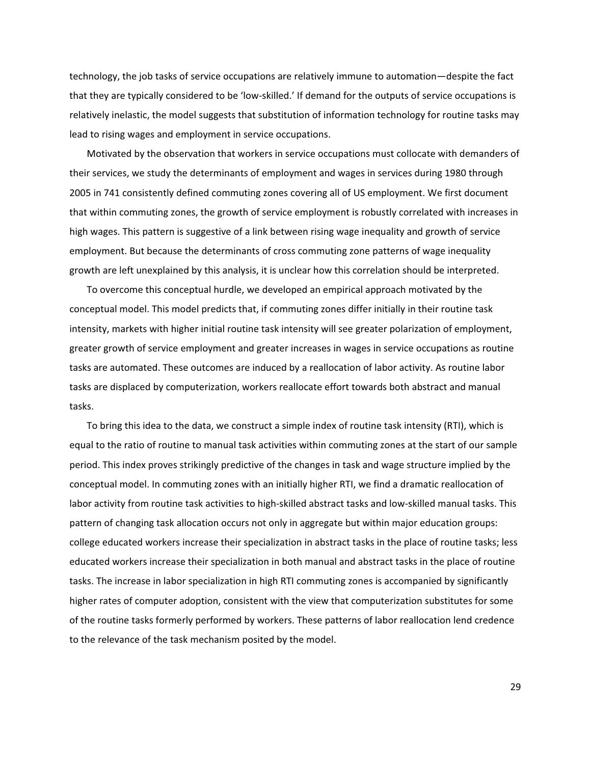technology, the job tasks of service occupations are relatively immune to automation—despite the fact that they are typically considered to be 'low-skilled.' If demand for the outputs of service occupations is relatively inelastic, the model suggests that substitution of information technology for routine tasks may lead to rising wages and employment in service occupations.

Motivated by the observation that workers in service occupations must collocate with demanders of their services, we study the determinants of employment and wages in services during 1980 through 2005 in 741 consistently defined commuting zones covering all of US employment. We first document that within commuting zones, the growth of service employment is robustly correlated with increases in high wages. This pattern is suggestive of a link between rising wage inequality and growth of service employment. But because the determinants of cross commuting zone patterns of wage inequality growth are left unexplained by this analysis, it is unclear how this correlation should be interpreted.

To overcome this conceptual hurdle, we developed an empirical approach motivated by the conceptual model. This model predicts that, if commuting zones differ initially in their routine task intensity, markets with higher initial routine task intensity will see greater polarization of employment, greater growth of service employment and greater increases in wages in service occupations as routine tasks are automated. These outcomes are induced by a reallocation of labor activity. As routine labor tasks are displaced by computerization, workers reallocate effort towards both abstract and manual tasks.

To bring this idea to the data, we construct a simple index of routine task intensity (RTI), which is equal to the ratio of routine to manual task activities within commuting zones at the start of our sample period. This index proves strikingly predictive of the changes in task and wage structure implied by the conceptual model. In commuting zones with an initially higher RTI, we find a dramatic reallocation of labor activity from routine task activities to high-skilled abstract tasks and low-skilled manual tasks. This pattern of changing task allocation occurs not only in aggregate but within major education groups: college educated workers increase their specialization in abstract tasks in the place of routine tasks; less educated workers increase their specialization in both manual and abstract tasks in the place of routine tasks. The increase in labor specialization in high RTI commuting zones is accompanied by significantly higher rates of computer adoption, consistent with the view that computerization substitutes for some of the routine tasks formerly performed by workers. These patterns of labor reallocation lend credence to the relevance of the task mechanism posited by the model.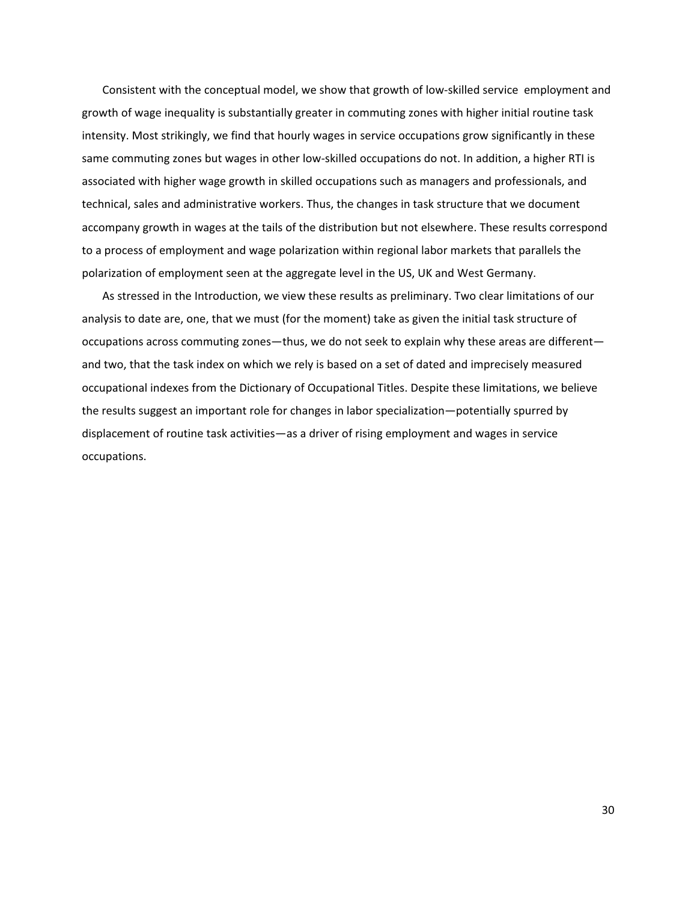Consistent with the conceptual model, we show that growth of low-skilled service employment and growth of wage inequality is substantially greater in commuting zones with higher initial routine task intensity. Most strikingly, we find that hourly wages in service occupations grow significantly in these same commuting zones but wages in other low-skilled occupations do not. In addition, a higher RTI is associated with higher wage growth in skilled occupations such as managers and professionals, and technical, sales and administrative workers. Thus, the changes in task structure that we document accompany growth in wages at the tails of the distribution but not elsewhere. These results correspond to a process of employment and wage polarization within regional labor markets that parallels the polarization of employment seen at the aggregate level in the US, UK and West Germany.

As stressed in the Introduction, we view these results as preliminary. Two clear limitations of our analysis to date are, one, that we must (for the moment) take as given the initial task structure of occupations across commuting zones—thus, we do not seek to explain why these areas are different—and two, that the task index on which we rely is based on a set of dated and imprecisely measured occupational indexes from the Dictionary of Occupational Titles. Despite these limitations, we believe the results suggest an important role for changes in labor specialization—potentially spurred by displacement of routine task activities—as a driver of rising employment and wages in service occupations.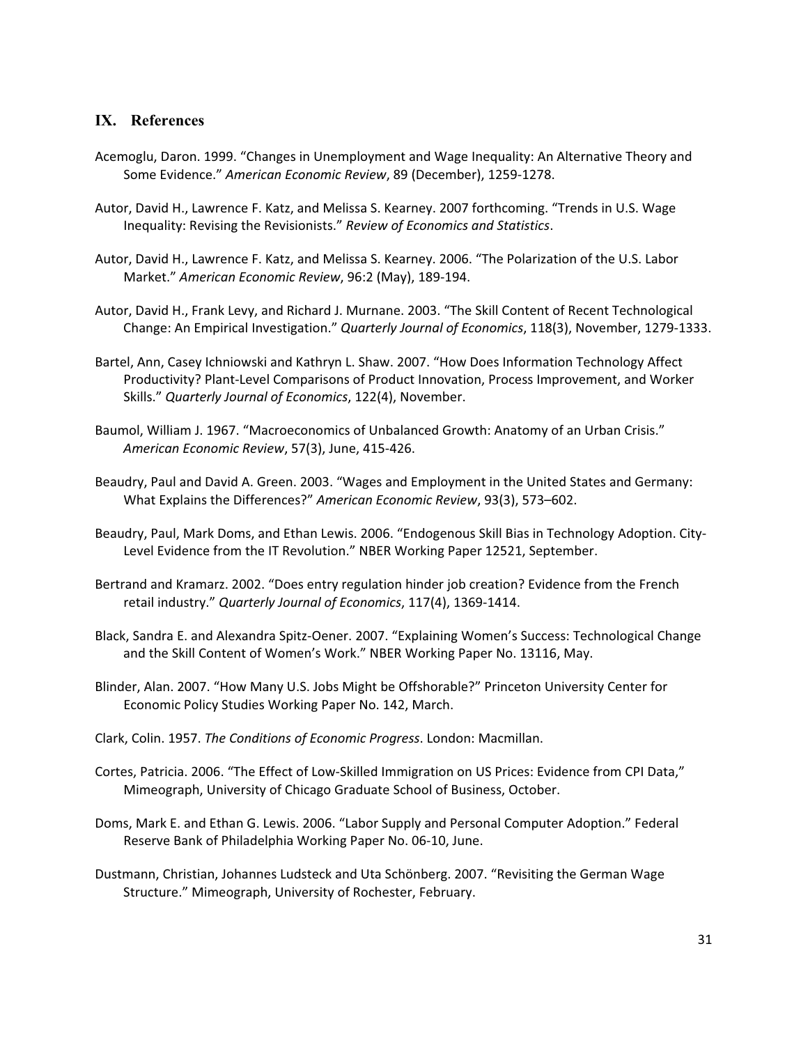## IX. References

Acemoglu, Daron. 1999. "Changes in Unemployment and Wage Inequality: An Alternative Theory and Some Evidence." *American Economic Review*, 89 (December), 1259-1278.

Autor, David H., Lawrence F. Katz, and Melissa S. Kearney. 2007 forthcoming. "Trends in U.S. Wage Inequality: Revising the Revisionists." *Review of Economics and Statistics*.

Autor, David H., Lawrence F. Katz, and Melissa S. Kearney. 2006. "The Polarization of the U.S. Labor Market." *American Economic Review*, 96:2 (May), 189-194.

Autor, David H., Frank Levy, and Richard J. Murnane. 2003. "The Skill Content of Recent Technological Change: An Empirical Investigation." *Quarterly Journal of Economics*, 118(3), November, 1279-1333.

Bartel, Ann, Casey Ichniowski and Kathryn L. Shaw. 2007. "How Does Information Technology Affect Productivity? Plant-Level Comparisons of Product Innovation, Process Improvement, and Worker Skills." *Quarterly Journal of Economics*, 122(4), November.

Baumol, William J. 1967. "Macroeconomics of Unbalanced Growth: Anatomy of an Urban Crisis." *American Economic Review*, 57(3), June, 415-426.

Beaudry, Paul and David A. Green. 2003. "Wages and Employment in the United States and Germany: What Explains the Differences?" *American Economic Review*, 93(3), 573–602.

Beaudry, Paul, Mark Doms, and Ethan Lewis. 2006. "Endogenous Skill Bias in Technology Adoption. City-Level Evidence from the IT Revolution." NBER Working Paper 12521, September.

Bertrand and Kramarz. 2002. "Does entry regulation hinder job creation? Evidence from the French retail industry." *Quarterly Journal of Economics*, 117(4), 1369-1414.

Black, Sandra E. and Alexandra Spitz-Oener. 2007. "Explaining Women's Success: Technological Change and the Skill Content of Women's Work." NBER Working Paper No. 13116, May.

Blinder, Alan. 2007. "How Many U.S. Jobs Might be Offshorable?" Princeton University Center for Economic Policy Studies Working Paper No. 142, March.

Clark, Colin. 1957. *The Conditions of Economic Progress*. London: Macmillan.

Cortes, Patricia. 2006. "The Effect of Low-Skilled Immigration on US Prices: Evidence from CPI Data," Mimeograph, University of Chicago Graduate School of Business, October.

Doms, Mark E. and Ethan G. Lewis. 2006. "Labor Supply and Personal Computer Adoption." Federal Reserve Bank of Philadelphia Working Paper No. 06-10, June.

Dustmann, Christian, Johannes Ludsteck and Uta Schönberg. 2007. "Revisiting the German Wage Structure." Mimeograph, University of Rochester, February.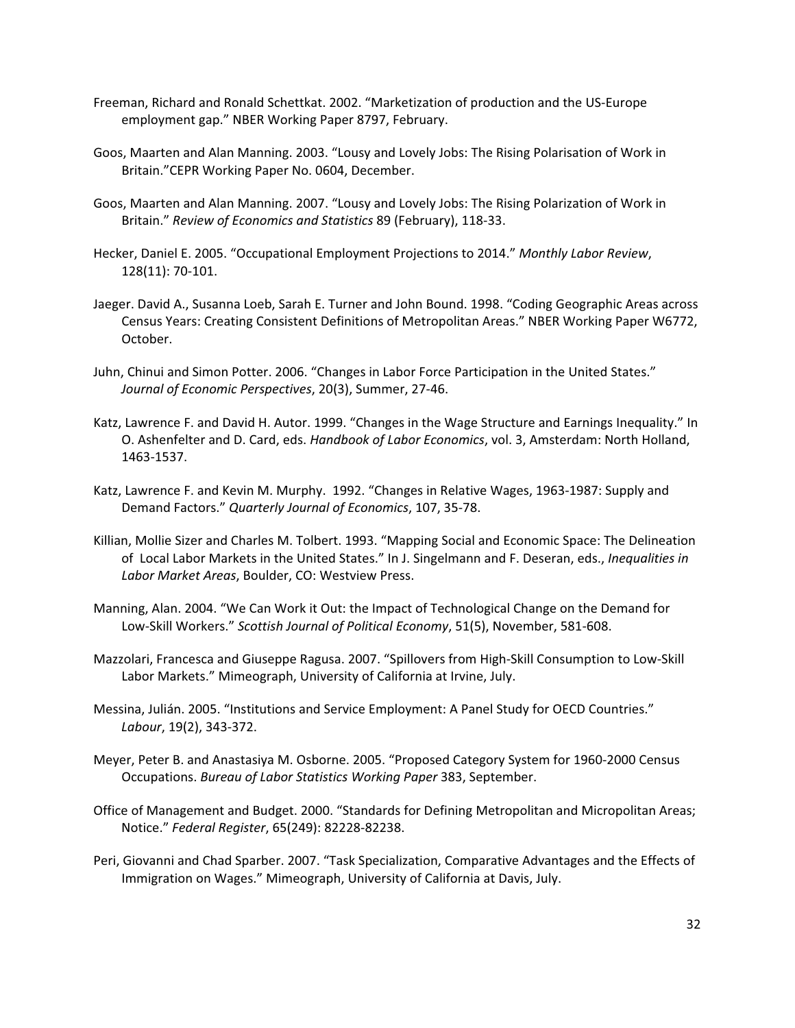Freeman, Richard and Ronald Schettkat. 2002. "Marketization of production and the US-Europe employment gap." NBER Working Paper 8797, February.

Goos, Maarten and Alan Manning. 2003. "Lousy and Lovely Jobs: The Rising Polarisation of Work in Britain."CEPR Working Paper No. 0604, December.

Goos, Maarten and Alan Manning. 2007. "Lousy and Lovely Jobs: The Rising Polarization of Work in Britain." *Review of Economics and Statistics* 89 (February), 118-33.

Hecker, Daniel E. 2005. "Occupational Employment Projections to 2014." *Monthly Labor Review*, 128(11): 70-101.

Jaeger. David A., Susanna Loeb, Sarah E. Turner and John Bound. 1998. "Coding Geographic Areas across Census Years: Creating Consistent Definitions of Metropolitan Areas." NBER Working Paper W6772, October.

Juhn, Chinui and Simon Potter. 2006. "Changes in Labor Force Participation in the United States." *Journal of Economic Perspectives*, 20(3), Summer, 27-46.

Katz, Lawrence F. and David H. Autor. 1999. "Changes in the Wage Structure and Earnings Inequality." In O. Ashenfelter and D. Card, eds. *Handbook of Labor Economics*, vol. 3, Amsterdam: North Holland, 1463-1537.

Katz, Lawrence F. and Kevin M. Murphy. 1992. "Changes in Relative Wages, 1963-1987: Supply and Demand Factors." *Quarterly Journal of Economics*, 107, 35-78.

Killian, Mollie Sizer and Charles M. Tolbert. 1993. "Mapping Social and Economic Space: The Delineation of Local Labor Markets in the United States." In J. Singelmann and F. Deseran, eds., *Inequalities in Labor Market Areas*, Boulder, CO: Westview Press.

Manning, Alan. 2004. "We Can Work it Out: the Impact of Technological Change on the Demand for Low-Skill Workers." *Scottish Journal of Political Economy*, 51(5), November, 581-608.

Mazzolari, Francesca and Giuseppe Ragusa. 2007. "Spillovers from High-Skill Consumption to Low-Skill Labor Markets." Mimeograph, University of California at Irvine, July.

Messina, Julián. 2005. "Institutions and Service Employment: A Panel Study for OECD Countries." *Labour*, 19(2), 343-372.

Meyer, Peter B. and Anastasiya M. Osborne. 2005. "Proposed Category System for 1960-2000 Census Occupations. *Bureau of Labor Statistics Working Paper* 383, September.

Office of Management and Budget. 2000. "Standards for Defining Metropolitan and Micropolitan Areas; Notice." *Federal Register*, 65(249): 82228-82238.

Peri, Giovanni and Chad Sparber. 2007. "Task Specialization, Comparative Advantages and the Effects of Immigration on Wages." Mimeograph, University of California at Davis, July.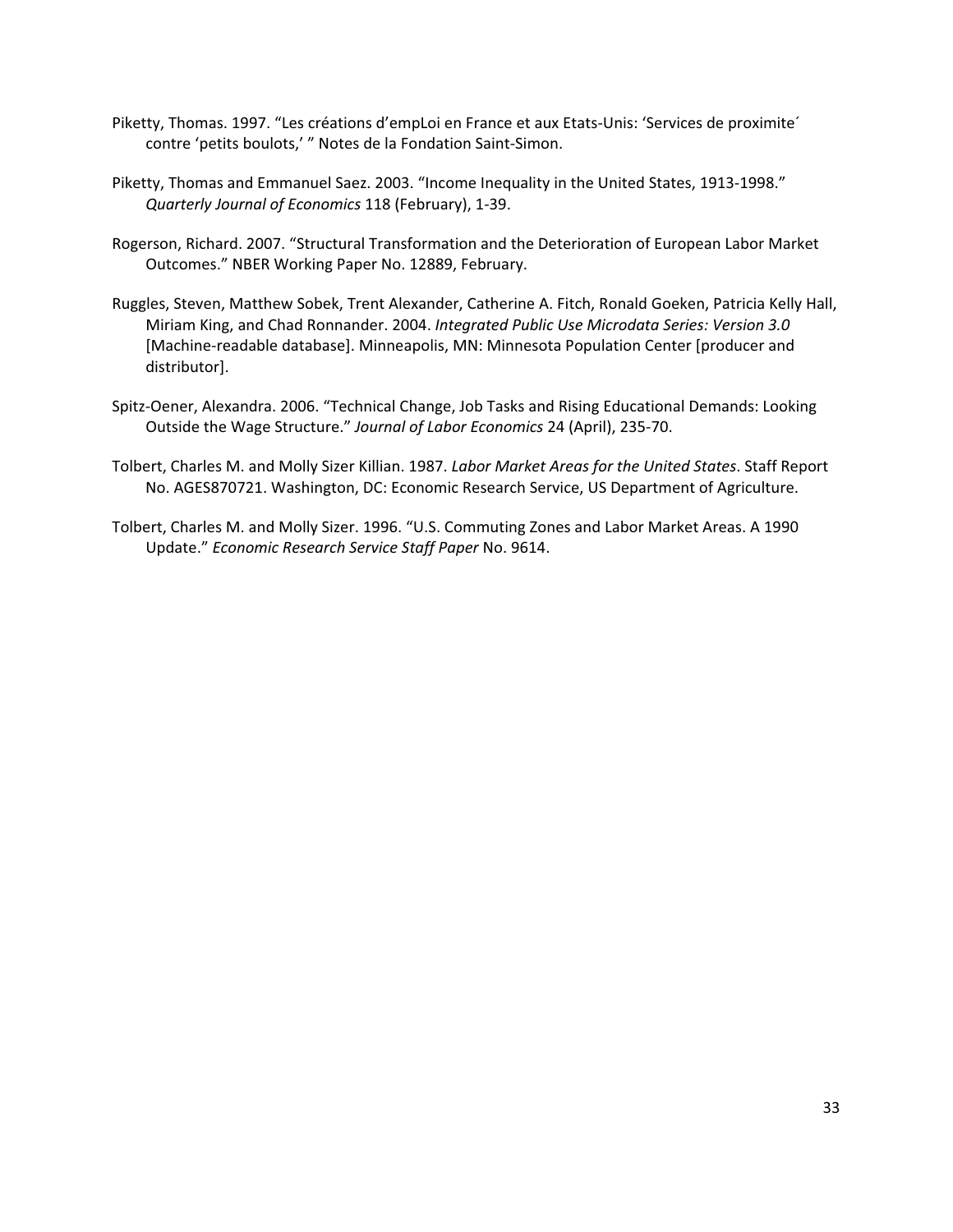Piketty, Thomas. 1997. “Les créations d’empLoi en France et aux Etats-Unis: ‘Services de proximite´ contre ‘petits boulots,’ ” Notes de la Fondation Saint-Simon.

Piketty, Thomas and Emmanuel Saez. 2003. “Income Inequality in the United States, 1913-1998.” *Quarterly Journal of Economics* 118 (February), 1-39.

Rogerson, Richard. 2007. “Structural Transformation and the Deterioration of European Labor Market Outcomes.” NBER Working Paper No. 12889, February.

Ruggles, Steven, Matthew Sobek, Trent Alexander, Catherine A. Fitch, Ronald Goeken, Patricia Kelly Hall, Miriam King, and Chad Ronnander. 2004. *Integrated Public Use Microdata Series: Version 3.0* [Machine-readable database]. Minneapolis, MN: Minnesota Population Center [producer and distributor].

Spitz-Oener, Alexandra. 2006. “Technical Change, Job Tasks and Rising Educational Demands: Looking Outside the Wage Structure.” *Journal of Labor Economics* 24 (April), 235-70.

Tolbert, Charles M. and Molly Sizer Killian. 1987. *Labor Market Areas for the United States*. Staff Report No. AGES870721. Washington, DC: Economic Research Service, US Department of Agriculture.

Tolbert, Charles M. and Molly Sizer. 1996. “U.S. Commuting Zones and Labor Market Areas. A 1990 Update.” *Economic Research Service Staff Paper* No. 9614.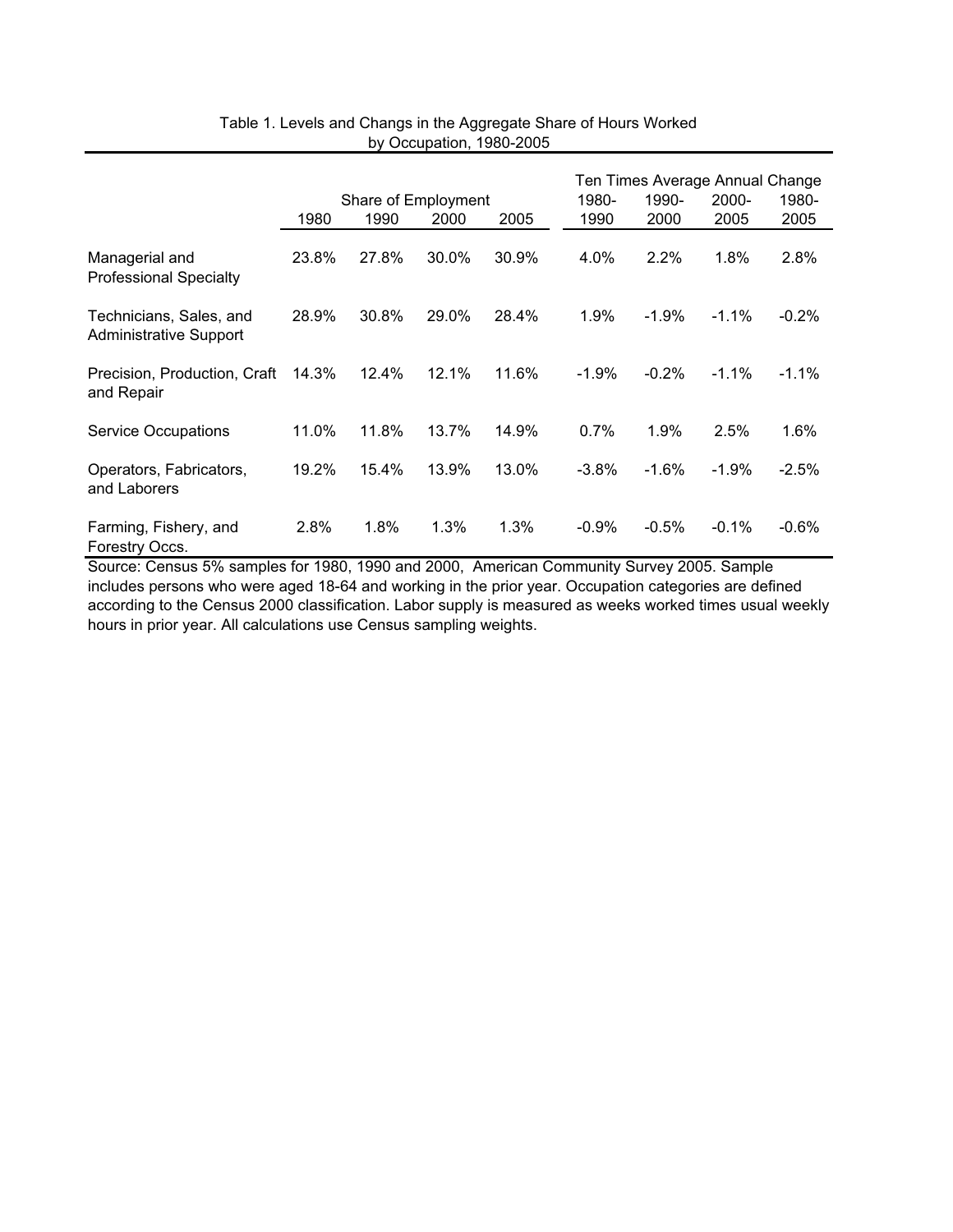Table 1. Levels and Changs in the Aggregate Share of Hours Worked by Occupation, 1980-2005

| | Share of Employment | | | | Ten Times Average Annual Change | | | |
|---|---|---|---|---|---|---|---|---|
| | 1980 | 1990 | 2000 | 2005 | 1980-1990 | 1990-2000 | 2000-2005 | 1980-2005 |
| Managerial and Professional Specialty | 23.8% | 27.8% | 30.0% | 30.9% | 4.0% | 2.2% | 1.8% | 2.8% |
| Technicians, Sales, and Administrative Support | 28.9% | 30.8% | 29.0% | 28.4% | 1.9% | -1.9% | -1.1% | -0.2% |
| Precision, Production, Craft and Repair | 14.3% | 12.4% | 12.1% | 11.6% | -1.9% | -0.2% | -1.1% | -1.1% |
| Service Occupations | 11.0% | 11.8% | 13.7% | 14.9% | 0.7% | 1.9% | 2.5% | 1.6% |
| Operators, Fabricators, and Laborers | 19.2% | 15.4% | 13.9% | 13.0% | -3.8% | -1.6% | -1.9% | -2.5% |
| Farming, Fishery, and Forestry Occs. | 2.8% | 1.8% | 1.3% | 1.3% | -0.9% | -0.5% | -0.1% | -0.6% |

Source: Census 5% samples for 1980, 1990 and 2000, American Community Survey 2005. Sample includes persons who were aged 18-64 and working in the prior year. Occupation categories are defined according to the Census 2000 classification. Labor supply is measured as weeks worked times usual weekly hours in prior year. All calculations use Census sampling weights.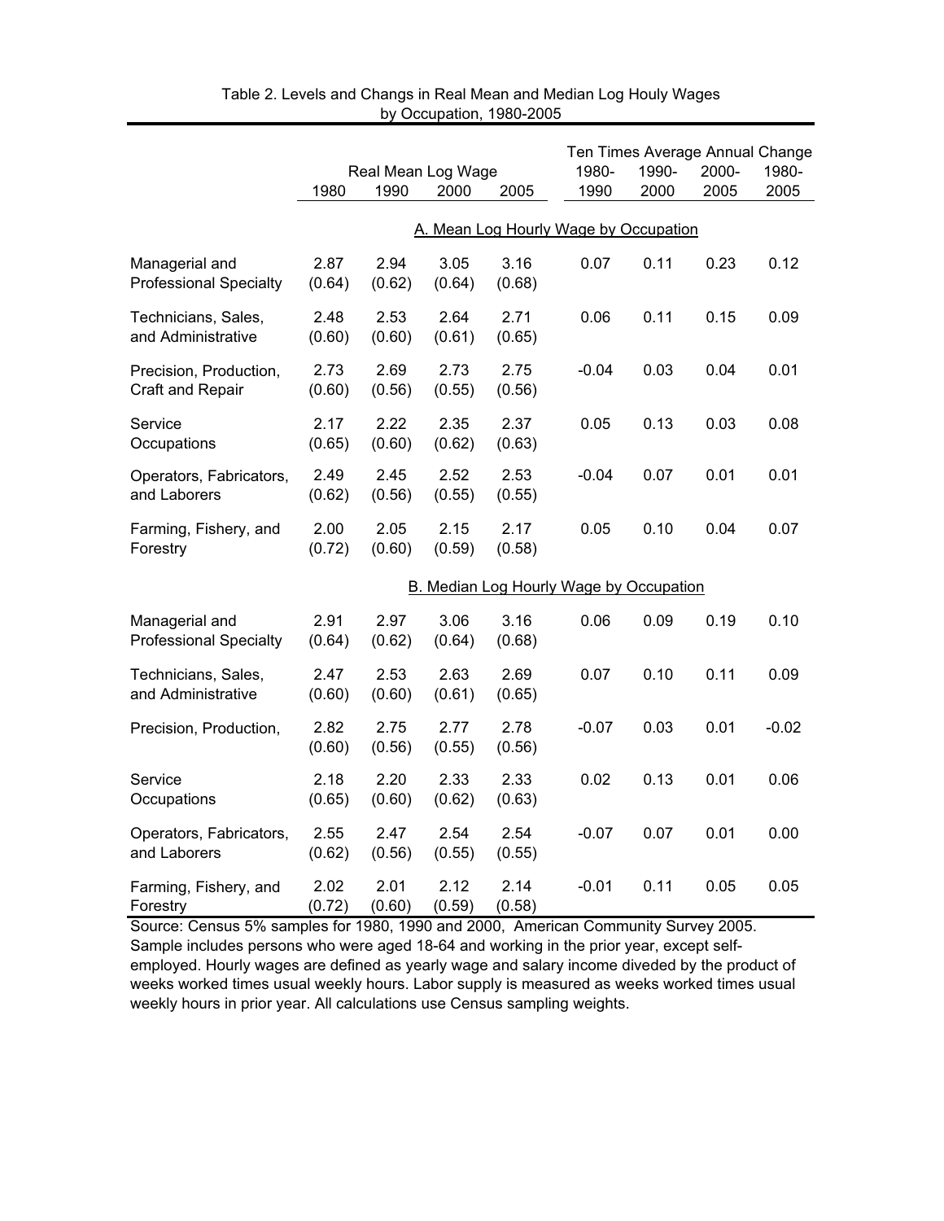Table 2. Levels and Changs in Real Mean and Median Log Houly Wages by Occupation, 1980-2005

| | Real Mean Log Wage | | | | Ten Times Average Annual Change | | | |
|---|---|---|---|---|---|---|---|---|
| | 1980 | 1990 | 2000 | 2005 | 1980-1990 | 1990-2000 | 2000-2005 | 1980-2005 |
| **A. Mean Log Hourly Wage by Occupation** | | | | | | | | |
| Managerial and Professional Specialty | 2.87 (0.64) | 2.94 (0.62) | 3.05 (0.64) | 3.16 (0.68) | 0.07 | 0.11 | 0.23 | 0.12 |
| Technicians, Sales, and Administrative | 2.48 (0.60) | 2.53 (0.60) | 2.64 (0.61) | 2.71 (0.65) | 0.06 | 0.11 | 0.15 | 0.09 |
| Precision, Production, Craft and Repair | 2.73 (0.60) | 2.69 (0.56) | 2.73 (0.55) | 2.75 (0.56) | -0.04 | 0.03 | 0.04 | 0.01 |
| Service Occupations | 2.17 (0.65) | 2.22 (0.60) | 2.35 (0.62) | 2.37 (0.63) | 0.05 | 0.13 | 0.03 | 0.08 |
| Operators, Fabricators, and Laborers | 2.49 (0.62) | 2.45 (0.56) | 2.52 (0.55) | 2.53 (0.55) | -0.04 | 0.07 | 0.01 | 0.01 |
| Farming, Fishery, and Forestry | 2.00 (0.72) | 2.05 (0.60) | 2.15 (0.59) | 2.17 (0.58) | 0.05 | 0.10 | 0.04 | 0.07 |
| **B. Median Log Hourly Wage by Occupation** | | | | | | | | |
| Managerial and Professional Specialty | 2.91 (0.64) | 2.97 (0.62) | 3.06 (0.64) | 3.16 (0.68) | 0.06 | 0.09 | 0.19 | 0.10 |
| Technicians, Sales, and Administrative | 2.47 (0.60) | 2.53 (0.60) | 2.63 (0.61) | 2.69 (0.65) | 0.07 | 0.10 | 0.11 | 0.09 |
| Precision, Production, | 2.82 (0.60) | 2.75 (0.56) | 2.77 (0.55) | 2.78 (0.56) | -0.07 | 0.03 | 0.01 | -0.02 |
| Service Occupations | 2.18 (0.65) | 2.20 (0.60) | 2.33 (0.62) | 2.33 (0.63) | 0.02 | 0.13 | 0.01 | 0.06 |
| Operators, Fabricators, and Laborers | 2.55 (0.62) | 2.47 (0.56) | 2.54 (0.55) | 2.54 (0.55) | -0.07 | 0.07 | 0.01 | 0.00 |
| Farming, Fishery, and Forestry | 2.02 (0.72) | 2.01 (0.60) | 2.12 (0.59) | 2.14 (0.58) | -0.01 | 0.11 | 0.05 | 0.05 |

Source: Census 5% samples for 1980, 1990 and 2000, American Community Survey 2005. Sample includes persons who were aged 18-64 and working in the prior year, except self-employed. Hourly wages are defined as yearly wage and salary income diveded by the product of weeks worked times usual weekly hours. Labor supply is measured as weeks worked times usual weekly hours in prior year. All calculations use Census sampling weights.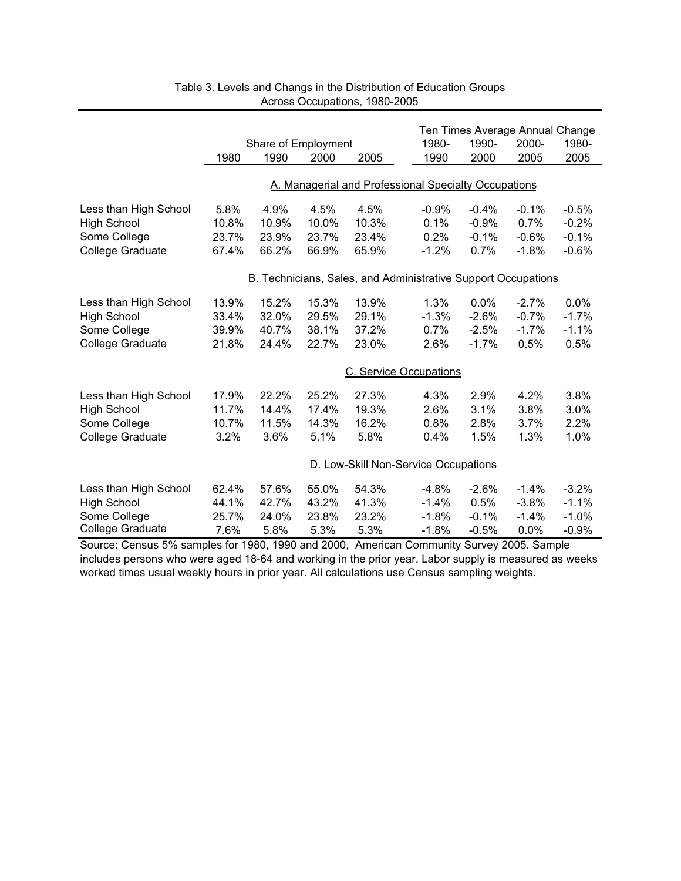Table 3. Levels and Changs in the Distribution of Education Groups Across Occupations, 1980-2005

| | Share of Employment | | | | Ten Times Average Annual Change | | | |
|---|---|---|---|---|---|---|---|---|
| | 1980 | 1990 | 2000 | 2005 | 1980-1990 | 1990-2000 | 2000-2005 | 1980-2005 |
| **A. Managerial and Professional Specialty Occupations** | | | | | | | | |
| Less than High School | 5.8% | 4.9% | 4.5% | 4.5% | -0.9% | -0.4% | -0.1% | -0.5% |
| High School | 10.8% | 10.9% | 10.0% | 10.3% | 0.1% | -0.9% | 0.7% | -0.2% |
| Some College | 23.7% | 23.9% | 23.7% | 23.4% | 0.2% | -0.1% | -0.6% | -0.1% |
| College Graduate | 67.4% | 66.2% | 66.9% | 65.9% | -1.2% | 0.7% | -1.8% | -0.6% |
| **B. Technicians, Sales, and Administrative Support Occupations** | | | | | | | | |
| Less than High School | 13.9% | 15.2% | 15.3% | 13.9% | 1.3% | 0.0% | -2.7% | 0.0% |
| High School | 33.4% | 32.0% | 29.5% | 29.1% | -1.3% | -2.6% | -0.7% | -1.7% |
| Some College | 39.9% | 40.7% | 38.1% | 37.2% | 0.7% | -2.5% | -1.7% | -1.1% |
| College Graduate | 21.8% | 24.4% | 22.7% | 23.0% | 2.6% | -1.7% | 0.5% | 0.5% |
| **C. Service Occupations** | | | | | | | | |
| Less than High School | 17.9% | 22.2% | 25.2% | 27.3% | 4.3% | 2.9% | 4.2% | 3.8% |
| High School | 11.7% | 14.4% | 17.4% | 19.3% | 2.6% | 3.1% | 3.8% | 3.0% |
| Some College | 10.7% | 11.5% | 14.3% | 16.2% | 0.8% | 2.8% | 3.7% | 2.2% |
| College Graduate | 3.2% | 3.6% | 5.1% | 5.8% | 0.4% | 1.5% | 1.3% | 1.0% |
| **D. Low-Skill Non-Service Occupations** | | | | | | | | |
| Less than High School | 62.4% | 57.6% | 55.0% | 54.3% | -4.8% | -2.6% | -1.4% | -3.2% |
| High School | 44.1% | 42.7% | 43.2% | 41.3% | -1.4% | 0.5% | -3.8% | -1.1% |
| Some College | 25.7% | 24.0% | 23.8% | 23.2% | -1.8% | -0.1% | -1.4% | -1.0% |
| College Graduate | 7.6% | 5.8% | 5.3% | 5.3% | -1.8% | -0.5% | 0.0% | -0.9% |

Source: Census 5% samples for 1980, 1990 and 2000, American Community Survey 2005. Sample includes persons who were aged 18-64 and working in the prior year. Labor supply is measured as weeks worked times usual weekly hours in prior year. All calculations use Census sampling weights.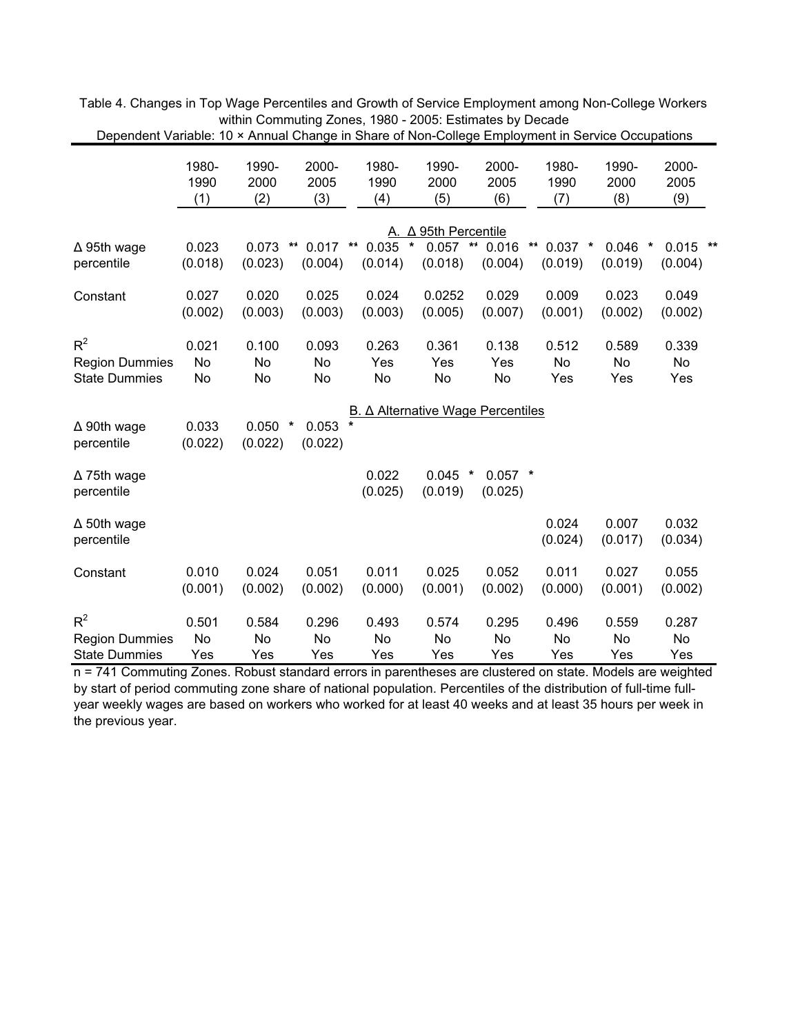Table 4. Changes in Top Wage Percentiles and Growth of Service Employment among Non-College Workers within Commuting Zones, 1980 - 2005: Estimates by Decade

Dependent Variable: 10 × Annual Change in Share of Non-College Employment in Service Occupations

| | 1980-1990 (1) | 1990-2000 (2) | 2000-2005 (3) | 1980-1990 (4) | 1990-2000 (5) | 2000-2005 (6) | 1980-1990 (7) | 1990-2000 (8) | 2000-2005 (9) |
|---|---|---|---|---|---|---|---|---|---|
| | | | | A. Δ 95th Percentile | | | | | |
| Δ 95th wage percentile | 0.023 | 0.073 ** | 0.017 ** | 0.035 * | 0.057 ** | 0.016 ** | 0.037 * | 0.046 * | 0.015 ** |
| | (0.018) | (0.023) | (0.004) | (0.014) | (0.018) | (0.004) | (0.019) | (0.019) | (0.004) |
| Constant | 0.027 | 0.020 | 0.025 | 0.024 | 0.0252 | 0.029 | 0.009 | 0.023 | 0.049 |
| | (0.002) | (0.003) | (0.003) | (0.003) | (0.005) | (0.007) | (0.001) | (0.002) | (0.002) |
| $R^2$ | 0.021 | 0.100 | 0.093 | 0.263 | 0.361 | 0.138 | 0.512 | 0.589 | 0.339 |
| Region Dummies | No | No | No | Yes | Yes | Yes | No | No | No |
| State Dummies | No | No | No | No | No | No | Yes | Yes | Yes |
| | | | | B. Δ Alternative Wage Percentiles | | | | | |
| Δ 90th wage percentile | 0.033 | 0.050 * | 0.053 * | | | | | | |
| | (0.022) | (0.022) | (0.022) | | | | | | |
| Δ 75th wage percentile | | | | 0.022 | 0.045 * | 0.057 * | | | |
| | | | | (0.025) | (0.019) | (0.025) | | | |
| Δ 50th wage percentile | | | | | | | 0.024 | 0.007 | 0.032 |
| | | | | | | | (0.024) | (0.017) | (0.034) |
| Constant | 0.010 | 0.024 | 0.051 | 0.011 | 0.025 | 0.052 | 0.011 | 0.027 | 0.055 |
| | (0.001) | (0.002) | (0.002) | (0.000) | (0.001) | (0.002) | (0.000) | (0.001) | (0.002) |
| $R^2$ | 0.501 | 0.584 | 0.296 | 0.493 | 0.574 | 0.295 | 0.496 | 0.559 | 0.287 |
| Region Dummies | No | No | No | No | No | No | No | No | No |
| State Dummies | Yes | Yes | Yes | Yes | Yes | Yes | Yes | Yes | Yes |

n = 741 Commuting Zones. Robust standard errors in parentheses are clustered on state. Models are weighted by start of period commuting zone share of national population. Percentiles of the distribution of full-time full-year weekly wages are based on workers who worked for at least 40 weeks and at least 35 hours per week in the previous year.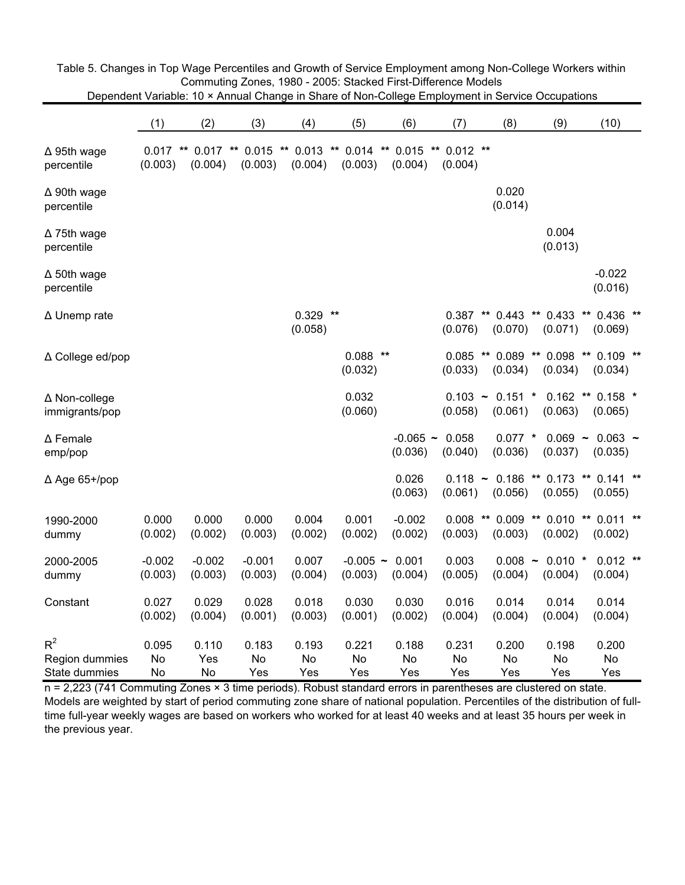Table 5. Changes in Top Wage Percentiles and Growth of Service Employment among Non-College Workers within Commuting Zones, 1980 - 2005: Stacked First-Difference Models

Dependent Variable: 10 × Annual Change in Share of Non-College Employment in Service Occupations

| | (1) | (2) | (3) | (4) | (5) | (6) | (7) | (8) | (9) | (10) |
|---|---|---|---|---|---|---|---|---|---|---|
| Δ 95th wage percentile | 0.017 ** | 0.017 ** | 0.015 ** | 0.013 ** | 0.014 ** | 0.015 ** | 0.012 ** | | | |
| | (0.003) | (0.004) | (0.003) | (0.004) | (0.003) | (0.004) | (0.004) | | | |
| Δ 90th wage percentile | | | | | | | | 0.020 | | |
| | | | | | | | | (0.014) | | |
| Δ 75th wage percentile | | | | | | | | | 0.004 | |
| | | | | | | | | | (0.013) | |
| Δ 50th wage percentile | | | | | | | | | | -0.022 |
| | | | | | | | | | | (0.016) |
| Δ Unemp rate | | | | 0.329 ** | | | 0.387 ** | 0.443 ** | 0.433 ** | 0.436 ** |
| | | | | (0.058) | | | (0.076) | (0.070) | (0.071) | (0.069) |
| Δ College ed/pop | | | | | 0.088 ** | | 0.085 ** | 0.089 ** | 0.098 ** | 0.109 ** |
| | | | | | (0.032) | | (0.033) | (0.034) | (0.034) | (0.034) |
| Δ Non-college immigrants/pop | | | | | 0.032 | | 0.103 ~ | 0.151 * | 0.162 ** | 0.158 * |
| | | | | | (0.060) | | (0.058) | (0.061) | (0.063) | (0.065) |
| Δ Female emp/pop | | | | | | -0.065 ~ | 0.058 | 0.077 * | 0.069 ~ | 0.063 ~ |
| | | | | | | (0.036) | (0.040) | (0.036) | (0.037) | (0.035) |
| Δ Age 65+/pop | | | | | | 0.026 | 0.118 ~ | 0.186 ** | 0.173 ** | 0.141 ** |
| | | | | | | (0.063) | (0.061) | (0.056) | (0.055) | (0.055) |
| 1990-2000 dummy | 0.000 | 0.000 | 0.000 | 0.004 | 0.001 | -0.002 | 0.008 ** | 0.009 ** | 0.010 ** | 0.011 ** |
| | (0.002) | (0.002) | (0.003) | (0.002) | (0.002) | (0.002) | (0.003) | (0.003) | (0.002) | (0.002) |
| 2000-2005 dummy | -0.002 | -0.002 | -0.001 | 0.007 | -0.005 ~ | 0.001 | 0.003 | 0.008 ~ | 0.010 * | 0.012 ** |
| | (0.003) | (0.003) | (0.003) | (0.004) | (0.003) | (0.004) | (0.005) | (0.004) | (0.004) | (0.004) |
| Constant | 0.027 | 0.029 | 0.028 | 0.018 | 0.030 | 0.030 | 0.016 | 0.014 | 0.014 | 0.014 |
| | (0.002) | (0.004) | (0.001) | (0.003) | (0.001) | (0.002) | (0.004) | (0.004) | (0.004) | (0.004) |
| $R^2$ | 0.095 | 0.110 | 0.183 | 0.193 | 0.221 | 0.188 | 0.231 | 0.200 | 0.198 | 0.200 |
| Region dummies | No | Yes | No | No | No | No | No | No | No | No |
| State dummies | No | No | Yes | Yes | Yes | Yes | Yes | Yes | Yes | Yes |

n = 2,223 (741 Commuting Zones × 3 time periods). Robust standard errors in parentheses are clustered on state. Models are weighted by start of period commuting zone share of national population. Percentiles of the distribution of full-time full-year weekly wages are based on workers who worked for at least 40 weeks and at least 35 hours per week in the previous year.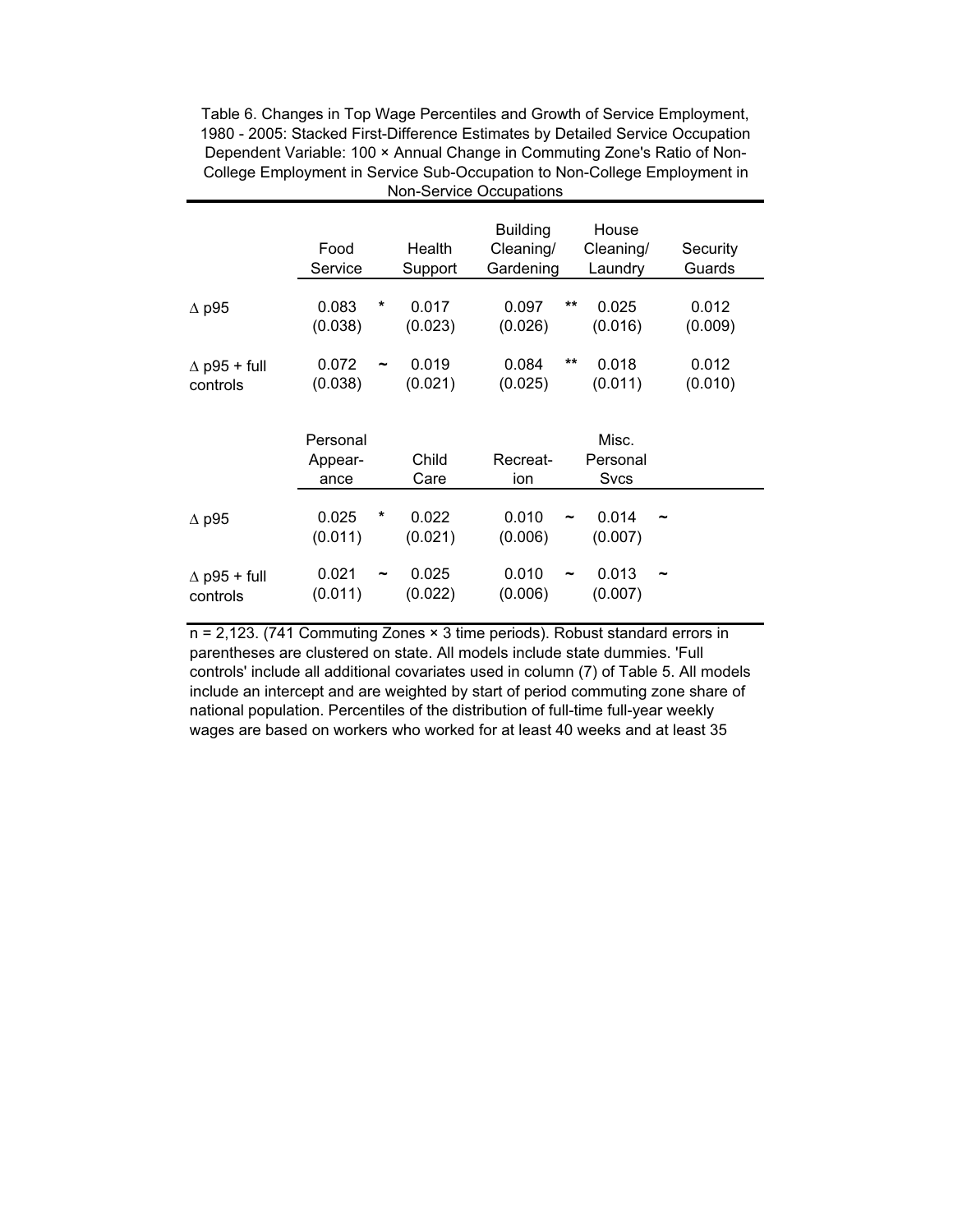Table 6. Changes in Top Wage Percentiles and Growth of Service Employment, 1980 - 2005: Stacked First-Difference Estimates by Detailed Service Occupation
Dependent Variable: 100 × Annual Change in Commuting Zone's Ratio of Non-College Employment in Service Sub-Occupation to Non-College Employment in Non-Service Occupations

| | Food Service | Health Support | Building Cleaning/ Gardening | House Cleaning/ Laundry | Security Guards |
|---|---|---|---|---|---|
| $\Delta$ p95 | 0.083 * | 0.017 | 0.097 ** | 0.025 | 0.012 |
| | (0.038) | (0.023) | (0.026) | (0.016) | (0.009) |
| $\Delta$ p95 + full controls | 0.072 ~ | 0.019 | 0.084 ** | 0.018 | 0.012 |
| | (0.038) | (0.021) | (0.025) | (0.011) | (0.010) |

| | Personal Appear-ance | Child Care | Recreat-ion | Misc. Personal Svcs |
|---|---|---|---|---|
| $\Delta$ p95 | 0.025 * | 0.022 | 0.010 ~ | 0.014 ~ |
| | (0.011) | (0.021) | (0.006) | (0.007) |
| $\Delta$ p95 + full controls | 0.021 ~ | 0.025 | 0.010 ~ | 0.013 ~ |
| | (0.011) | (0.022) | (0.006) | (0.007) |

n = 2,123. (741 Commuting Zones × 3 time periods). Robust standard errors in parentheses are clustered on state. All models include state dummies. 'Full controls' include all additional covariates used in column (7) of Table 5. All models include an intercept and are weighted by start of period commuting zone share of national population. Percentiles of the distribution of full-time full-year weekly wages are based on workers who worked for at least 40 weeks and at least 35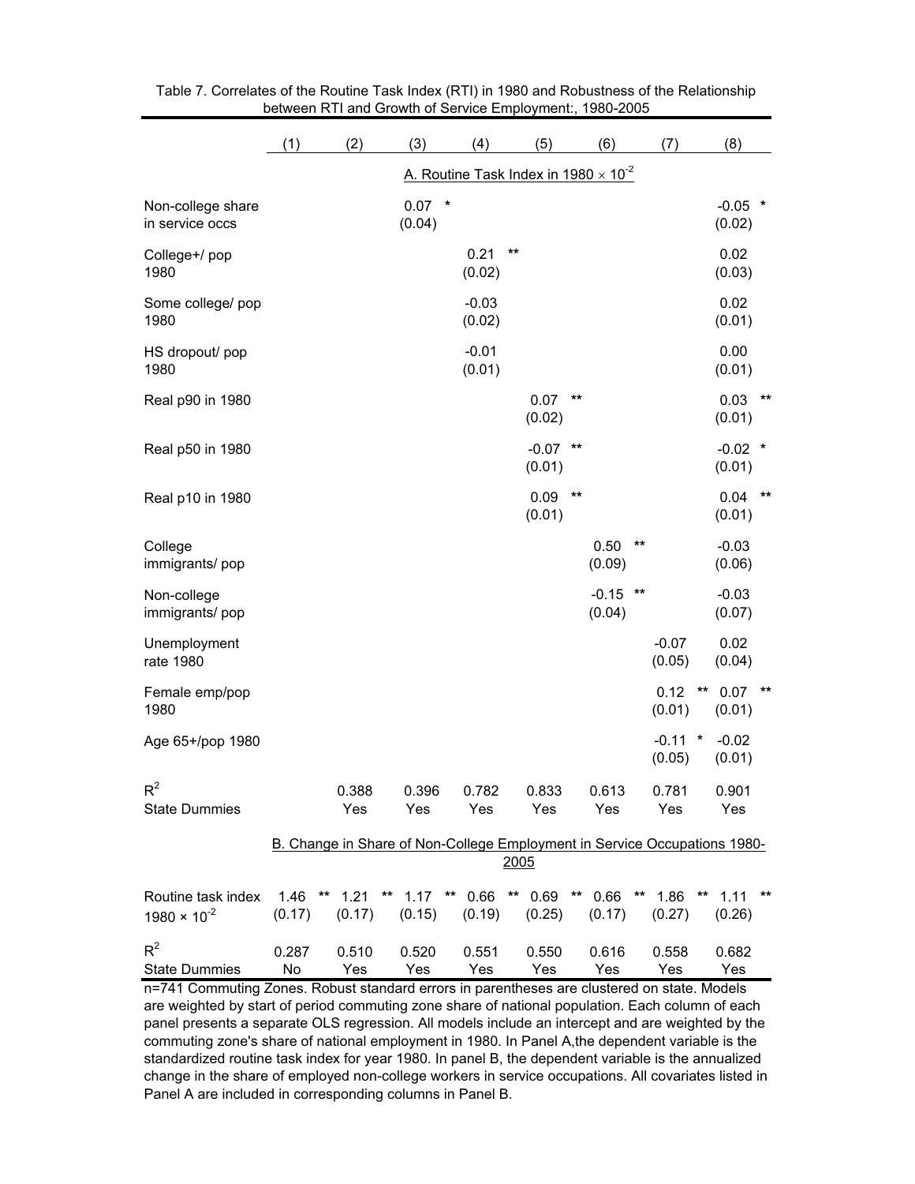Table 7. Correlates of the Routine Task Index (RTI) in 1980 and Robustness of the Relationship between RTI and Growth of Service Employment:, 1980-2005

| | (1) | (2) | (3) | (4) | (5) | (6) | (7) | (8) |
|---|---|---|---|---|---|---|---|---|
| | | | | A. Routine Task Index in 1980 $\times 10^{-2}$ | | | | |
| Non-college share in service occs | | | 0.07 * (0.04) | | | | | -0.05 * (0.02) |
| College+/ pop 1980 | | | | 0.21 ** (0.02) | | | | 0.02 (0.03) |
| Some college/ pop 1980 | | | | -0.03 (0.02) | | | | 0.02 (0.01) |
| HS dropout/ pop 1980 | | | | -0.01 (0.01) | | | | 0.00 (0.01) |
| Real p90 in 1980 | | | | | 0.07 ** (0.02) | | | 0.03 ** (0.01) |
| Real p50 in 1980 | | | | | -0.07 ** (0.01) | | | -0.02 * (0.01) |
| Real p10 in 1980 | | | | | 0.09 ** (0.01) | | | 0.04 ** (0.01) |
| College immigrants/ pop | | | | | | 0.50 ** (0.09) | | -0.03 (0.06) |
| Non-college immigrants/ pop | | | | | | -0.15 ** (0.04) | | -0.03 (0.07) |
| Unemployment rate 1980 | | | | | | | -0.07 (0.05) | 0.02 (0.04) |
| Female emp/pop 1980 | | | | | | | 0.12 ** (0.01) | 0.07 ** (0.01) |
| Age 65+/pop 1980 | | | | | | | -0.11 * (0.05) | -0.02 (0.01) |
| $R^2$ | | 0.388 | 0.396 | 0.782 | 0.833 | 0.613 | 0.781 | 0.901 |
| State Dummies | | Yes | Yes | Yes | Yes | Yes | Yes | Yes |
| | B. Change in Share of Non-College Employment in Service Occupations 1980-2005 | | | | | | | |
| Routine task index 1980 $\times 10^{-2}$ | 1.46 ** (0.17) | 1.21 ** (0.17) | 1.17 ** (0.15) | 0.66 ** (0.19) | 0.69 ** (0.25) | 0.66 ** (0.17) | 1.86 ** (0.27) | 1.11 ** (0.26) |
| $R^2$ | 0.287 | 0.510 | 0.520 | 0.551 | 0.550 | 0.616 | 0.558 | 0.682 |
| State Dummies | No | Yes | Yes | Yes | Yes | Yes | Yes | Yes |

n=741 Commuting Zones. Robust standard errors in parentheses are clustered on state. Models are weighted by start of period commuting zone share of national population. Each column of each panel presents a separate OLS regression. All models include an intercept and are weighted by the commuting zone's share of national employment in 1980. In Panel A,the dependent variable is the standardized routine task index for year 1980. In panel B, the dependent variable is the annualized change in the share of employed non-college workers in service occupations. All covariates listed in Panel A are included in corresponding columns in Panel B.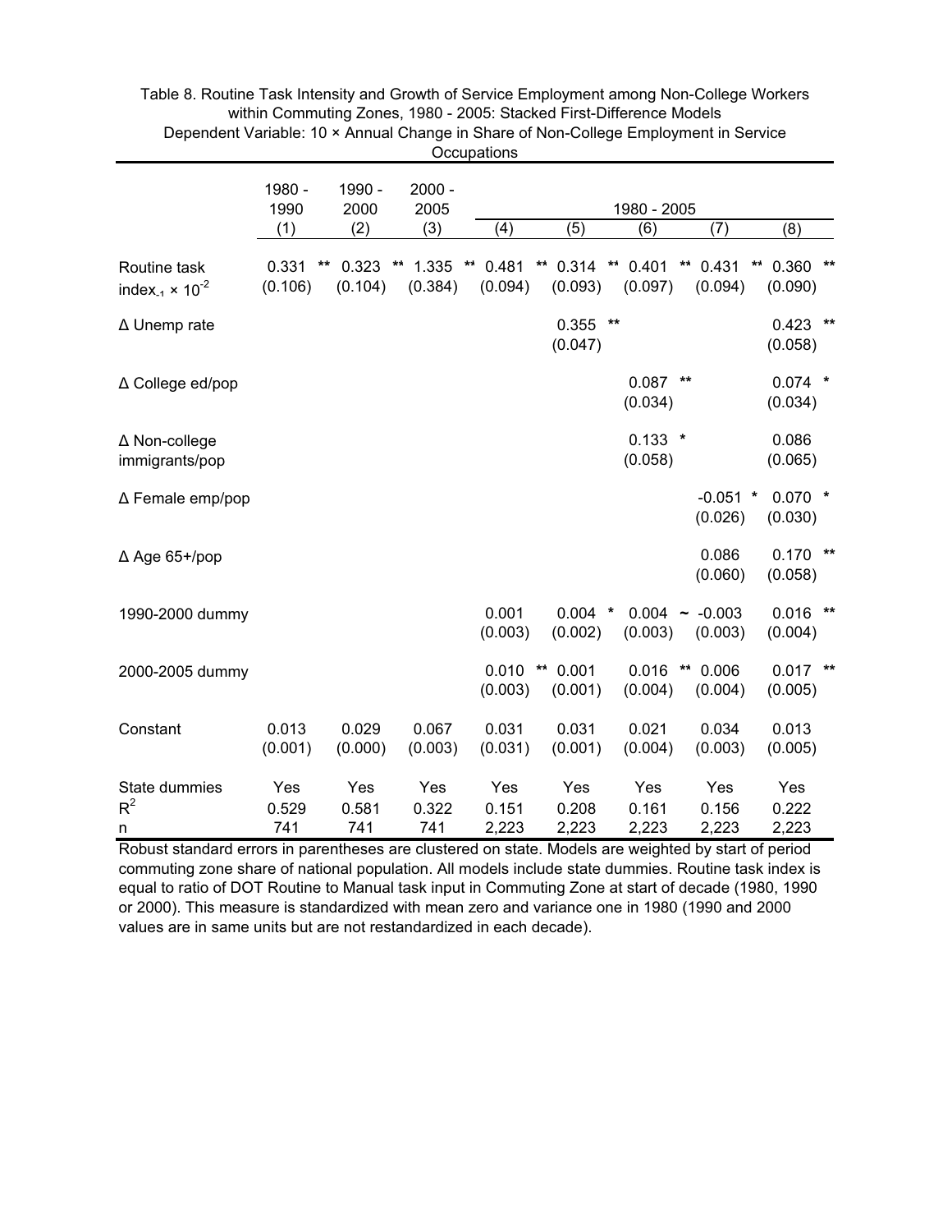Table 8. Routine Task Intensity and Growth of Service Employment among Non-College Workers within Commuting Zones, 1980 - 2005: Stacked First-Difference Models
Dependent Variable: 10 × Annual Change in Share of Non-College Employment in Service Occupations

| | 1980 - 1990 | 1990 - 2000 | 2000 - 2005 | 1980 - 2005 | | | | |
|---|---|---|---|---|---|---|---|---|
| | (1) | (2) | (3) | (4) | (5) | (6) | (7) | (8) |
| Routine task index$_{-1}$ × $10^{-2}$ | 0.331 ** | 0.323 ** | 1.335 ** | 0.481 ** | 0.314 ** | 0.401 ** | 0.431 ** | 0.360 ** |
| | (0.106) | (0.104) | (0.384) | (0.094) | (0.093) | (0.097) | (0.094) | (0.090) |
| Δ Unemp rate | | | | | 0.355 ** | | | 0.423 ** |
| | | | | | (0.047) | | | (0.058) |
| Δ College ed/pop | | | | | | 0.087 ** | | 0.074 * |
| | | | | | | (0.034) | | (0.034) |
| Δ Non-college immigrants/pop | | | | | | 0.133 * | | 0.086 |
| | | | | | | (0.058) | | (0.065) |
| Δ Female emp/pop | | | | | | | -0.051 * | 0.070 * |
| | | | | | | | (0.026) | (0.030) |
| Δ Age 65+/pop | | | | | | | 0.086 | 0.170 ** |
| | | | | | | | (0.060) | (0.058) |
| 1990-2000 dummy | | | | 0.001 | 0.004 * | 0.004 ~ | -0.003 | 0.016 ** |
| | | | | (0.003) | (0.002) | (0.003) | (0.003) | (0.004) |
| 2000-2005 dummy | | | | 0.010 ** | 0.001 | 0.016 ** | 0.006 | 0.017 ** |
| | | | | (0.003) | (0.001) | (0.004) | (0.004) | (0.005) |
| Constant | 0.013 | 0.029 | 0.067 | 0.031 | 0.031 | 0.021 | 0.034 | 0.013 |
| | (0.001) | (0.000) | (0.003) | (0.031) | (0.001) | (0.004) | (0.003) | (0.005) |
| State dummies | Yes | Yes | Yes | Yes | Yes | Yes | Yes | Yes |
| $R^2$ | 0.529 | 0.581 | 0.322 | 0.151 | 0.208 | 0.161 | 0.156 | 0.222 |
| n | 741 | 741 | 741 | 2,223 | 2,223 | 2,223 | 2,223 | 2,223 |

Robust standard errors in parentheses are clustered on state. Models are weighted by start of period commuting zone share of national population. All models include state dummies. Routine task index is equal to ratio of DOT Routine to Manual task input in Commuting Zone at start of decade (1980, 1990 or 2000). This measure is standardized with mean zero and variance one in 1980 (1990 and 2000 values are in same units but are not restandardized in each decade).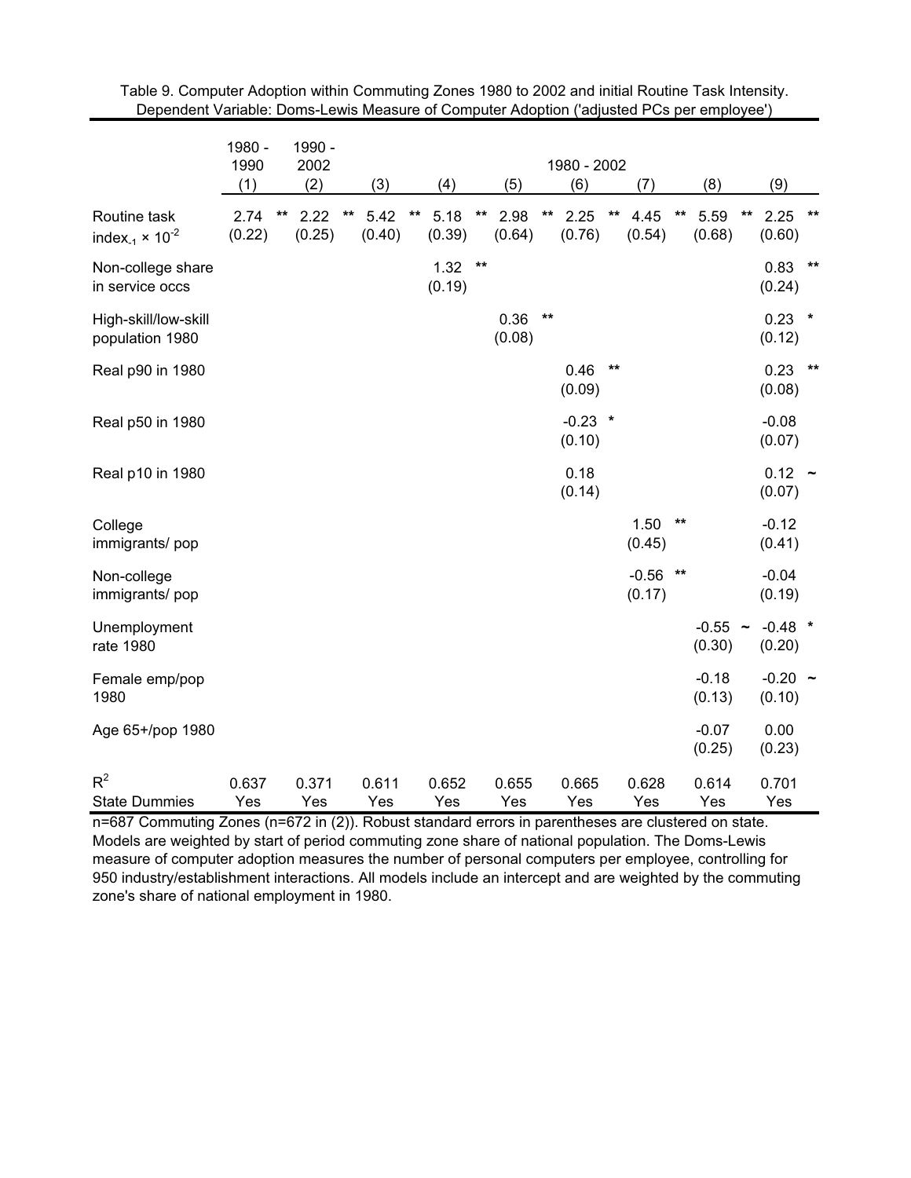Table 9. Computer Adoption within Commuting Zones 1980 to 2002 and initial Routine Task Intensity.
Dependent Variable: Doms-Lewis Measure of Computer Adoption ('adjusted PCs per employee')

| | 1980 - 1990 | 1990 - 2002 | 1980 - 2002 | | | | | | |
|---|---|---|---|---|---|---|---|---|---|
| | (1) | (2) | (3) | (4) | (5) | (6) | (7) | (8) | (9) |
| Routine task index$_{-1}$ × $10^{-2}$ | 2.74 ** | 2.22 ** | 5.42 ** | 5.18 ** | 2.98 ** | 2.25 ** | 4.45 ** | 5.59 ** | 2.25 ** |
| | (0.22) | (0.25) | (0.40) | (0.39) | (0.64) | (0.76) | (0.54) | (0.68) | (0.60) |
| Non-college share in service occs | | | | 1.32 ** | | | | | 0.83 ** |
| | | | | (0.19) | | | | | (0.24) |
| High-skill/low-skill population 1980 | | | | | 0.36 ** | | | | 0.23 * |
| | | | | | (0.08) | | | | (0.12) |
| Real p90 in 1980 | | | | | | 0.46 ** | | | 0.23 ** |
| | | | | | | (0.09) | | | (0.08) |
| Real p50 in 1980 | | | | | | -0.23 * | | | -0.08 |
| | | | | | | (0.10) | | | (0.07) |
| Real p10 in 1980 | | | | | | 0.18 | | | 0.12 ~ |
| | | | | | | (0.14) | | | (0.07) |
| College immigrants/ pop | | | | | | | 1.50 ** | | -0.12 |
| | | | | | | | (0.45) | | (0.41) |
| Non-college immigrants/ pop | | | | | | | -0.56 ** | | -0.04 |
| | | | | | | | (0.17) | | (0.19) |
| Unemployment rate 1980 | | | | | | | | -0.55 ~ | -0.48 * |
| | | | | | | | | (0.30) | (0.20) |
| Female emp/pop 1980 | | | | | | | | -0.18 | -0.20 ~ |
| | | | | | | | | (0.13) | (0.10) |
| Age 65+/pop 1980 | | | | | | | | -0.07 | 0.00 |
| | | | | | | | | (0.25) | (0.23) |
| $R^2$ | 0.637 | 0.371 | 0.611 | 0.652 | 0.655 | 0.665 | 0.628 | 0.614 | 0.701 |
| State Dummies | Yes | Yes | Yes | Yes | Yes | Yes | Yes | Yes | Yes |

n=687 Commuting Zones (n=672 in (2)). Robust standard errors in parentheses are clustered on state. Models are weighted by start of period commuting zone share of national population. The Doms-Lewis measure of computer adoption measures the number of personal computers per employee, controlling for 950 industry/establishment interactions. All models include an intercept and are weighted by the commuting zone's share of national employment in 1980.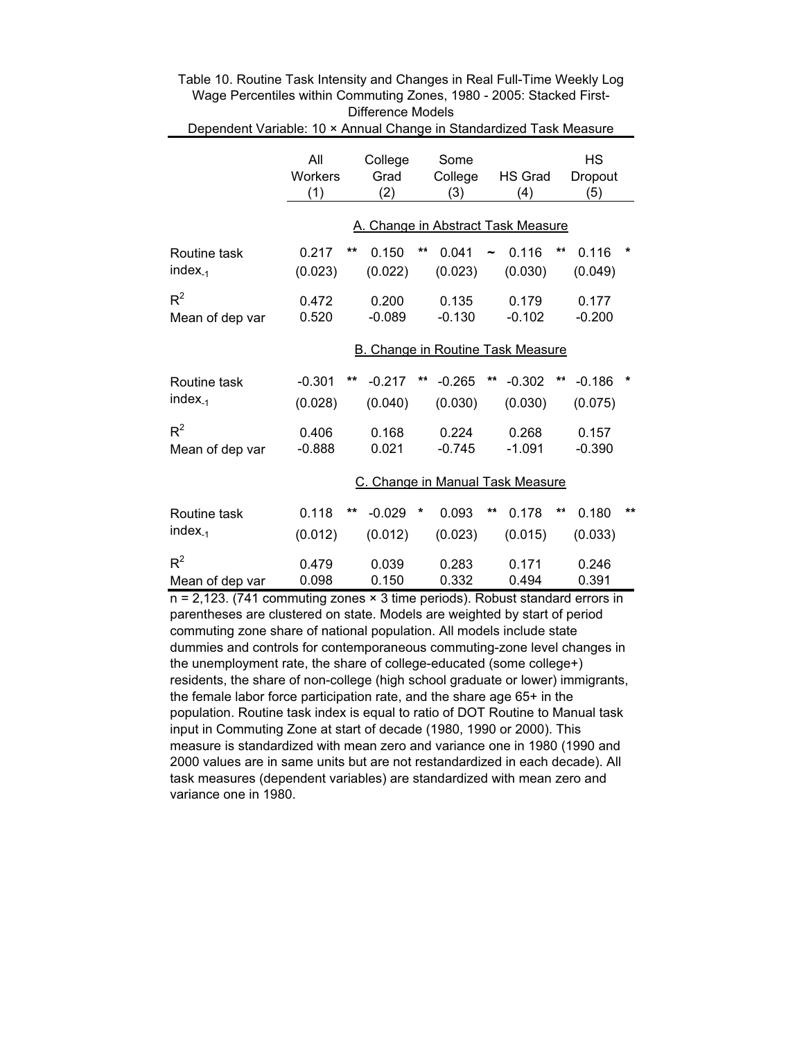Table 10. Routine Task Intensity and Changes in Real Full-Time Weekly Log Wage Percentiles within Commuting Zones, 1980 - 2005: Stacked First-Difference Models

Dependent Variable: 10 × Annual Change in Standardized Task Measure

| | All Workers (1) | College Grad (2) | Some College (3) | HS Grad (4) | HS Dropout (5) |
|---|---|---|---|---|---|
| **A. Change in Abstract Task Measure** | | | | | |
| Routine task index$_{-1}$ | 0.217 ** | 0.150 ** | 0.041 ~ | 0.116 ** | 0.116 * |
| | (0.023) | (0.022) | (0.023) | (0.030) | (0.049) |
| $R^2$ | 0.472 | 0.200 | 0.135 | 0.179 | 0.177 |
| Mean of dep var | 0.520 | -0.089 | -0.130 | -0.102 | -0.200 |
| **B. Change in Routine Task Measure** | | | | | |
| Routine task index$_{-1}$ | -0.301 ** | -0.217 ** | -0.265 ** | -0.302 ** | -0.186 * |
| | (0.028) | (0.040) | (0.030) | (0.030) | (0.075) |
| $R^2$ | 0.406 | 0.168 | 0.224 | 0.268 | 0.157 |
| Mean of dep var | -0.888 | 0.021 | -0.745 | -1.091 | -0.390 |
| **C. Change in Manual Task Measure** | | | | | |
| Routine task index$_{-1}$ | 0.118 ** | -0.029 * | 0.093 ** | 0.178 ** | 0.180 ** |
| | (0.012) | (0.012) | (0.023) | (0.015) | (0.033) |
| $R^2$ | 0.479 | 0.039 | 0.283 | 0.171 | 0.246 |
| Mean of dep var | 0.098 | 0.150 | 0.332 | 0.494 | 0.391 |

n = 2,123. (741 commuting zones × 3 time periods). Robust standard errors in parentheses are clustered on state. Models are weighted by start of period commuting zone share of national population. All models include state dummies and controls for contemporaneous commuting-zone level changes in the unemployment rate, the share of college-educated (some college+) residents, the share of non-college (high school graduate or lower) immigrants, the female labor force participation rate, and the share age 65+ in the population. Routine task index is equal to ratio of DOT Routine to Manual task input in Commuting Zone at start of decade (1980, 1990 or 2000). This measure is standardized with mean zero and variance one in 1980 (1990 and 2000 values are in same units but are not restandardized in each decade). All task measures (dependent variables) are standardized with mean zero and variance one in 1980.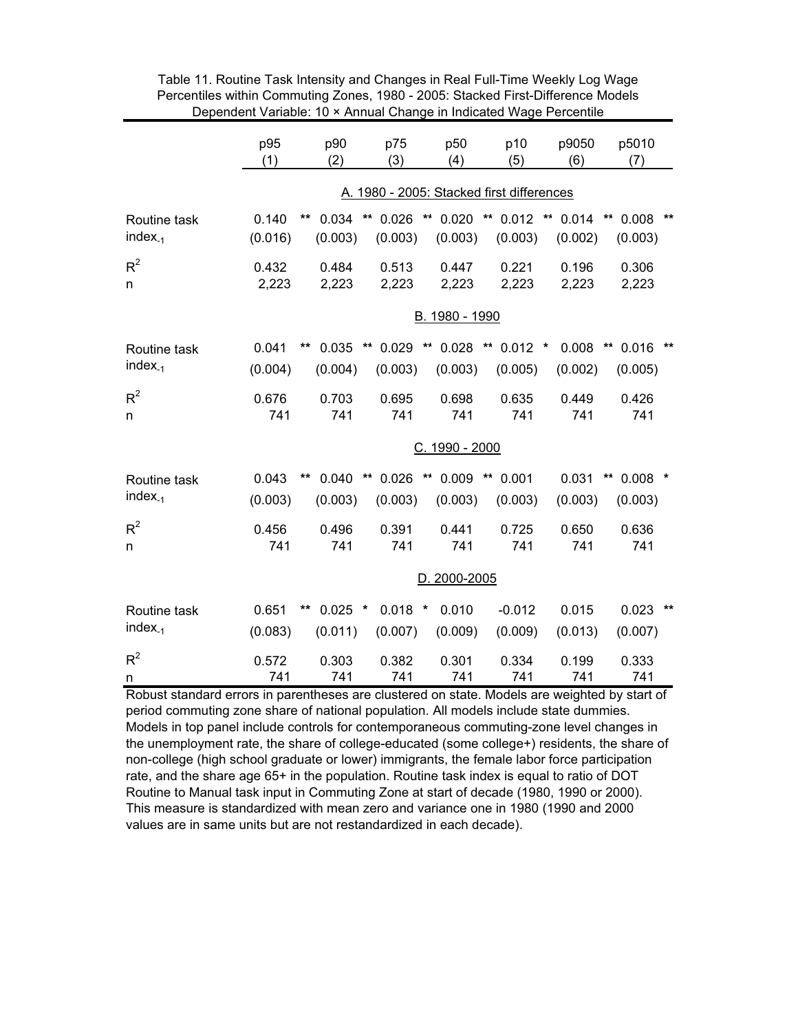Table 11. Routine Task Intensity and Changes in Real Full-Time Weekly Log Wage Percentiles within Commuting Zones, 1980 - 2005: Stacked First-Difference Models
Dependent Variable: 10 × Annual Change in Indicated Wage Percentile

| | p95 (1) | p90 (2) | p75 (3) | p50 (4) | p10 (5) | p9050 (6) | p5010 (7) |
|---|---|---|---|---|---|---|---|
| | **A. 1980 - 2005: Stacked first differences** | | | | | | |
| Routine task $\text{index}_{-1}$ | 0.140 ** | 0.034 ** | 0.026 ** | 0.020 ** | 0.012 ** | 0.014 ** | 0.008 ** |
| | (0.016) | (0.003) | (0.003) | (0.003) | (0.003) | (0.002) | (0.003) |
| $R^2$ | 0.432 | 0.484 | 0.513 | 0.447 | 0.221 | 0.196 | 0.306 |
| n | 2,223 | 2,223 | 2,223 | 2,223 | 2,223 | 2,223 | 2,223 |
| | **B. 1980 - 1990** | | | | | | |
| Routine task $\text{index}_{-1}$ | 0.041 ** | 0.035 ** | 0.029 ** | 0.028 ** | 0.012 * | 0.008 ** | 0.016 ** |
| | (0.004) | (0.004) | (0.003) | (0.003) | (0.005) | (0.002) | (0.005) |
| $R^2$ | 0.676 | 0.703 | 0.695 | 0.698 | 0.635 | 0.449 | 0.426 |
| n | 741 | 741 | 741 | 741 | 741 | 741 | 741 |
| | **C. 1990 - 2000** | | | | | | |
| Routine task $\text{index}_{-1}$ | 0.043 ** | 0.040 ** | 0.026 ** | 0.009 ** | 0.001 | 0.031 ** | 0.008 * |
| | (0.003) | (0.003) | (0.003) | (0.003) | (0.003) | (0.003) | (0.003) |
| $R^2$ | 0.456 | 0.496 | 0.391 | 0.441 | 0.725 | 0.650 | 0.636 |
| n | 741 | 741 | 741 | 741 | 741 | 741 | 741 |
| | **D. 2000-2005** | | | | | | |
| Routine task $\text{index}_{-1}$ | 0.651 ** | 0.025 * | 0.018 * | 0.010 | -0.012 | 0.015 | 0.023 ** |
| | (0.083) | (0.011) | (0.007) | (0.009) | (0.009) | (0.013) | (0.007) |
| $R^2$ | 0.572 | 0.303 | 0.382 | 0.301 | 0.334 | 0.199 | 0.333 |
| n | 741 | 741 | 741 | 741 | 741 | 741 | 741 |

Robust standard errors in parentheses are clustered on state. Models are weighted by start of period commuting zone share of national population. All models include state dummies. Models in top panel include controls for contemporaneous commuting-zone level changes in the unemployment rate, the share of college-educated (some college+) residents, the share of non-college (high school graduate or lower) immigrants, the female labor force participation rate, and the share age 65+ in the population. Routine task index is equal to ratio of DOT Routine to Manual task input in Commuting Zone at start of decade (1980, 1990 or 2000). This measure is standardized with mean zero and variance one in 1980 (1990 and 2000 values are in same units but are not restandardized in each decade).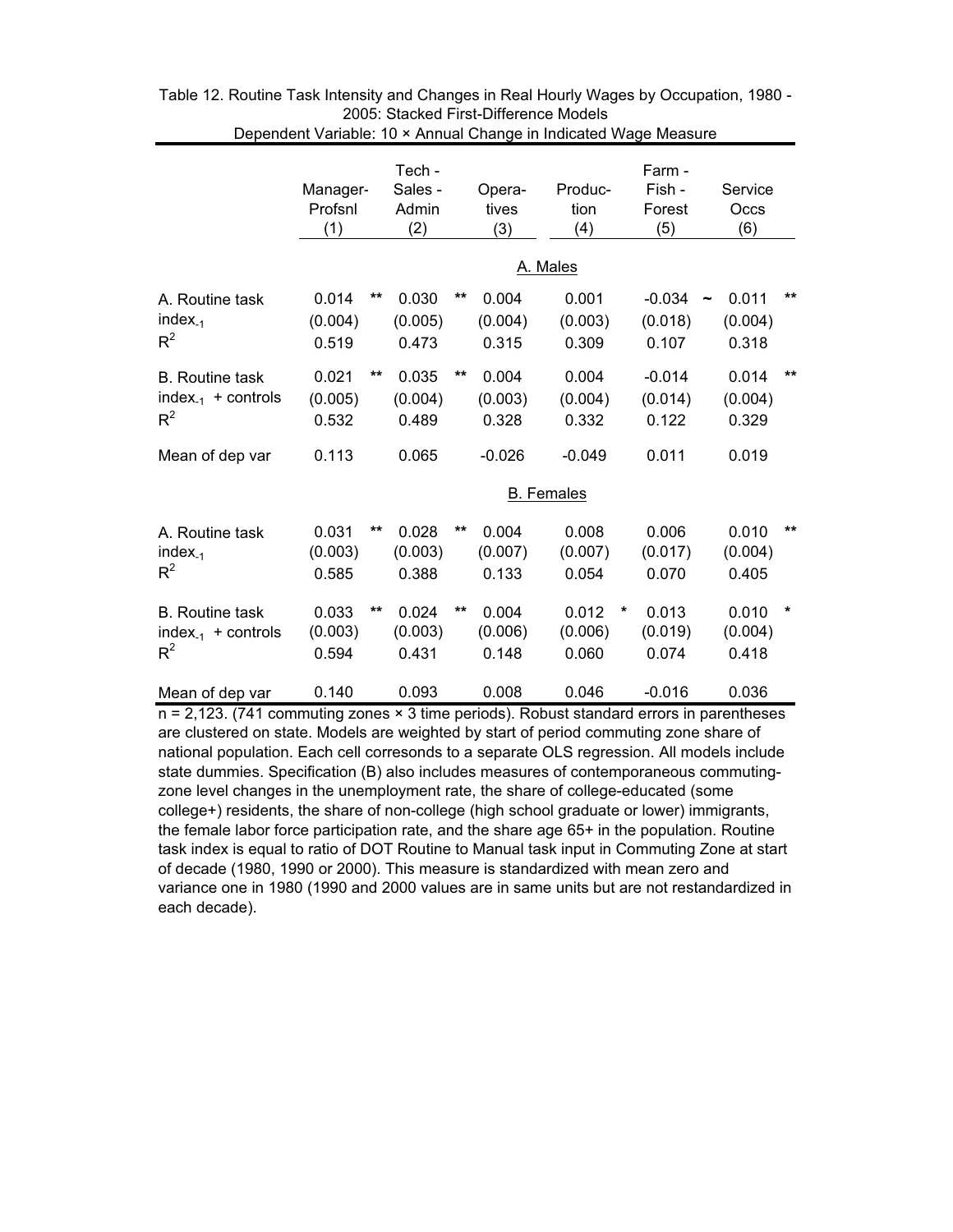Table 12. Routine Task Intensity and Changes in Real Hourly Wages by Occupation, 1980 - 2005: Stacked First-Difference Models

Dependent Variable: 10 × Annual Change in Indicated Wage Measure

| | Manager-Profsnl (1) | Tech - Sales - Admin (2) | Opera-tives (3) | Produc-tion (4) | Farm - Fish - Forest (5) | Service Occs (6) |
|---|---|---|---|---|---|---|
| | | | | **A. Males** | | |
| A. Routine task $\text{index}_{-1}$ | 0.014 ** | 0.030 ** | 0.004 | 0.001 | -0.034 ~ | 0.011 ** |
| | (0.004) | (0.005) | (0.004) | (0.003) | (0.018) | (0.004) |
| $R^2$ | 0.519 | 0.473 | 0.315 | 0.309 | 0.107 | 0.318 |
| B. Routine task $\text{index}_{-1}$ + controls | 0.021 ** | 0.035 ** | 0.004 | 0.004 | -0.014 | 0.014 ** |
| | (0.005) | (0.004) | (0.003) | (0.004) | (0.014) | (0.004) |
| $R^2$ | 0.532 | 0.489 | 0.328 | 0.332 | 0.122 | 0.329 |
| Mean of dep var | 0.113 | 0.065 | -0.026 | -0.049 | 0.011 | 0.019 |
| | | | | **B. Females** | | |
| A. Routine task $\text{index}_{-1}$ | 0.031 ** | 0.028 ** | 0.004 | 0.008 | 0.006 | 0.010 ** |
| | (0.003) | (0.003) | (0.007) | (0.007) | (0.017) | (0.004) |
| $R^2$ | 0.585 | 0.388 | 0.133 | 0.054 | 0.070 | 0.405 |
| B. Routine task $\text{index}_{-1}$ + controls | 0.033 ** | 0.024 ** | 0.004 | 0.012 * | 0.013 | 0.010 * |
| | (0.003) | (0.003) | (0.006) | (0.006) | (0.019) | (0.004) |
| $R^2$ | 0.594 | 0.431 | 0.148 | 0.060 | 0.074 | 0.418 |
| Mean of dep var | 0.140 | 0.093 | 0.008 | 0.046 | -0.016 | 0.036 |

n = 2,123. (741 commuting zones × 3 time periods). Robust standard errors in parentheses are clustered on state. Models are weighted by start of period commuting zone share of national population. Each cell corresonds to a separate OLS regression. All models include state dummies. Specification (B) also includes measures of contemporaneous commuting-zone level changes in the unemployment rate, the share of college-educated (some college+) residents, the share of non-college (high school graduate or lower) immigrants, the female labor force participation rate, and the share age 65+ in the population. Routine task index is equal to ratio of DOT Routine to Manual task input in Commuting Zone at start of decade (1980, 1990 or 2000). This measure is standardized with mean zero and variance one in 1980 (1990 and 2000 values are in same units but are not restandardized in each decade).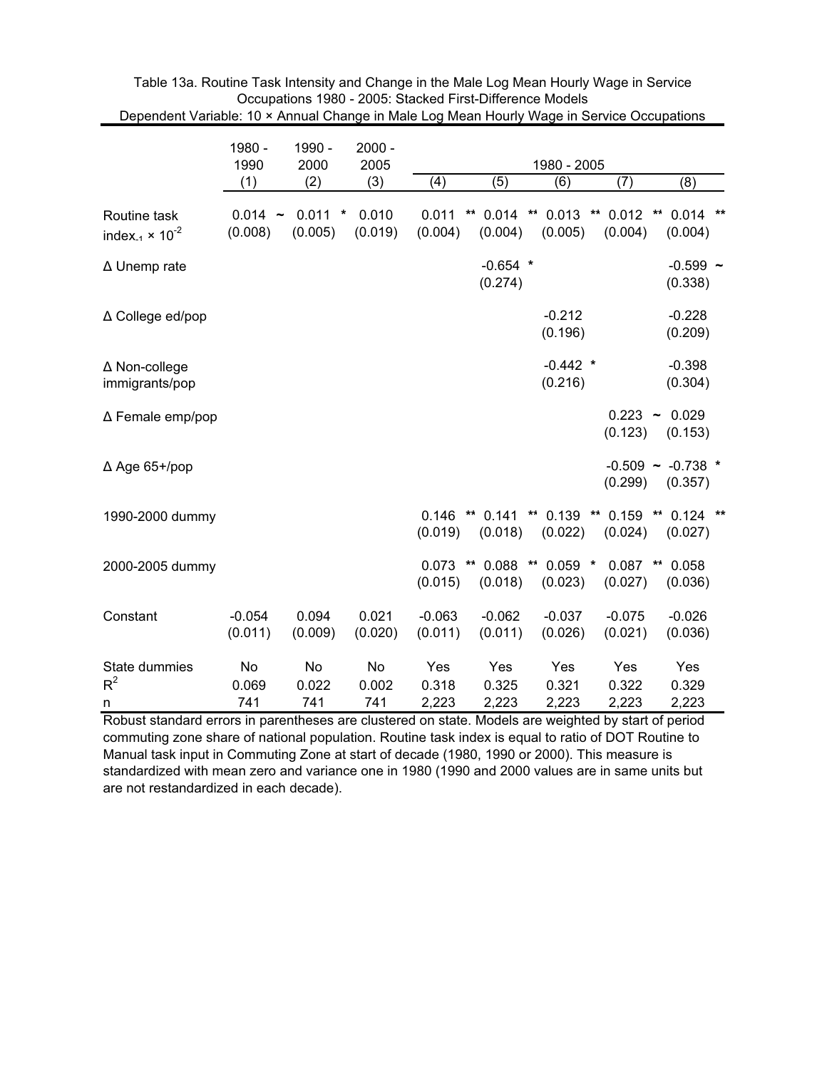Table 13a. Routine Task Intensity and Change in the Male Log Mean Hourly Wage in Service Occupations 1980 - 2005: Stacked First-Difference Models

Dependent Variable: 10 × Annual Change in Male Log Mean Hourly Wage in Service Occupations

| | 1980 - 1990 | 1990 - 2000 | 2000 - 2005 | 1980 - 2005 | | | | |
|---|---|---|---|---|---|---|---|---|
| | (1) | (2) | (3) | (4) | (5) | (6) | (7) | (8) |
| Routine task $\text{index}_{-1} \times 10^{-2}$ | 0.014 ~ | 0.011 * | 0.010 | 0.011 ** | 0.014 ** | 0.013 ** | 0.012 ** | 0.014 ** |
| | (0.008) | (0.005) | (0.019) | (0.004) | (0.004) | (0.005) | (0.004) | (0.004) |
| Δ Unemp rate | | | | | -0.654 * | | | -0.599 ~ |
| | | | | | (0.274) | | | (0.338) |
| Δ College ed/pop | | | | | | -0.212 | | -0.228 |
| | | | | | | (0.196) | | (0.209) |
| Δ Non-college immigrants/pop | | | | | | -0.442 * | | -0.398 |
| | | | | | | (0.216) | | (0.304) |
| Δ Female emp/pop | | | | | | | 0.223 ~ | 0.029 |
| | | | | | | | (0.123) | (0.153) |
| Δ Age 65+/pop | | | | | | | -0.509 ~ | -0.738 * |
| | | | | | | | (0.299) | (0.357) |
| 1990-2000 dummy | | | | 0.146 ** | 0.141 ** | 0.139 ** | 0.159 ** | 0.124 ** |
| | | | | (0.019) | (0.018) | (0.022) | (0.024) | (0.027) |
| 2000-2005 dummy | | | | 0.073 ** | 0.088 ** | 0.059 * | 0.087 ** | 0.058 |
| | | | | (0.015) | (0.018) | (0.023) | (0.027) | (0.036) |
| Constant | -0.054 | 0.094 | 0.021 | -0.063 | -0.062 | -0.037 | -0.075 | -0.026 |
| | (0.011) | (0.009) | (0.020) | (0.011) | (0.011) | (0.026) | (0.021) | (0.036) |
| State dummies | No | No | No | Yes | Yes | Yes | Yes | Yes |
| $R^2$ | 0.069 | 0.022 | 0.002 | 0.318 | 0.325 | 0.321 | 0.322 | 0.329 |
| n | 741 | 741 | 741 | 2,223 | 2,223 | 2,223 | 2,223 | 2,223 |

Robust standard errors in parentheses are clustered on state. Models are weighted by start of period commuting zone share of national population. Routine task index is equal to ratio of DOT Routine to Manual task input in Commuting Zone at start of decade (1980, 1990 or 2000). This measure is standardized with mean zero and variance one in 1980 (1990 and 2000 values are in same units but are not restandardized in each decade).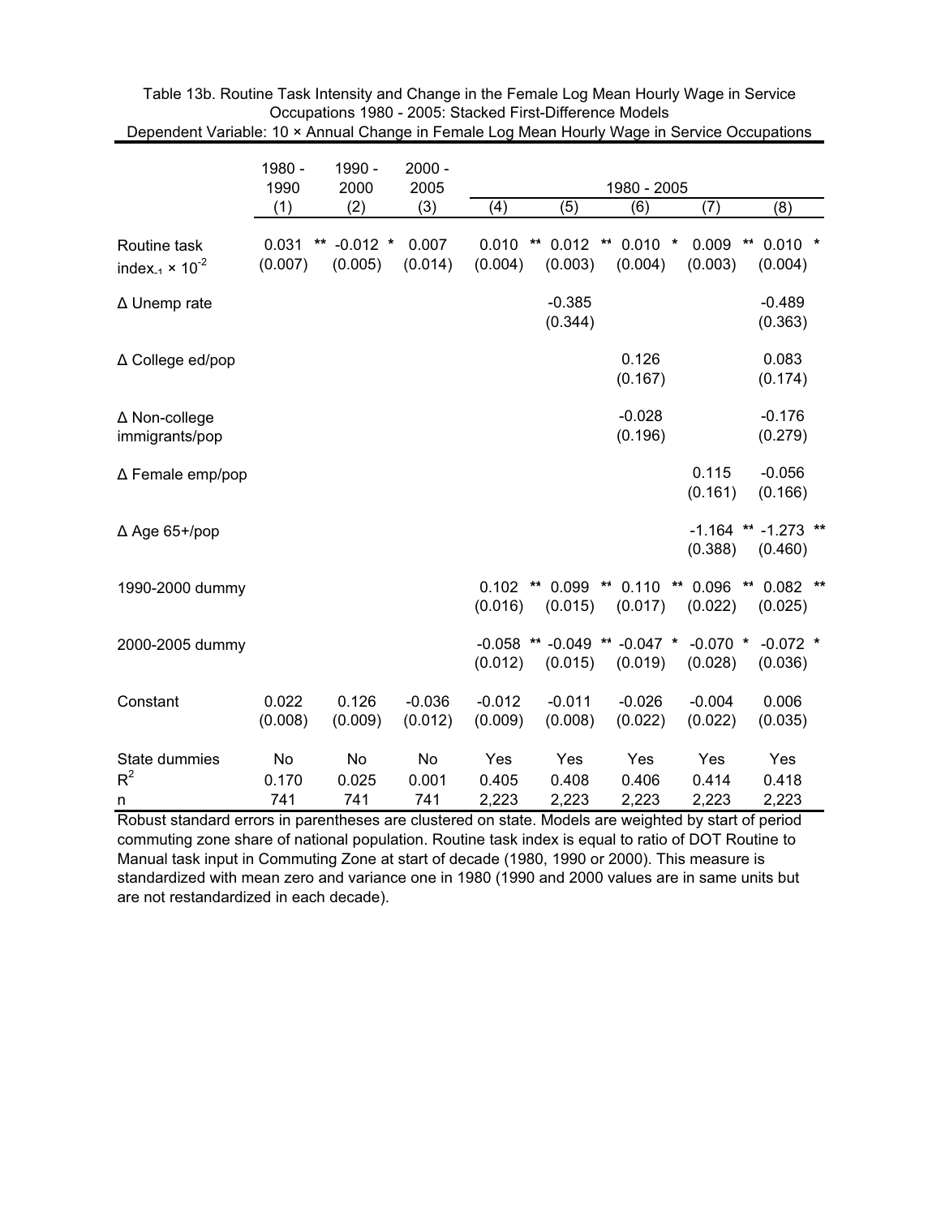Table 13b. Routine Task Intensity and Change in the Female Log Mean Hourly Wage in Service Occupations 1980 - 2005: Stacked First-Difference Models

Dependent Variable: 10 × Annual Change in Female Log Mean Hourly Wage in Service Occupations

| | 1980 - 1990 | 1990 - 2000 | 2000 - 2005 | 1980 - 2005 | | | | |
|---|---|---|---|---|---|---|---|---|
| | (1) | (2) | (3) | (4) | (5) | (6) | (7) | (8) |
| Routine task index$_{-1}$ × $10^{-2}$ | 0.031 ** | -0.012 * | 0.007 | 0.010 ** | 0.012 ** | 0.010 * | 0.009 ** | 0.010 * |
| | (0.007) | (0.005) | (0.014) | (0.004) | (0.003) | (0.004) | (0.003) | (0.004) |
| Δ Unemp rate | | | | | -0.385 | | | -0.489 |
| | | | | | (0.344) | | | (0.363) |
| Δ College ed/pop | | | | | | 0.126 | | 0.083 |
| | | | | | | (0.167) | | (0.174) |
| Δ Non-college immigrants/pop | | | | | | -0.028 | | -0.176 |
| | | | | | | (0.196) | | (0.279) |
| Δ Female emp/pop | | | | | | | 0.115 | -0.056 |
| | | | | | | | (0.161) | (0.166) |
| Δ Age 65+/pop | | | | | | | -1.164 ** | -1.273 ** |
| | | | | | | | (0.388) | (0.460) |
| 1990-2000 dummy | | | | 0.102 ** | 0.099 ** | 0.110 ** | 0.096 ** | 0.082 ** |
| | | | | (0.016) | (0.015) | (0.017) | (0.022) | (0.025) |
| 2000-2005 dummy | | | | -0.058 ** | -0.049 ** | -0.047 * | -0.070 * | -0.072 * |
| | | | | (0.012) | (0.015) | (0.019) | (0.028) | (0.036) |
| Constant | 0.022 | 0.126 | -0.036 | -0.012 | -0.011 | -0.026 | -0.004 | 0.006 |
| | (0.008) | (0.009) | (0.012) | (0.009) | (0.008) | (0.022) | (0.022) | (0.035) |
| State dummies | No | No | No | Yes | Yes | Yes | Yes | Yes |
| $R^2$ | 0.170 | 0.025 | 0.001 | 0.405 | 0.408 | 0.406 | 0.414 | 0.418 |
| n | 741 | 741 | 741 | 2,223 | 2,223 | 2,223 | 2,223 | 2,223 |

Robust standard errors in parentheses are clustered on state. Models are weighted by start of period commuting zone share of national population. Routine task index is equal to ratio of DOT Routine to Manual task input in Commuting Zone at start of decade (1980, 1990 or 2000). This measure is standardized with mean zero and variance one in 1980 (1990 and 2000 values are in same units but are not restandardized in each decade).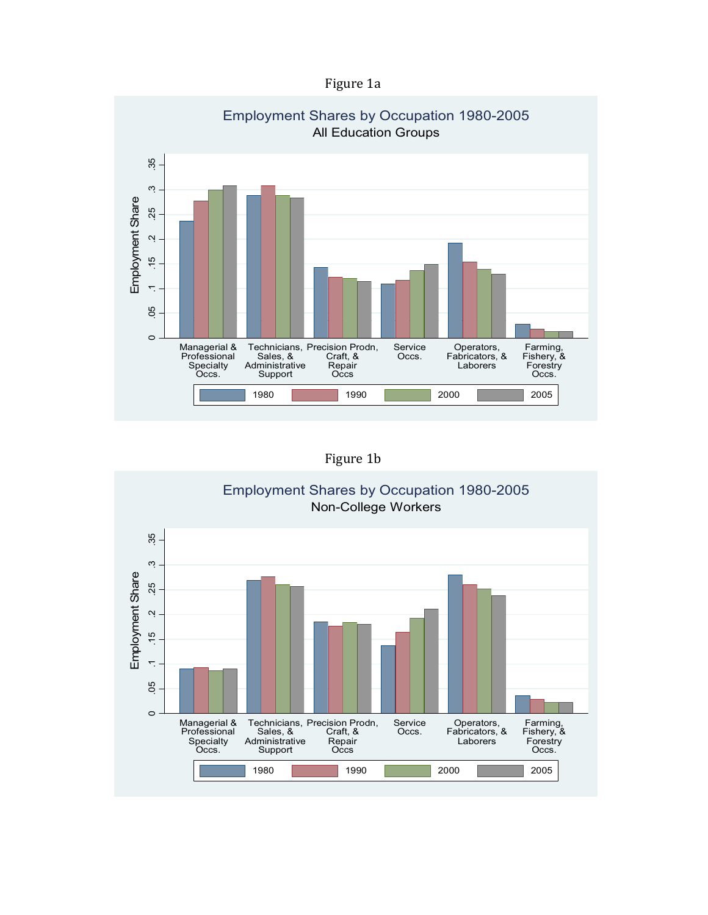Figure 1a

Employment Shares by Occupation 1980-2005

All Education Groups

Figure 1b

Employment Shares by Occupation 1980-2005

Non-College Workers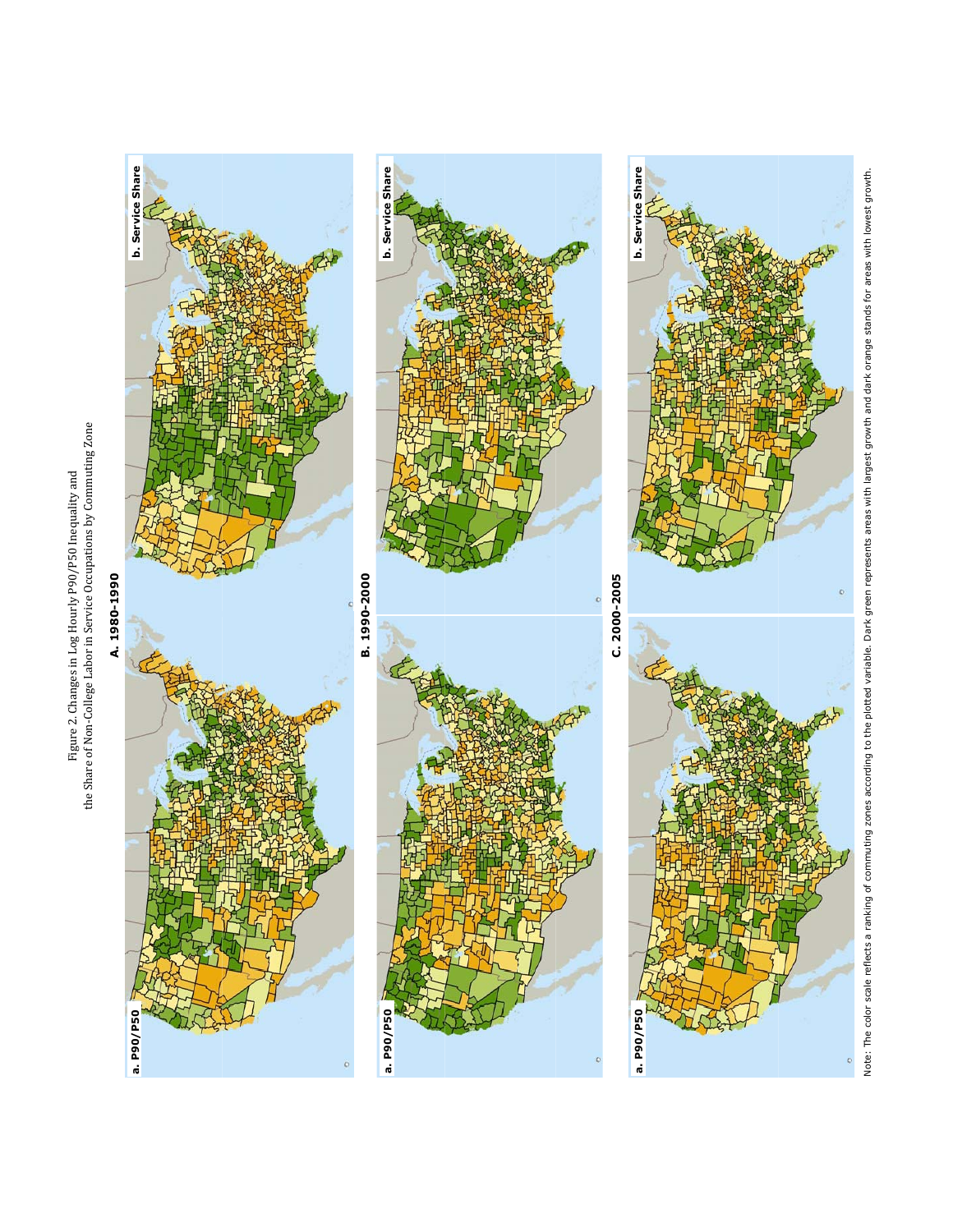Figure 2. Changes in Log Hourly P90/P50 Inequality and the Share of Non-College Labor in Service Occupations by Commuting Zone

A. 1980-1990

a. P90/P50

b. Service Share

B. 1990-2000

a. P90/P50

b. Service Share

C. 2000-2005

a. P90/P50

b. Service Share

Note: The color scale reflects a ranking of commuting zones according to the plotted variable. Dark green represents areas with largest growth and dark orange stands for areas with lowest growth.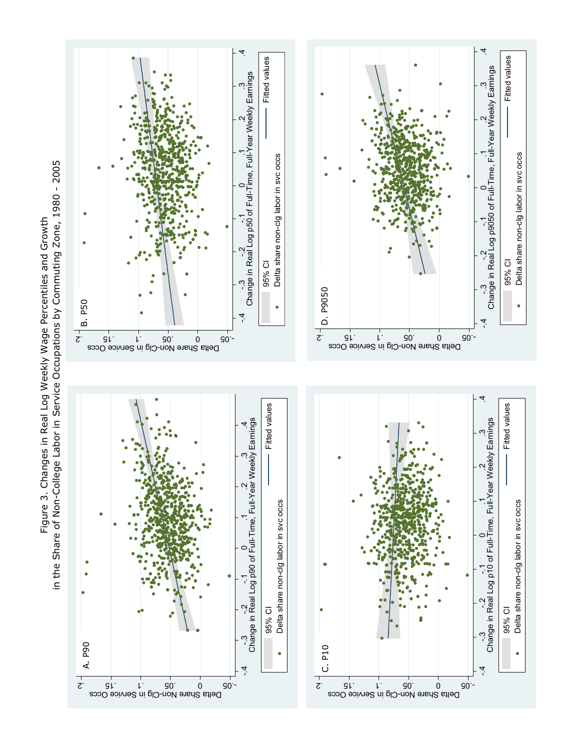Figure 3. Changes in Real Log Weekly Wage Percentiles and Growth in the Share of Non-College Labor in Service Occupations by Commuting Zone, 1980 - 2005

A. P90

Delta Share Non-Clg in Service Occs

Change in Real Log p90 of Full-Time, Full-Year Weekly Earnings

B. P50

Delta Share Non-Clg in Service Occs

Change in Real Log p50 of Full-Time, Full-Year Weekly Earnings

C. P10

Delta Share Non-Clg in Service Occs

Change in Real Log p10 of Full-Time, Full-Year Weekly Earnings

D. P9050

Delta Share Non-Clg in Service Occs

Change in Real Log p9050 of Full-Time, Full-Year Weekly Earnings

Legend: 95% CI; Fitted values; Delta share non-clg labor in svc occs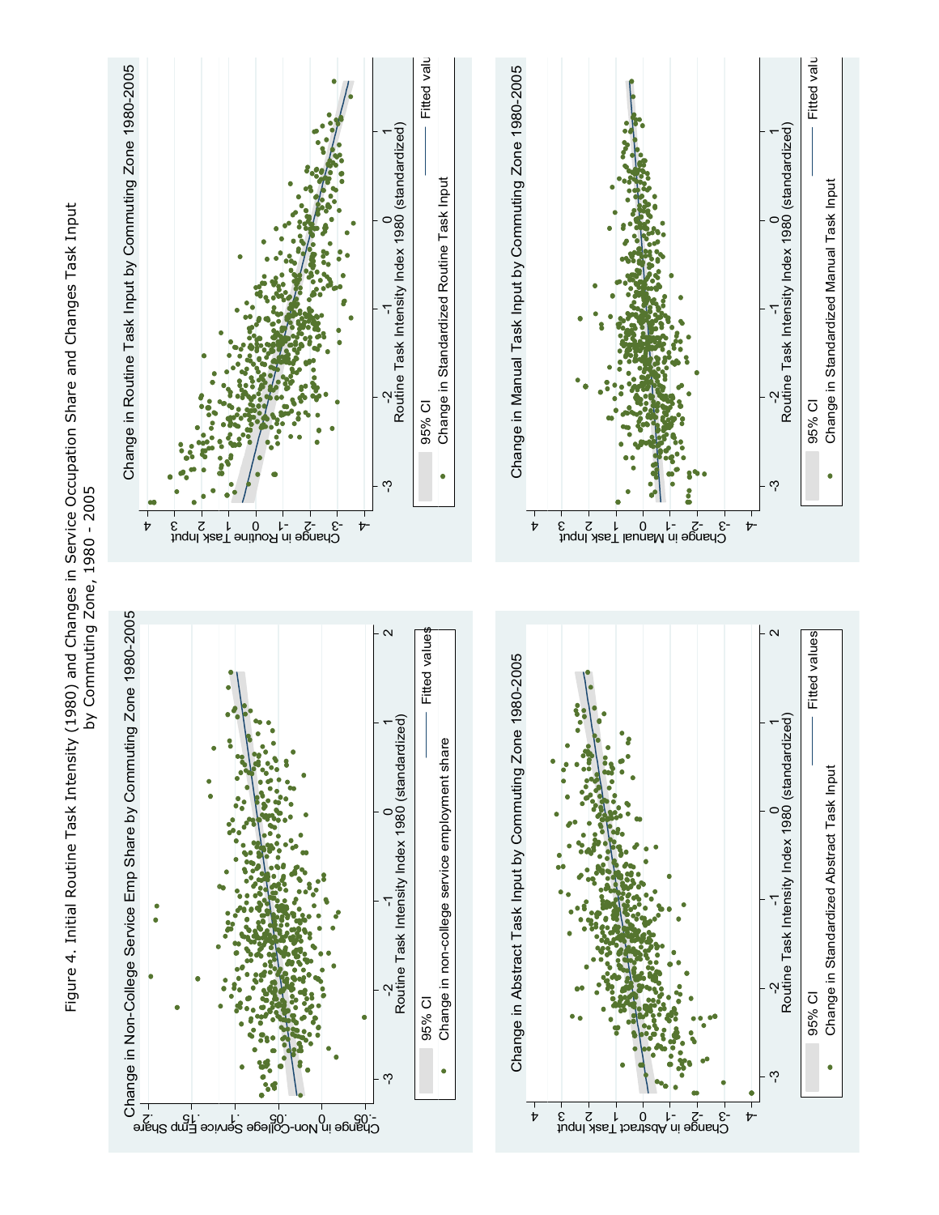Figure 4. Initial Routine Task Intensity (1980) and Changes in Service Occupation Share and Changes Task Input by Commuting Zone, 1980 - 2005

Change in Non-College Service Emp Share by Commuting Zone 1980-2005

Change in Routine Task Input by Commuting Zone 1980-2005

Change in Abstract Task Input by Commuting Zone 1980-2005

Change in Manual Task Input by Commuting Zone 1980-2005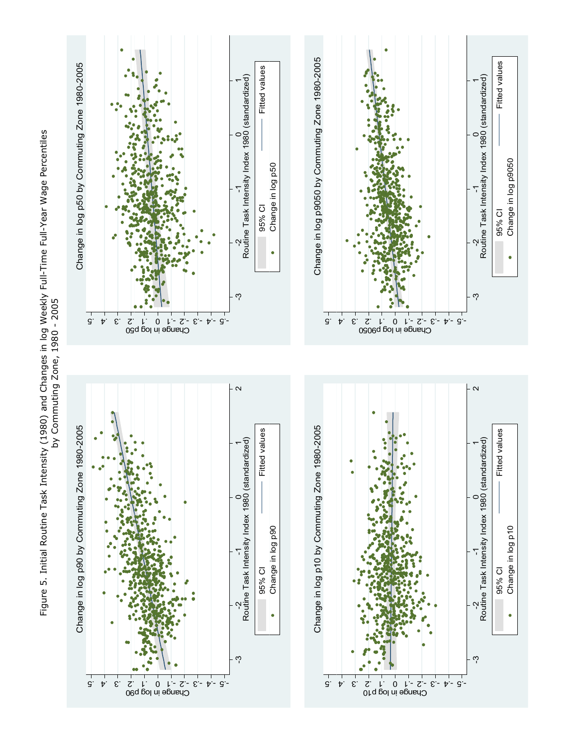Figure 5. Initial Routine Task Intensity (1980) and Changes in log Weekly Full-Time Full-Year Wage Percentiles by Commuting Zone, 1980 - 2005

Change in log p90 by Commuting Zone 1980-2005

Change in log p90

.5 .4 .3 .2 .1 0 -.1 -.2 -.3 -.4 -.5

-3 -2 -1 0 1 2

Routine Task Intensity Index 1980 (standardized)

95% CI
Fitted values
Change in log p90

Change in log p50 by Commuting Zone 1980-2005

Change in log p50

.5 .4 .3 .2 .1 0 -.1 -.2 -.3 -.4 -.5

-3 -2 -1 0 1

Routine Task Intensity Index 1980 (standardized)

95% CI
Fitted values
Change in log p50

Change in log p10 by Commuting Zone 1980-2005

Change in log p10

.5 .4 .3 .2 .1 0 -.1 -.2 -.3 -.4 -.5

-3 -2 -1 0 1 2

Routine Task Intensity Index 1980 (standardized)

95% CI
Fitted values
Change in log p10

Change in log p9050 by Commuting Zone 1980-2005

Change in log p9050

.5 .4 .3 .2 .1 0 -.1 -.2 -.3 -.4 -.5

-3 -2 -1 0 1

Routine Task Intensity Index 1980 (standardized)

95% CI
Fitted values
Change in log p9050